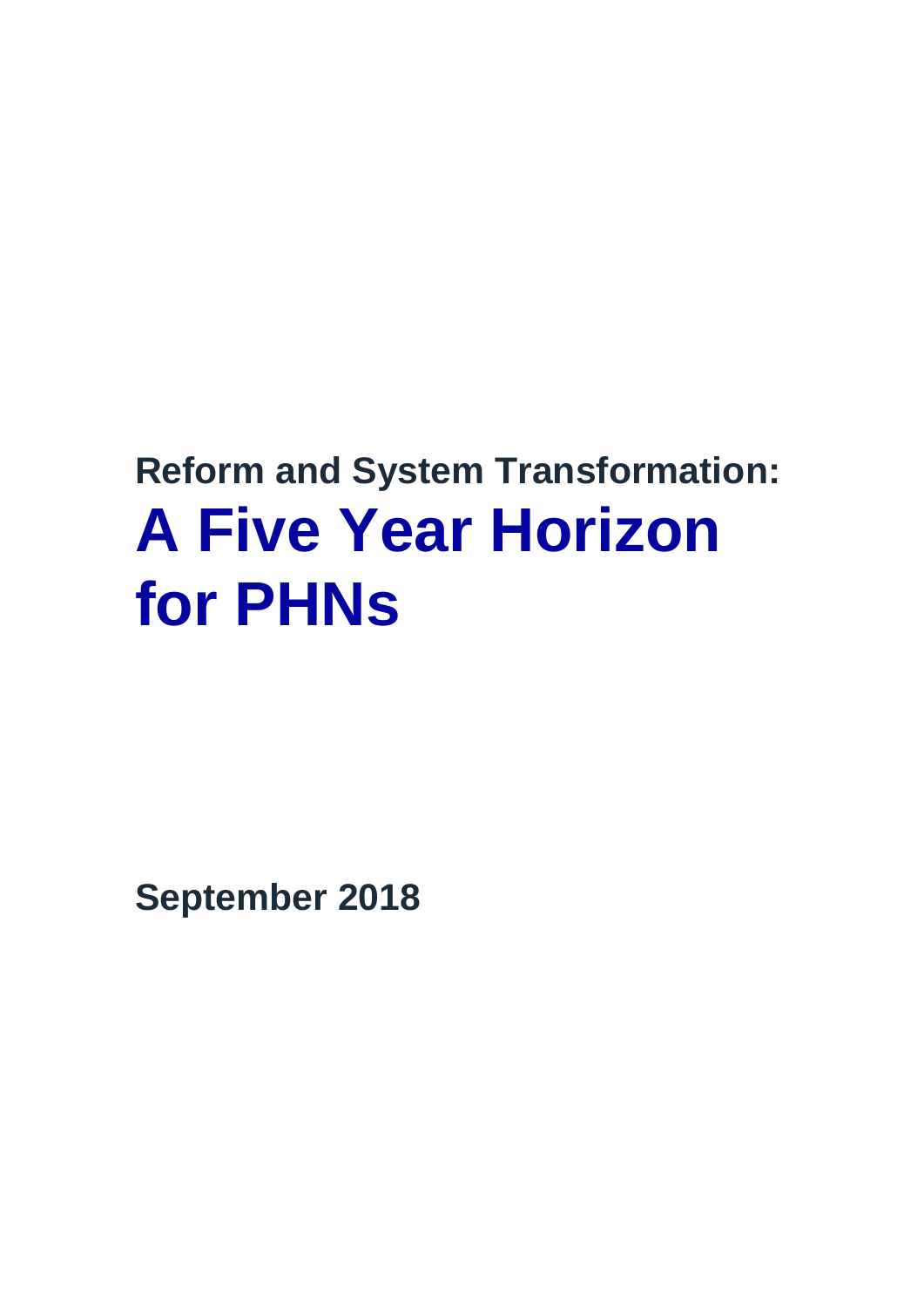## Reform and System Transformation:

# A Five Year Horizon for PHNs

**September 2018**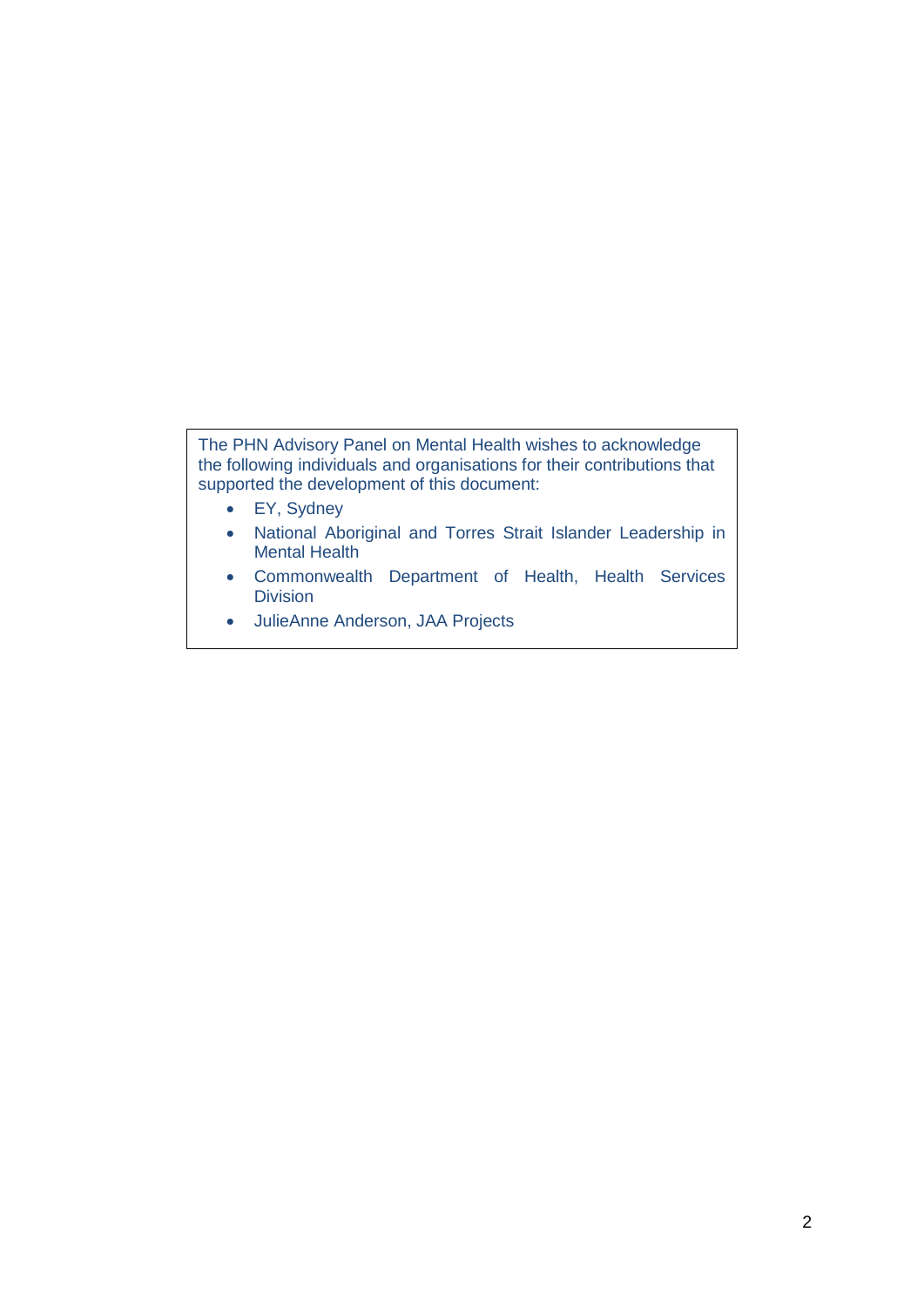The PHN Advisory Panel on Mental Health wishes to acknowledge the following individuals and organisations for their contributions that supported the development of this document:

- EY, Sydney
- National Aboriginal and Torres Strait Islander Leadership in Mental Health
- Commonwealth Department of Health, Health Services Division
- JulieAnne Anderson, JAA Projects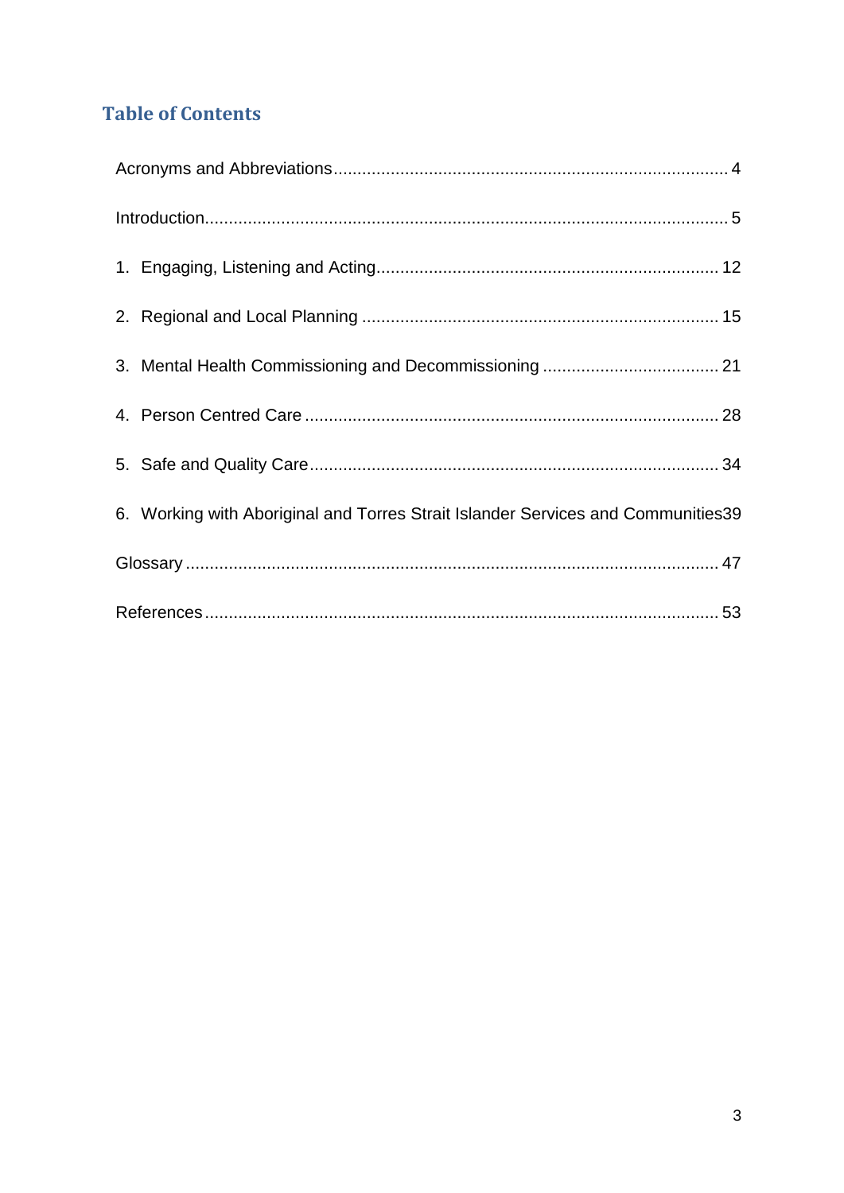## Table of Contents

Acronyms and Abbreviations .......... 4

Introduction .......... 5

1. Engaging, Listening and Acting .......... 12
2. Regional and Local Planning .......... 15
3. Mental Health Commissioning and Decommissioning .......... 21
4. Person Centred Care .......... 28
5. Safe and Quality Care .......... 34
6. Working with Aboriginal and Torres Strait Islander Services and Communities .......... 39

Glossary .......... 47

References .......... 53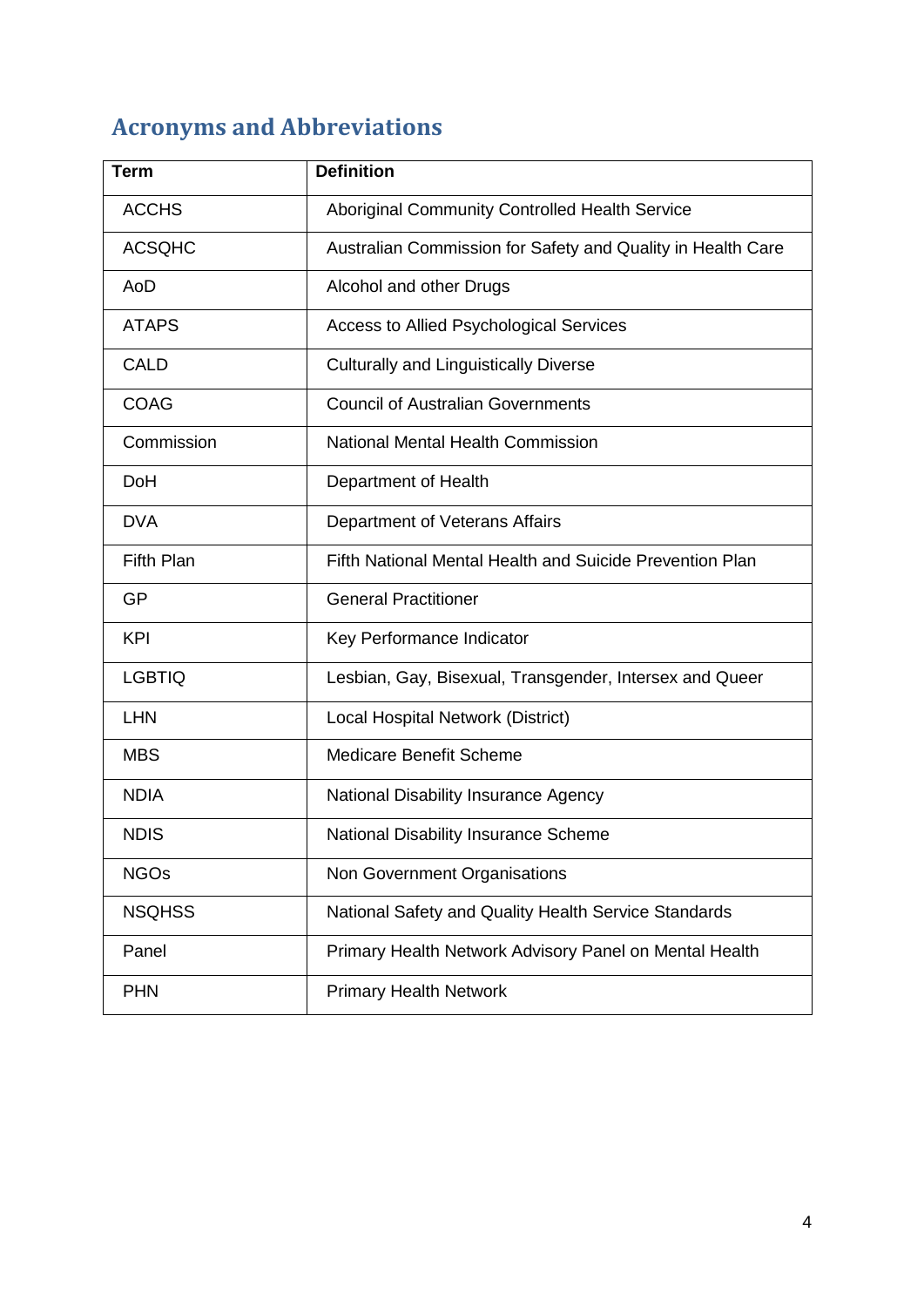# Acronyms and Abbreviations

| Term | Definition |
|---|---|
| ACCHS | Aboriginal Community Controlled Health Service |
| ACSQHC | Australian Commission for Safety and Quality in Health Care |
| AoD | Alcohol and other Drugs |
| ATAPS | Access to Allied Psychological Services |
| CALD | Culturally and Linguistically Diverse |
| COAG | Council of Australian Governments |
| Commission | National Mental Health Commission |
| DoH | Department of Health |
| DVA | Department of Veterans Affairs |
| Fifth Plan | Fifth National Mental Health and Suicide Prevention Plan |
| GP | General Practitioner |
| KPI | Key Performance Indicator |
| LGBTIQ | Lesbian, Gay, Bisexual, Transgender, Intersex and Queer |
| LHN | Local Hospital Network (District) |
| MBS | Medicare Benefit Scheme |
| NDIA | National Disability Insurance Agency |
| NDIS | National Disability Insurance Scheme |
| NGOs | Non Government Organisations |
| NSQHSS | National Safety and Quality Health Service Standards |
| Panel | Primary Health Network Advisory Panel on Mental Health |
| PHN | Primary Health Network |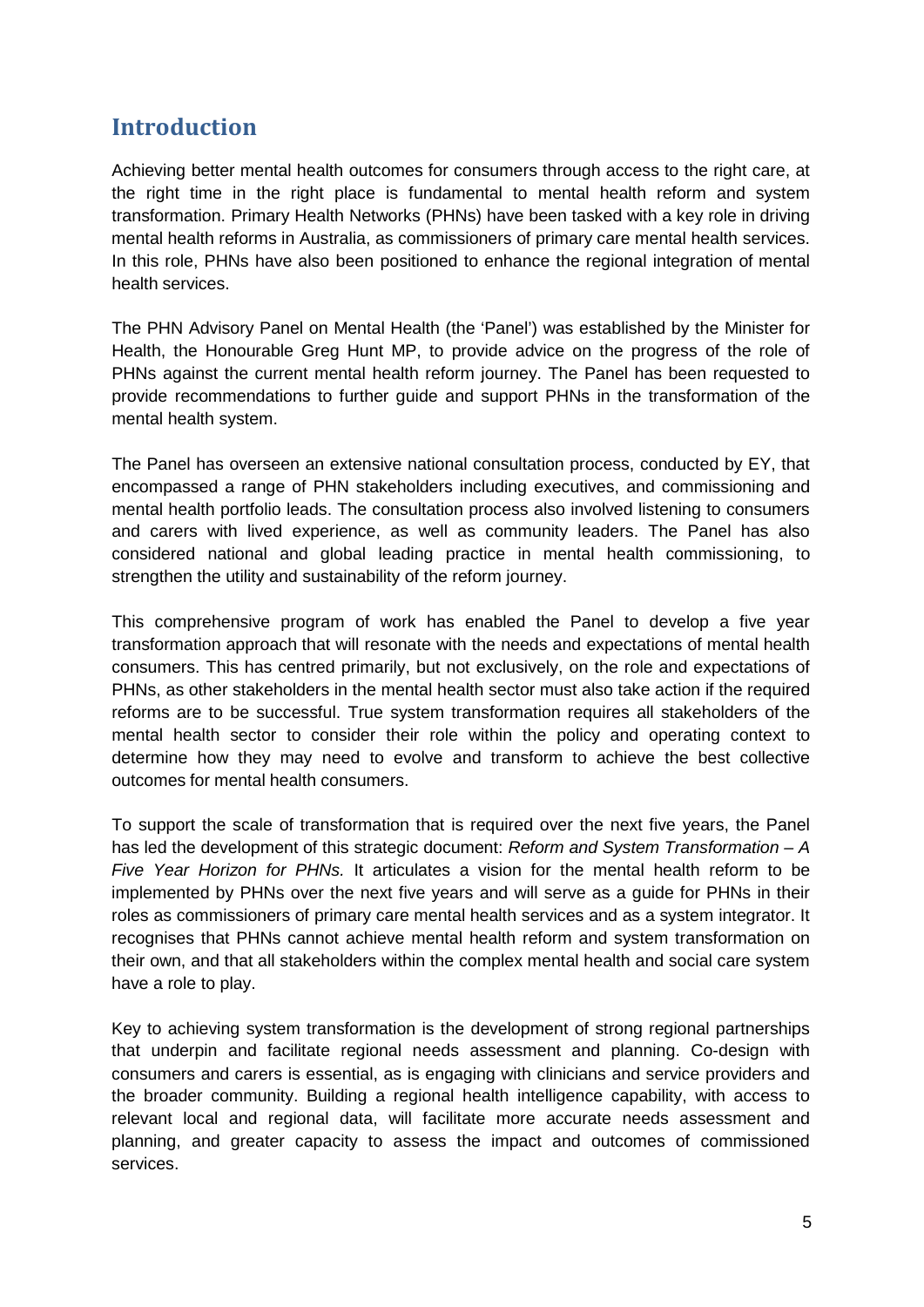## Introduction

Achieving better mental health outcomes for consumers through access to the right care, at the right time in the right place is fundamental to mental health reform and system transformation. Primary Health Networks (PHNs) have been tasked with a key role in driving mental health reforms in Australia, as commissioners of primary care mental health services. In this role, PHNs have also been positioned to enhance the regional integration of mental health services.

The PHN Advisory Panel on Mental Health (the 'Panel') was established by the Minister for Health, the Honourable Greg Hunt MP, to provide advice on the progress of the role of PHNs against the current mental health reform journey. The Panel has been requested to provide recommendations to further guide and support PHNs in the transformation of the mental health system.

The Panel has overseen an extensive national consultation process, conducted by EY, that encompassed a range of PHN stakeholders including executives, and commissioning and mental health portfolio leads. The consultation process also involved listening to consumers and carers with lived experience, as well as community leaders. The Panel has also considered national and global leading practice in mental health commissioning, to strengthen the utility and sustainability of the reform journey.

This comprehensive program of work has enabled the Panel to develop a five year transformation approach that will resonate with the needs and expectations of mental health consumers. This has centred primarily, but not exclusively, on the role and expectations of PHNs, as other stakeholders in the mental health sector must also take action if the required reforms are to be successful. True system transformation requires all stakeholders of the mental health sector to consider their role within the policy and operating context to determine how they may need to evolve and transform to achieve the best collective outcomes for mental health consumers.

To support the scale of transformation that is required over the next five years, the Panel has led the development of this strategic document: *Reform and System Transformation – A Five Year Horizon for PHNs.* It articulates a vision for the mental health reform to be implemented by PHNs over the next five years and will serve as a guide for PHNs in their roles as commissioners of primary care mental health services and as a system integrator. It recognises that PHNs cannot achieve mental health reform and system transformation on their own, and that all stakeholders within the complex mental health and social care system have a role to play.

Key to achieving system transformation is the development of strong regional partnerships that underpin and facilitate regional needs assessment and planning. Co-design with consumers and carers is essential, as is engaging with clinicians and service providers and the broader community. Building a regional health intelligence capability, with access to relevant local and regional data, will facilitate more accurate needs assessment and planning, and greater capacity to assess the impact and outcomes of commissioned services.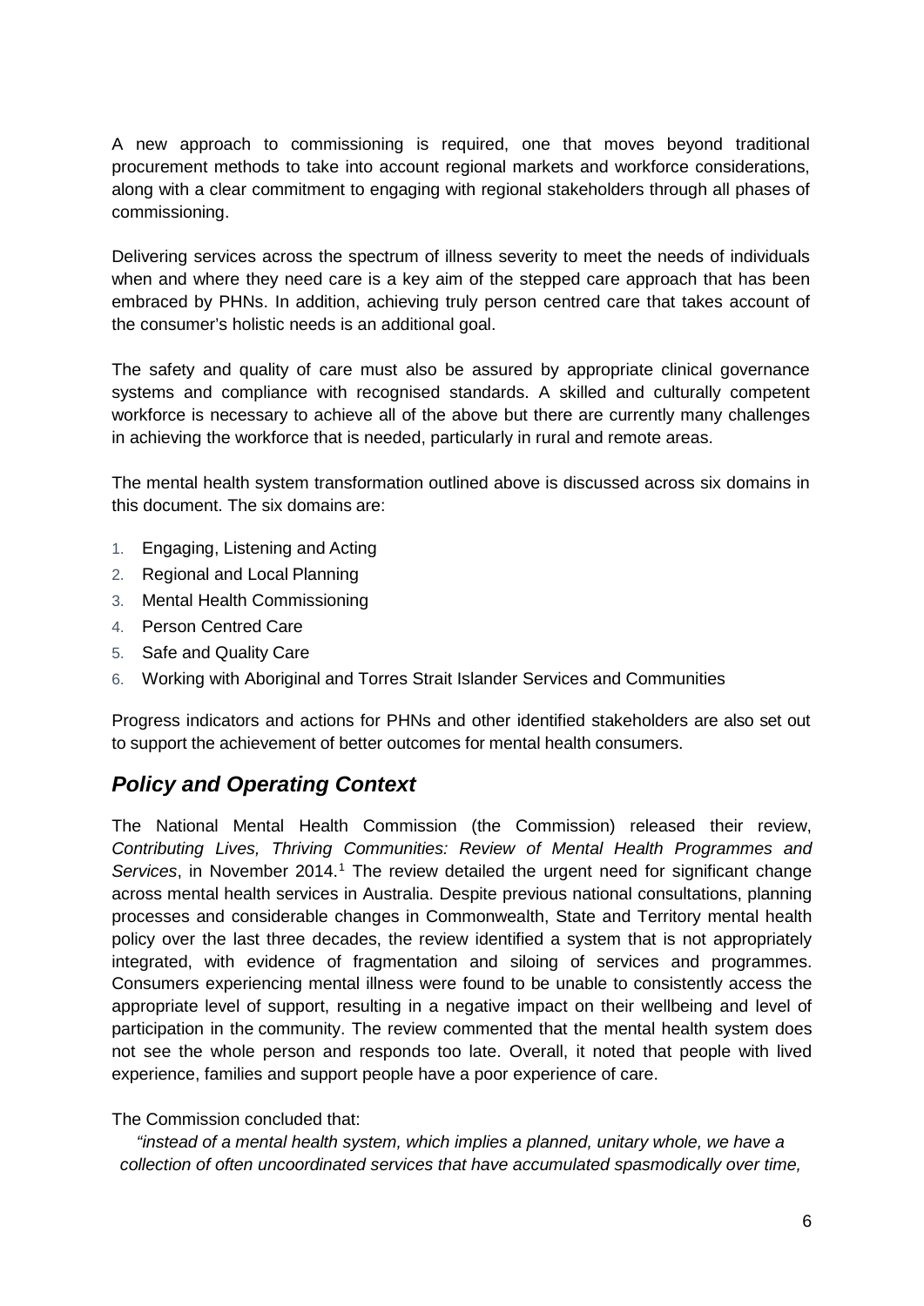A new approach to commissioning is required, one that moves beyond traditional procurement methods to take into account regional markets and workforce considerations, along with a clear commitment to engaging with regional stakeholders through all phases of commissioning.

Delivering services across the spectrum of illness severity to meet the needs of individuals when and where they need care is a key aim of the stepped care approach that has been embraced by PHNs. In addition, achieving truly person centred care that takes account of the consumer's holistic needs is an additional goal.

The safety and quality of care must also be assured by appropriate clinical governance systems and compliance with recognised standards. A skilled and culturally competent workforce is necessary to achieve all of the above but there are currently many challenges in achieving the workforce that is needed, particularly in rural and remote areas.

The mental health system transformation outlined above is discussed across six domains in this document. The six domains are:

1. Engaging, Listening and Acting
2. Regional and Local Planning
3. Mental Health Commissioning
4. Person Centred Care
5. Safe and Quality Care
6. Working with Aboriginal and Torres Strait Islander Services and Communities

Progress indicators and actions for PHNs and other identified stakeholders are also set out to support the achievement of better outcomes for mental health consumers.

## *Policy and Operating Context*

The National Mental Health Commission (the Commission) released their review, *Contributing Lives, Thriving Communities: Review of Mental Health Programmes and Services*, in November 2014.[1] The review detailed the urgent need for significant change across mental health services in Australia. Despite previous national consultations, planning processes and considerable changes in Commonwealth, State and Territory mental health policy over the last three decades, the review identified a system that is not appropriately integrated, with evidence of fragmentation and siloing of services and programmes. Consumers experiencing mental illness were found to be unable to consistently access the appropriate level of support, resulting in a negative impact on their wellbeing and level of participation in the community. The review commented that the mental health system does not see the whole person and responds too late. Overall, it noted that people with lived experience, families and support people have a poor experience of care.

The Commission concluded that:

*"instead of a mental health system, which implies a planned, unitary whole, we have a collection of often uncoordinated services that have accumulated spasmodically over time,*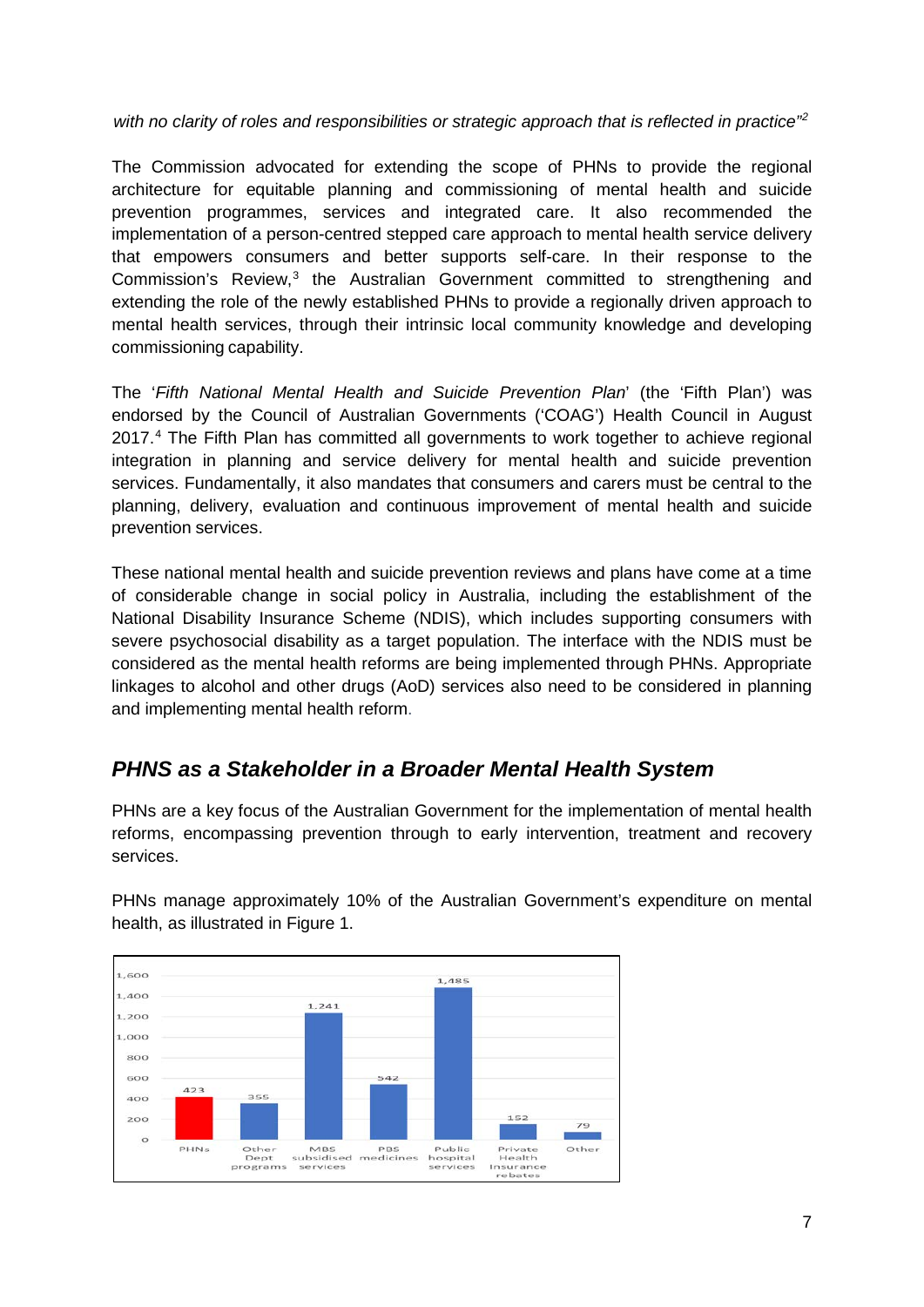*with no clarity of roles and responsibilities or strategic approach that is reflected in practice"*[2]

The Commission advocated for extending the scope of PHNs to provide the regional architecture for equitable planning and commissioning of mental health and suicide prevention programmes, services and integrated care. It also recommended the implementation of a person-centred stepped care approach to mental health service delivery that empowers consumers and better supports self-care. In their response to the Commission's Review,[3] the Australian Government committed to strengthening and extending the role of the newly established PHNs to provide a regionally driven approach to mental health services, through their intrinsic local community knowledge and developing commissioning capability.

The '*Fifth National Mental Health and Suicide Prevention Plan*' (the 'Fifth Plan') was endorsed by the Council of Australian Governments ('COAG') Health Council in August 2017.[4] The Fifth Plan has committed all governments to work together to achieve regional integration in planning and service delivery for mental health and suicide prevention services. Fundamentally, it also mandates that consumers and carers must be central to the planning, delivery, evaluation and continuous improvement of mental health and suicide prevention services.

These national mental health and suicide prevention reviews and plans have come at a time of considerable change in social policy in Australia, including the establishment of the National Disability Insurance Scheme (NDIS), which includes supporting consumers with severe psychosocial disability as a target population. The interface with the NDIS must be considered as the mental health reforms are being implemented through PHNs. Appropriate linkages to alcohol and other drugs (AoD) services also need to be considered in planning and implementing mental health reform.

## PHNS as a Stakeholder in a Broader Mental Health System

PHNs are a key focus of the Australian Government for the implementation of mental health reforms, encompassing prevention through to early intervention, treatment and recovery services.

PHNs manage approximately 10% of the Australian Government's expenditure on mental health, as illustrated in Figure 1.

| Category | Expenditure |
|---|---|
| PHNs | 423 |
| Other Dept programs | 355 |
| MBS subsidised services | 1,241 |
| PBS medicines | 542 |
| Public hospital services | 1,485 |
| Private Health Insurance rebates | 152 |
| Other | 79 |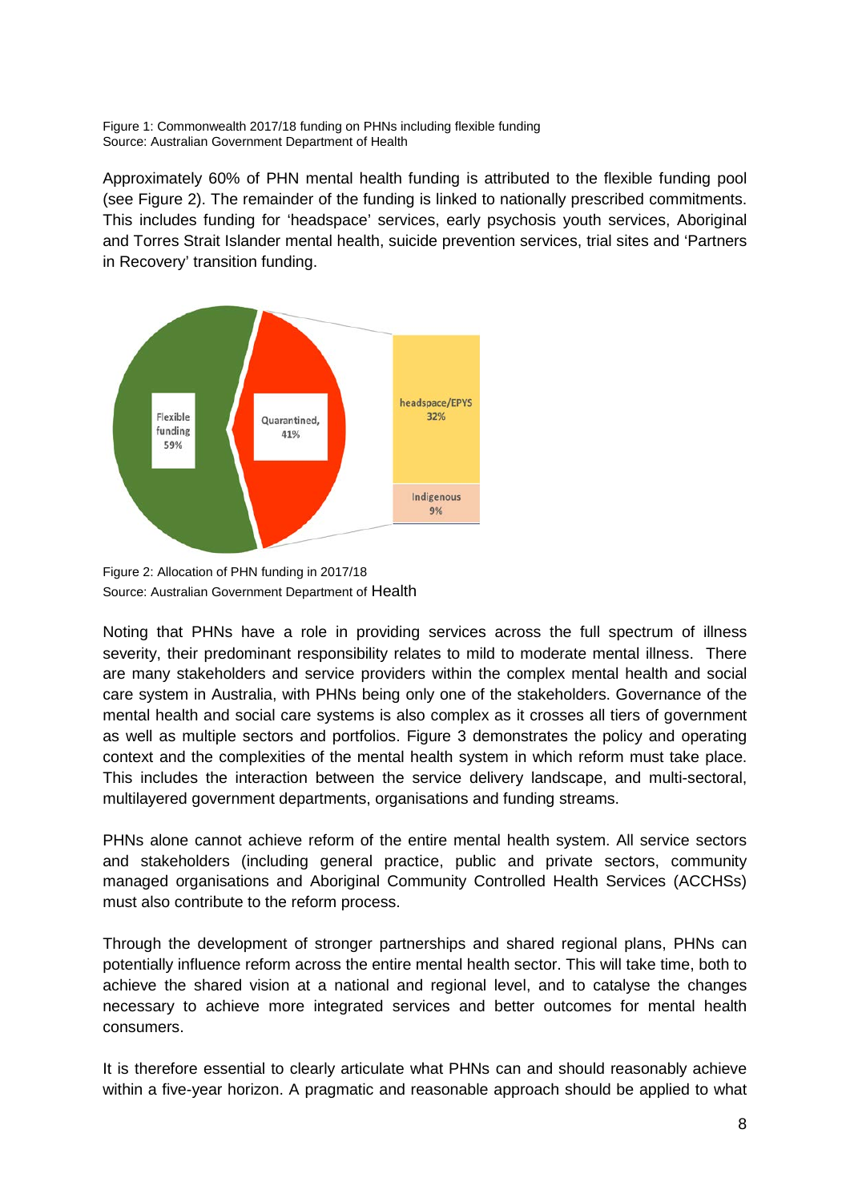Figure 1: Commonwealth 2017/18 funding on PHNs including flexible funding
Source: Australian Government Department of Health

Approximately 60% of PHN mental health funding is attributed to the flexible funding pool (see Figure 2). The remainder of the funding is linked to nationally prescribed commitments. This includes funding for 'headspace' services, early psychosis youth services, Aboriginal and Torres Strait Islander mental health, suicide prevention services, trial sites and 'Partners in Recovery' transition funding.

Flexible funding 59%

Quarantined, 41%

headspace/EPYS 32%

Indigenous 9%

Figure 2: Allocation of PHN funding in 2017/18
Source: Australian Government Department of Health

Noting that PHNs have a role in providing services across the full spectrum of illness severity, their predominant responsibility relates to mild to moderate mental illness. There are many stakeholders and service providers within the complex mental health and social care system in Australia, with PHNs being only one of the stakeholders. Governance of the mental health and social care systems is also complex as it crosses all tiers of government as well as multiple sectors and portfolios. Figure 3 demonstrates the policy and operating context and the complexities of the mental health system in which reform must take place. This includes the interaction between the service delivery landscape, and multi-sectoral, multilayered government departments, organisations and funding streams.

PHNs alone cannot achieve reform of the entire mental health system. All service sectors and stakeholders (including general practice, public and private sectors, community managed organisations and Aboriginal Community Controlled Health Services (ACCHSs) must also contribute to the reform process.

Through the development of stronger partnerships and shared regional plans, PHNs can potentially influence reform across the entire mental health sector. This will take time, both to achieve the shared vision at a national and regional level, and to catalyse the changes necessary to achieve more integrated services and better outcomes for mental health consumers.

It is therefore essential to clearly articulate what PHNs can and should reasonably achieve within a five-year horizon. A pragmatic and reasonable approach should be applied to what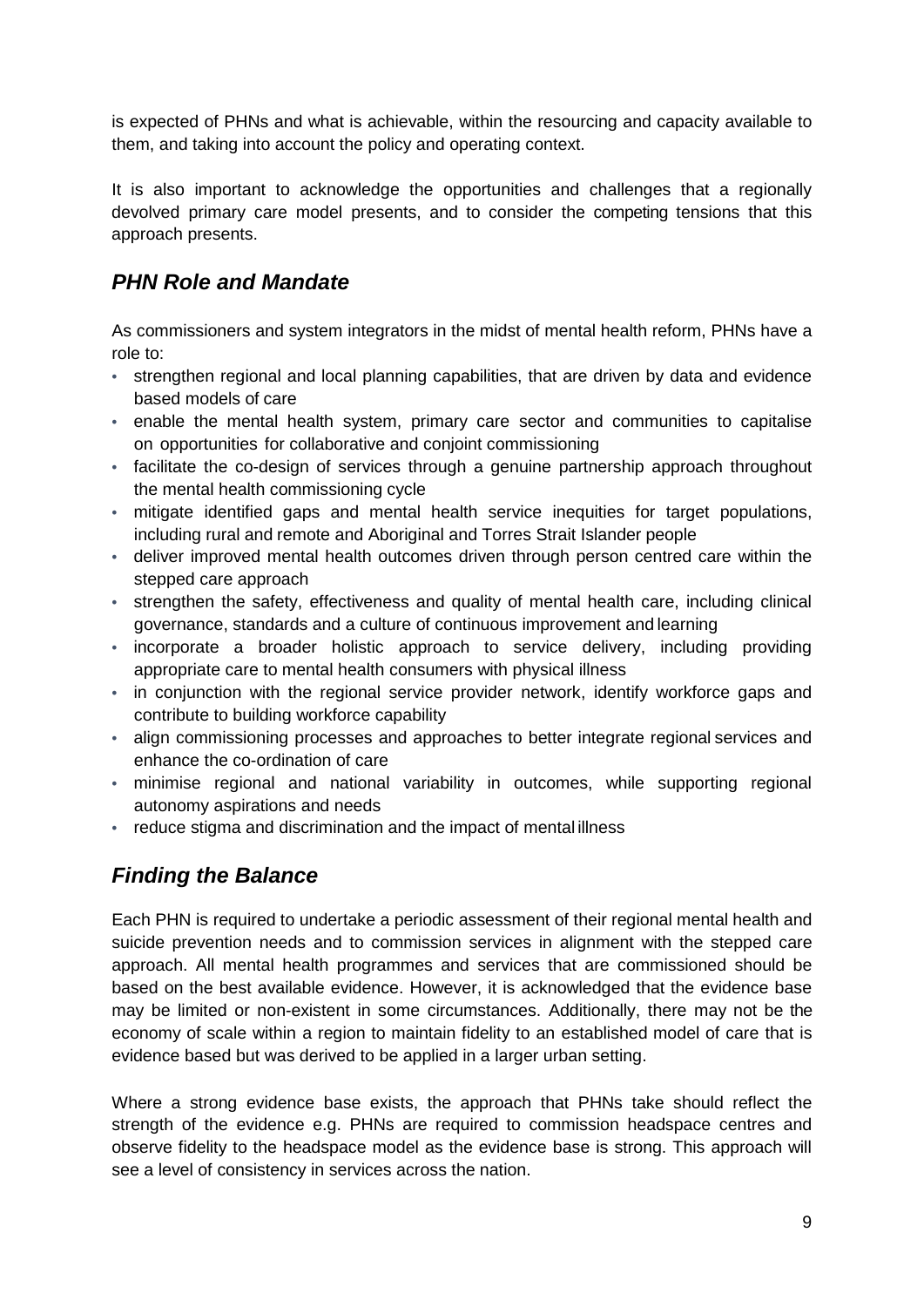is expected of PHNs and what is achievable, within the resourcing and capacity available to them, and taking into account the policy and operating context.

It is also important to acknowledge the opportunities and challenges that a regionally devolved primary care model presents, and to consider the competing tensions that this approach presents.

## *PHN Role and Mandate*

As commissioners and system integrators in the midst of mental health reform, PHNs have a role to:

- strengthen regional and local planning capabilities, that are driven by data and evidence based models of care
- enable the mental health system, primary care sector and communities to capitalise on opportunities for collaborative and conjoint commissioning
- facilitate the co-design of services through a genuine partnership approach throughout the mental health commissioning cycle
- mitigate identified gaps and mental health service inequities for target populations, including rural and remote and Aboriginal and Torres Strait Islander people
- deliver improved mental health outcomes driven through person centred care within the stepped care approach
- strengthen the safety, effectiveness and quality of mental health care, including clinical governance, standards and a culture of continuous improvement and learning
- incorporate a broader holistic approach to service delivery, including providing appropriate care to mental health consumers with physical illness
- in conjunction with the regional service provider network, identify workforce gaps and contribute to building workforce capability
- align commissioning processes and approaches to better integrate regional services and enhance the co-ordination of care
- minimise regional and national variability in outcomes, while supporting regional autonomy aspirations and needs
- reduce stigma and discrimination and the impact of mental illness

## *Finding the Balance*

Each PHN is required to undertake a periodic assessment of their regional mental health and suicide prevention needs and to commission services in alignment with the stepped care approach. All mental health programmes and services that are commissioned should be based on the best available evidence. However, it is acknowledged that the evidence base may be limited or non-existent in some circumstances. Additionally, there may not be the economy of scale within a region to maintain fidelity to an established model of care that is evidence based but was derived to be applied in a larger urban setting.

Where a strong evidence base exists, the approach that PHNs take should reflect the strength of the evidence e.g. PHNs are required to commission headspace centres and observe fidelity to the headspace model as the evidence base is strong. This approach will see a level of consistency in services across the nation.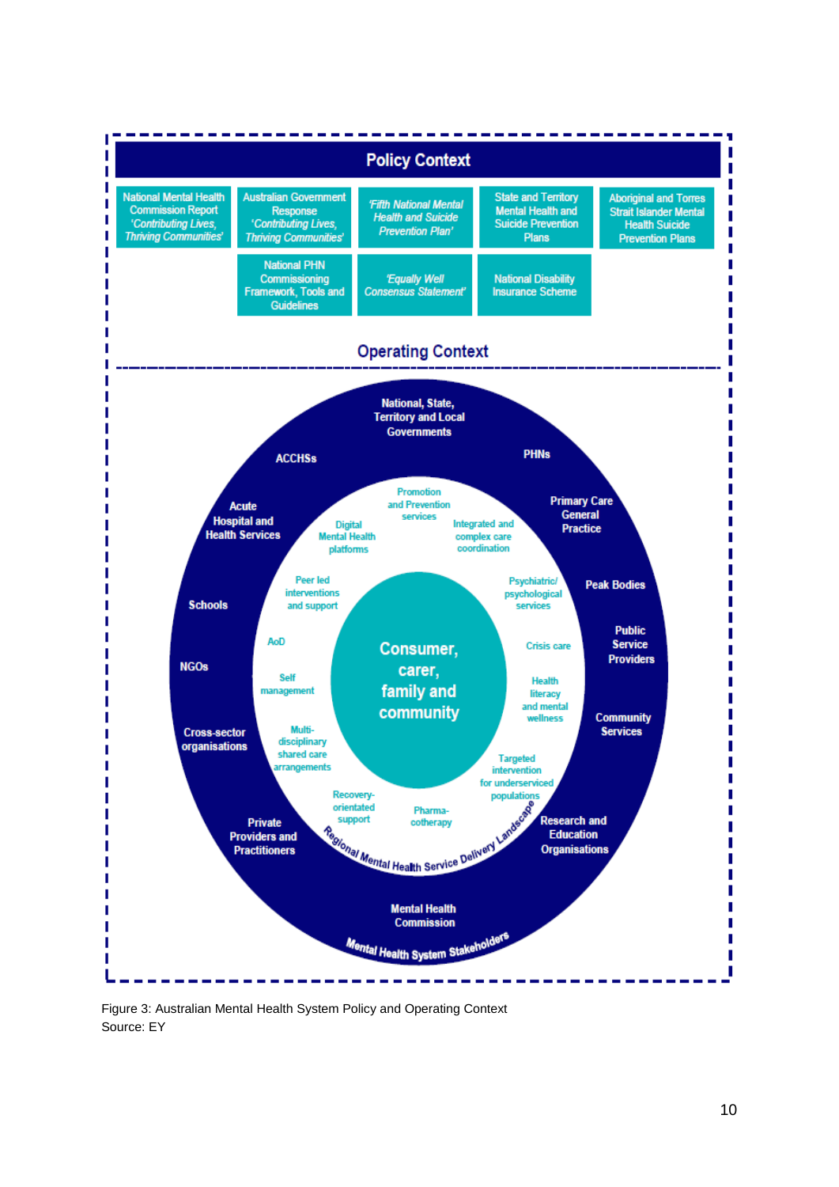**Policy Context**

- National Mental Health Commission Report *'Contributing Lives, Thriving Communities'*
- Australian Government Response *'Contributing Lives, Thriving Communities'*
- *'Fifth National Mental Health and Suicide Prevention Plan'*
- State and Territory Mental Health and Suicide Prevention Plans
- Aboriginal and Torres Strait Islander Mental Health Suicide Prevention Plans
- National PHN Commissioning Framework, Tools and Guidelines
- *'Equally Well Consensus Statement'*
- National Disability Insurance Scheme

**Operating Context**

**Mental Health System Stakeholders**

- National, State, Territory and Local Governments
- PHNs
- Primary Care General Practice
- Peak Bodies
- Public Service Providers
- Community Services
- Research and Education Organisations
- Mental Health Commission
- Private Providers and Practitioners
- Cross-sector organisations
- NGOs
- Schools
- Acute Hospital and Health Services
- ACCHSs

**Regional Mental Health Service Delivery Landscape**

- Promotion and Prevention services
- Integrated and complex care coordination
- Psychiatric/ psychological services
- Crisis care
- Health literacy and mental wellness
- Targeted intervention for underserviced populations
- Pharma-cotherapy
- Recovery-orientated support
- Multi-disciplinary shared care arrangements
- Self management
- AoD
- Peer led interventions and support
- Digital Mental Health platforms

**Consumer, carer, family and community**

Figure 3: Australian Mental Health System Policy and Operating Context
Source: EY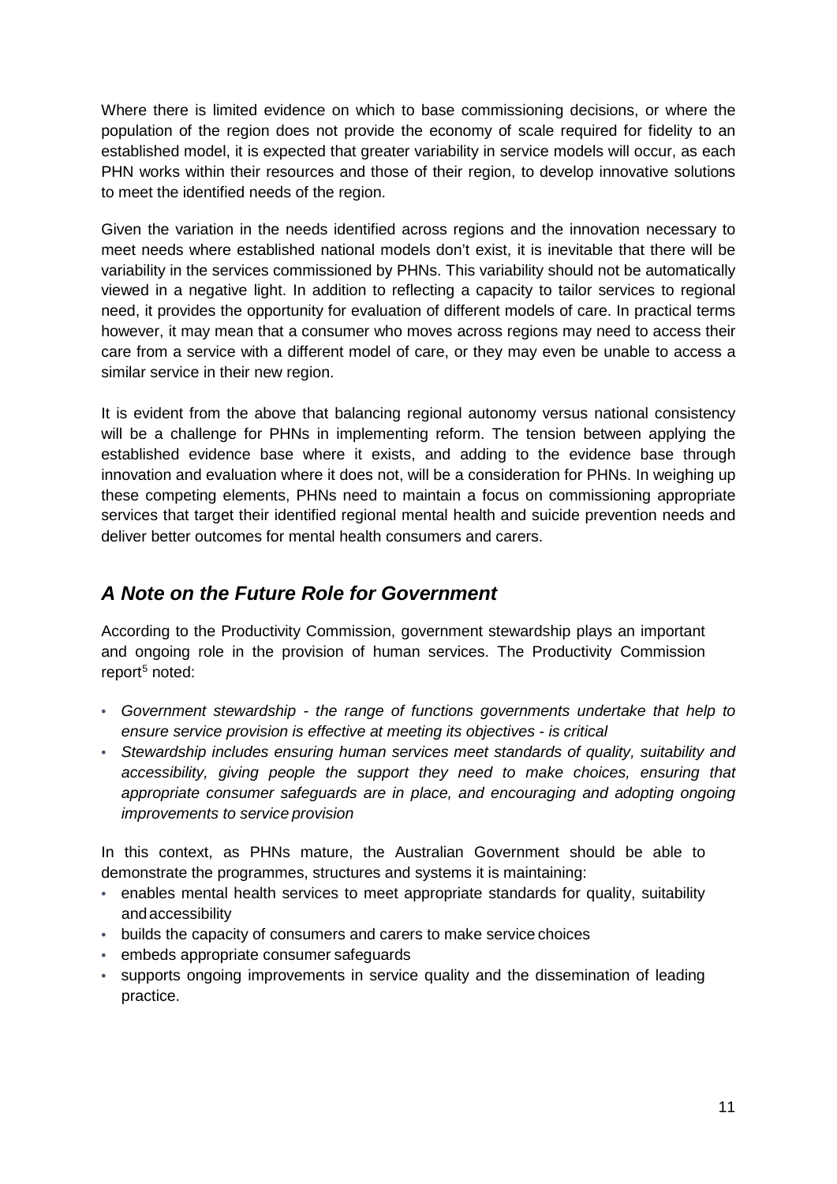Where there is limited evidence on which to base commissioning decisions, or where the population of the region does not provide the economy of scale required for fidelity to an established model, it is expected that greater variability in service models will occur, as each PHN works within their resources and those of their region, to develop innovative solutions to meet the identified needs of the region.

Given the variation in the needs identified across regions and the innovation necessary to meet needs where established national models don't exist, it is inevitable that there will be variability in the services commissioned by PHNs. This variability should not be automatically viewed in a negative light. In addition to reflecting a capacity to tailor services to regional need, it provides the opportunity for evaluation of different models of care. In practical terms however, it may mean that a consumer who moves across regions may need to access their care from a service with a different model of care, or they may even be unable to access a similar service in their new region.

It is evident from the above that balancing regional autonomy versus national consistency will be a challenge for PHNs in implementing reform. The tension between applying the established evidence base where it exists, and adding to the evidence base through innovation and evaluation where it does not, will be a consideration for PHNs. In weighing up these competing elements, PHNs need to maintain a focus on commissioning appropriate services that target their identified regional mental health and suicide prevention needs and deliver better outcomes for mental health consumers and carers.

## *A Note on the Future Role for Government*

According to the Productivity Commission, government stewardship plays an important and ongoing role in the provision of human services. The Productivity Commission report[5] noted:

- *Government stewardship - the range of functions governments undertake that help to ensure service provision is effective at meeting its objectives - is critical*
- *Stewardship includes ensuring human services meet standards of quality, suitability and accessibility, giving people the support they need to make choices, ensuring that appropriate consumer safeguards are in place, and encouraging and adopting ongoing improvements to service provision*

In this context, as PHNs mature, the Australian Government should be able to demonstrate the programmes, structures and systems it is maintaining:

- enables mental health services to meet appropriate standards for quality, suitability and accessibility
- builds the capacity of consumers and carers to make service choices
- embeds appropriate consumer safeguards
- supports ongoing improvements in service quality and the dissemination of leading practice.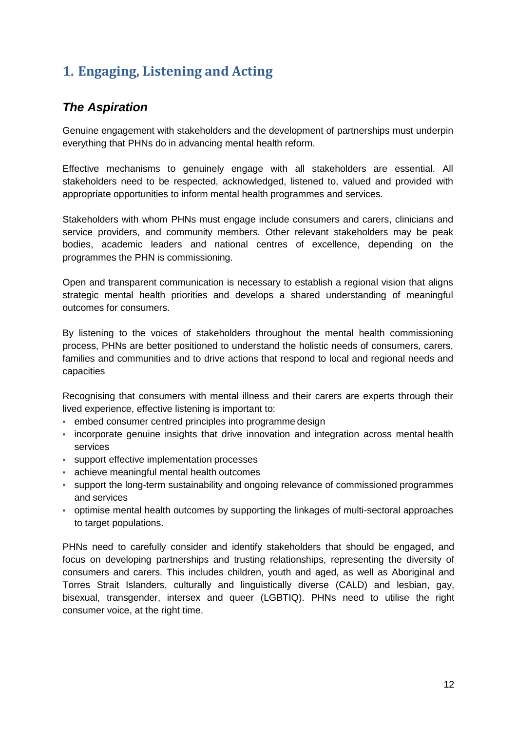## 1. Engaging, Listening and Acting

### *The Aspiration*

Genuine engagement with stakeholders and the development of partnerships must underpin everything that PHNs do in advancing mental health reform.

Effective mechanisms to genuinely engage with all stakeholders are essential. All stakeholders need to be respected, acknowledged, listened to, valued and provided with appropriate opportunities to inform mental health programmes and services.

Stakeholders with whom PHNs must engage include consumers and carers, clinicians and service providers, and community members. Other relevant stakeholders may be peak bodies, academic leaders and national centres of excellence, depending on the programmes the PHN is commissioning.

Open and transparent communication is necessary to establish a regional vision that aligns strategic mental health priorities and develops a shared understanding of meaningful outcomes for consumers.

By listening to the voices of stakeholders throughout the mental health commissioning process, PHNs are better positioned to understand the holistic needs of consumers, carers, families and communities and to drive actions that respond to local and regional needs and capacities

Recognising that consumers with mental illness and their carers are experts through their lived experience, effective listening is important to:

- embed consumer centred principles into programme design
- incorporate genuine insights that drive innovation and integration across mental health services
- support effective implementation processes
- achieve meaningful mental health outcomes
- support the long-term sustainability and ongoing relevance of commissioned programmes and services
- optimise mental health outcomes by supporting the linkages of multi-sectoral approaches to target populations.

PHNs need to carefully consider and identify stakeholders that should be engaged, and focus on developing partnerships and trusting relationships, representing the diversity of consumers and carers. This includes children, youth and aged, as well as Aboriginal and Torres Strait Islanders, culturally and linguistically diverse (CALD) and lesbian, gay, bisexual, transgender, intersex and queer (LGBTIQ). PHNs need to utilise the right consumer voice, at the right time.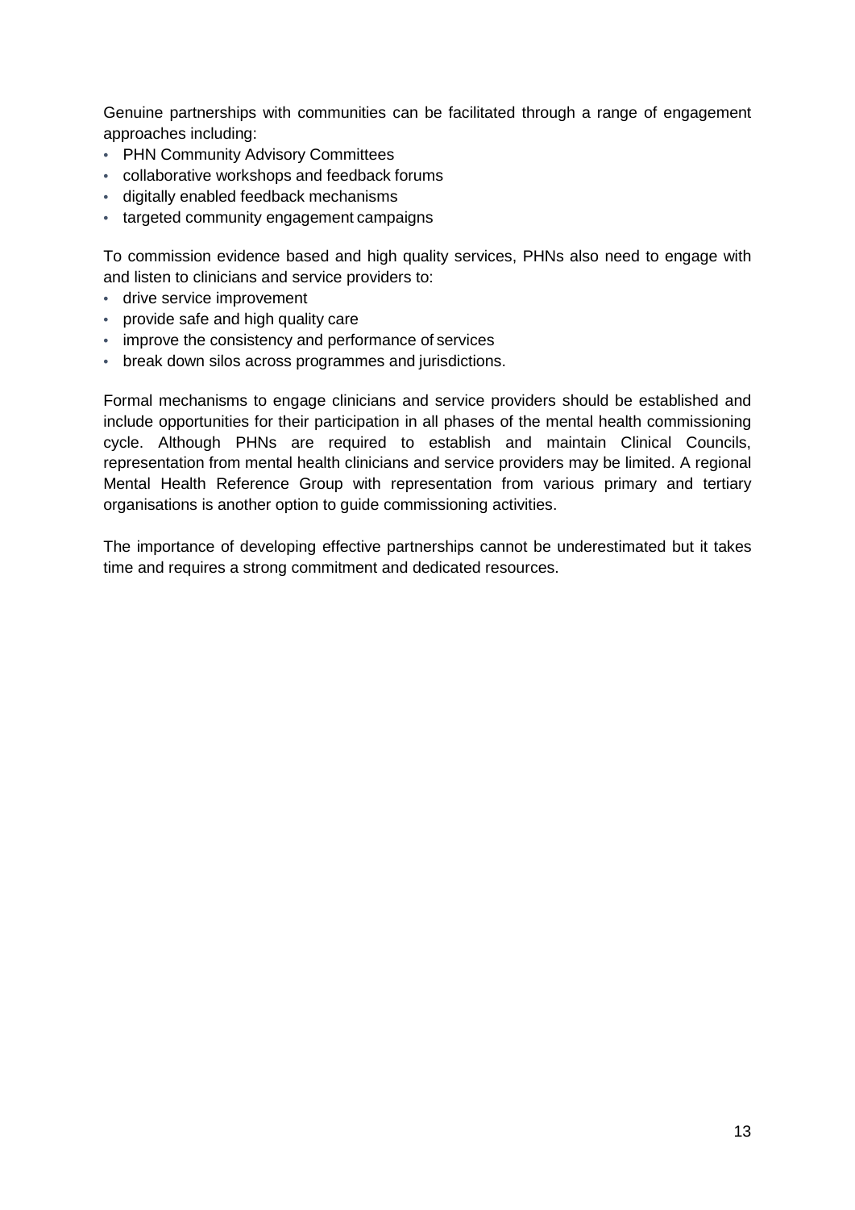Genuine partnerships with communities can be facilitated through a range of engagement approaches including:

- PHN Community Advisory Committees
- collaborative workshops and feedback forums
- digitally enabled feedback mechanisms
- targeted community engagement campaigns

To commission evidence based and high quality services, PHNs also need to engage with and listen to clinicians and service providers to:

- drive service improvement
- provide safe and high quality care
- improve the consistency and performance of services
- break down silos across programmes and jurisdictions.

Formal mechanisms to engage clinicians and service providers should be established and include opportunities for their participation in all phases of the mental health commissioning cycle. Although PHNs are required to establish and maintain Clinical Councils, representation from mental health clinicians and service providers may be limited. A regional Mental Health Reference Group with representation from various primary and tertiary organisations is another option to guide commissioning activities.

The importance of developing effective partnerships cannot be underestimated but it takes time and requires a strong commitment and dedicated resources.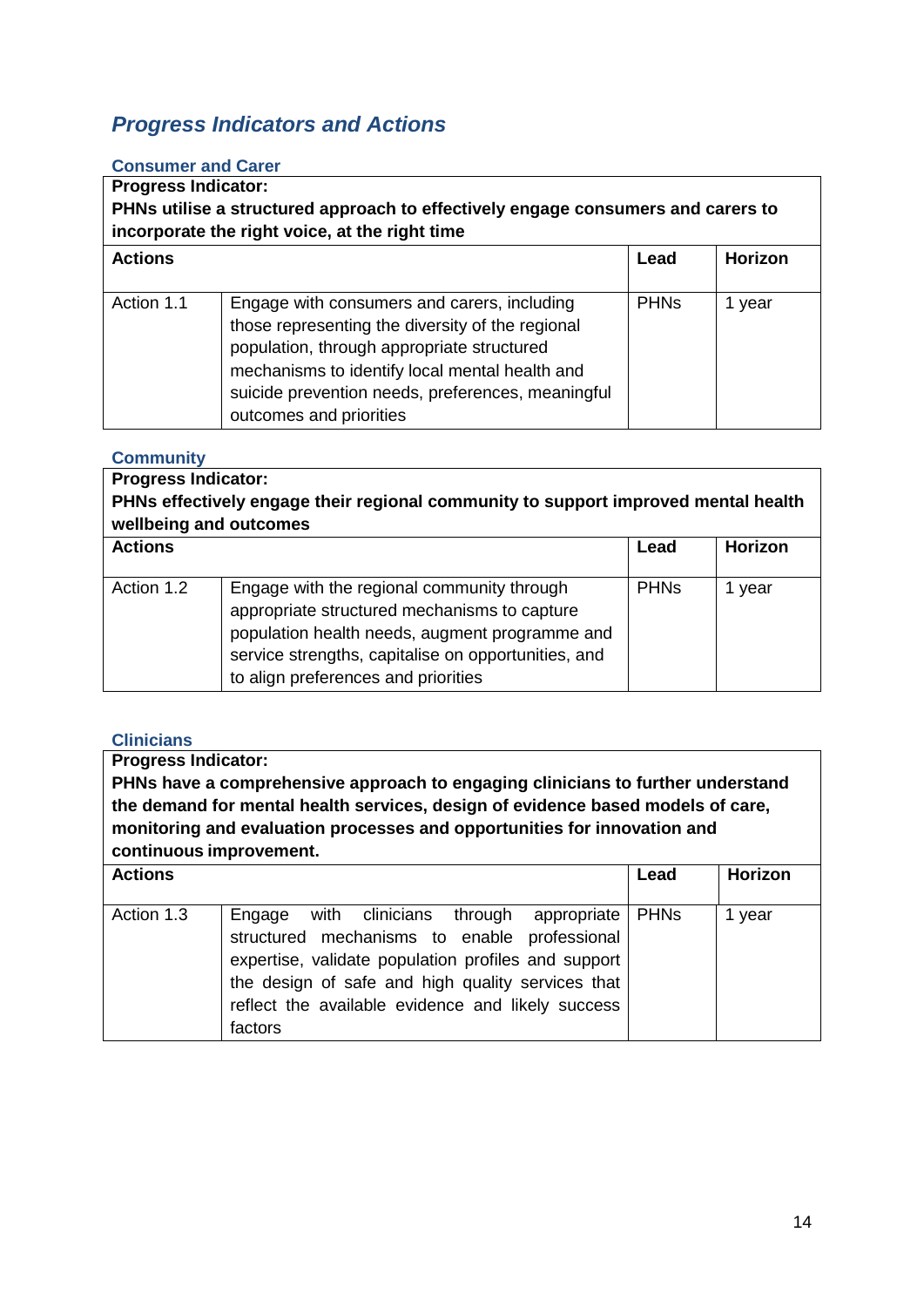## *Progress Indicators and Actions*

### Consumer and Carer

| **Progress Indicator:** **PHNs utilise a structured approach to effectively engage consumers and carers to incorporate the right voice, at the right time** | | | |
|---|---|---|---|
| **Actions** | | **Lead** | **Horizon** |
| Action 1.1 | Engage with consumers and carers, including those representing the diversity of the regional population, through appropriate structured mechanisms to identify local mental health and suicide prevention needs, preferences, meaningful outcomes and priorities | PHNs | 1 year |

### Community

| **Progress Indicator:** **PHNs effectively engage their regional community to support improved mental health wellbeing and outcomes** | | | |
|---|---|---|---|
| **Actions** | | **Lead** | **Horizon** |
| Action 1.2 | Engage with the regional community through appropriate structured mechanisms to capture population health needs, augment programme and service strengths, capitalise on opportunities, and to align preferences and priorities | PHNs | 1 year |

### Clinicians

| **Progress Indicator:** **PHNs have a comprehensive approach to engaging clinicians to further understand the demand for mental health services, design of evidence based models of care, monitoring and evaluation processes and opportunities for innovation and continuous improvement.** | | | |
|---|---|---|---|
| **Actions** | | **Lead** | **Horizon** |
| Action 1.3 | Engage with clinicians through appropriate structured mechanisms to enable professional expertise, validate population profiles and support the design of safe and high quality services that reflect the available evidence and likely success factors | PHNs | 1 year |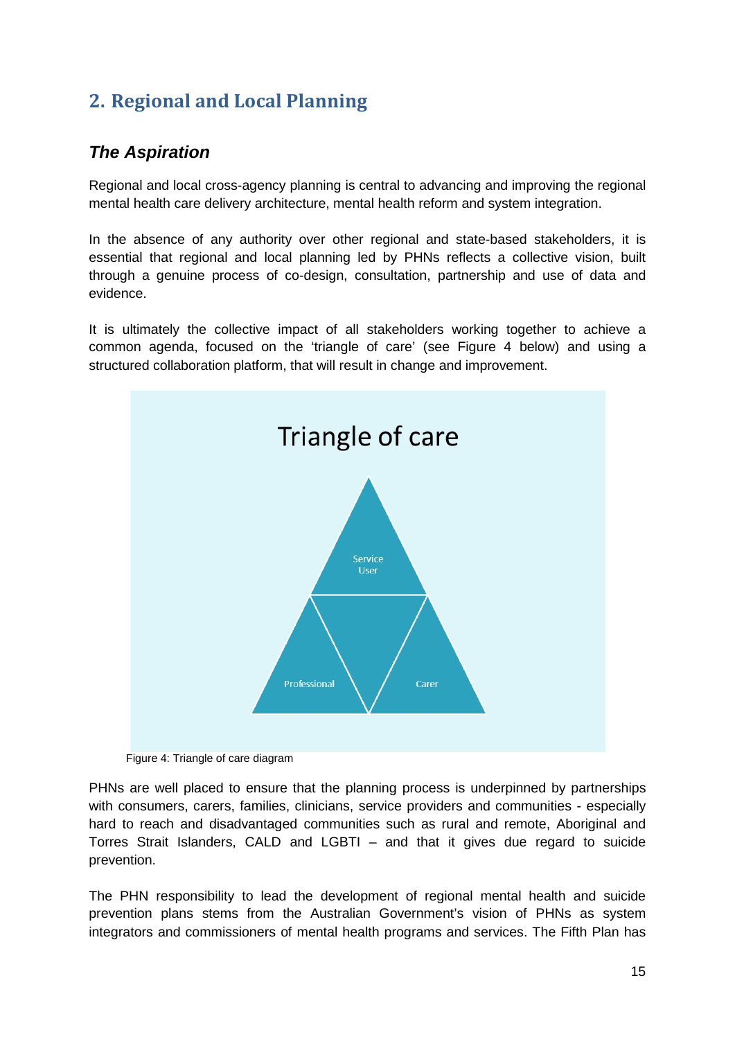## 2. Regional and Local Planning

### *The Aspiration*

Regional and local cross-agency planning is central to advancing and improving the regional mental health care delivery architecture, mental health reform and system integration.

In the absence of any authority over other regional and state-based stakeholders, it is essential that regional and local planning led by PHNs reflects a collective vision, built through a genuine process of co-design, consultation, partnership and use of data and evidence.

It is ultimately the collective impact of all stakeholders working together to achieve a common agenda, focused on the 'triangle of care' (see Figure 4 below) and using a structured collaboration platform, that will result in change and improvement.

Triangle of care

Service User

Professional

Carer

Figure 4: Triangle of care diagram

PHNs are well placed to ensure that the planning process is underpinned by partnerships with consumers, carers, families, clinicians, service providers and communities - especially hard to reach and disadvantaged communities such as rural and remote, Aboriginal and Torres Strait Islanders, CALD and LGBTI – and that it gives due regard to suicide prevention.

The PHN responsibility to lead the development of regional mental health and suicide prevention plans stems from the Australian Government's vision of PHNs as system integrators and commissioners of mental health programs and services. The Fifth Plan has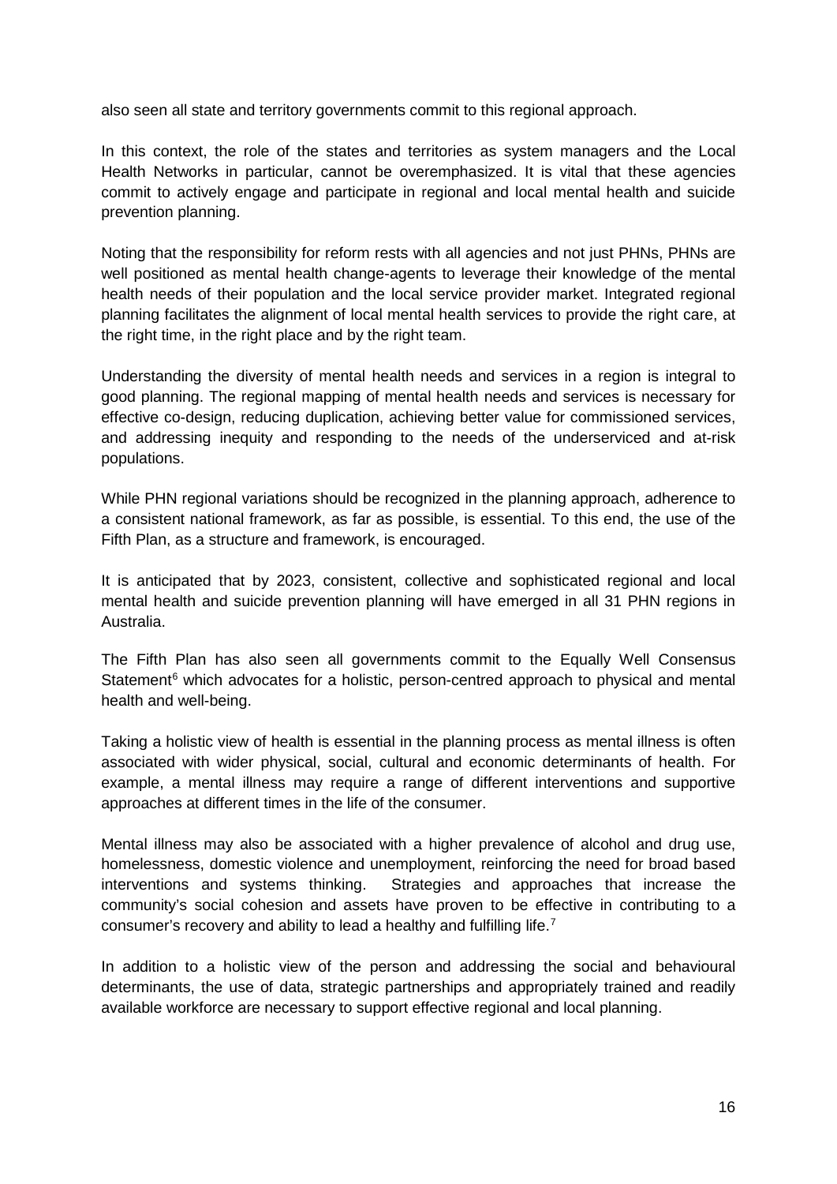also seen all state and territory governments commit to this regional approach.

In this context, the role of the states and territories as system managers and the Local Health Networks in particular, cannot be overemphasized. It is vital that these agencies commit to actively engage and participate in regional and local mental health and suicide prevention planning.

Noting that the responsibility for reform rests with all agencies and not just PHNs, PHNs are well positioned as mental health change-agents to leverage their knowledge of the mental health needs of their population and the local service provider market. Integrated regional planning facilitates the alignment of local mental health services to provide the right care, at the right time, in the right place and by the right team.

Understanding the diversity of mental health needs and services in a region is integral to good planning. The regional mapping of mental health needs and services is necessary for effective co-design, reducing duplication, achieving better value for commissioned services, and addressing inequity and responding to the needs of the underserviced and at-risk populations.

While PHN regional variations should be recognized in the planning approach, adherence to a consistent national framework, as far as possible, is essential. To this end, the use of the Fifth Plan, as a structure and framework, is encouraged.

It is anticipated that by 2023, consistent, collective and sophisticated regional and local mental health and suicide prevention planning will have emerged in all 31 PHN regions in Australia.

The Fifth Plan has also seen all governments commit to the Equally Well Consensus Statement[6] which advocates for a holistic, person-centred approach to physical and mental health and well-being.

Taking a holistic view of health is essential in the planning process as mental illness is often associated with wider physical, social, cultural and economic determinants of health. For example, a mental illness may require a range of different interventions and supportive approaches at different times in the life of the consumer.

Mental illness may also be associated with a higher prevalence of alcohol and drug use, homelessness, domestic violence and unemployment, reinforcing the need for broad based interventions and systems thinking. Strategies and approaches that increase the community's social cohesion and assets have proven to be effective in contributing to a consumer's recovery and ability to lead a healthy and fulfilling life.[7]

In addition to a holistic view of the person and addressing the social and behavioural determinants, the use of data, strategic partnerships and appropriately trained and readily available workforce are necessary to support effective regional and local planning.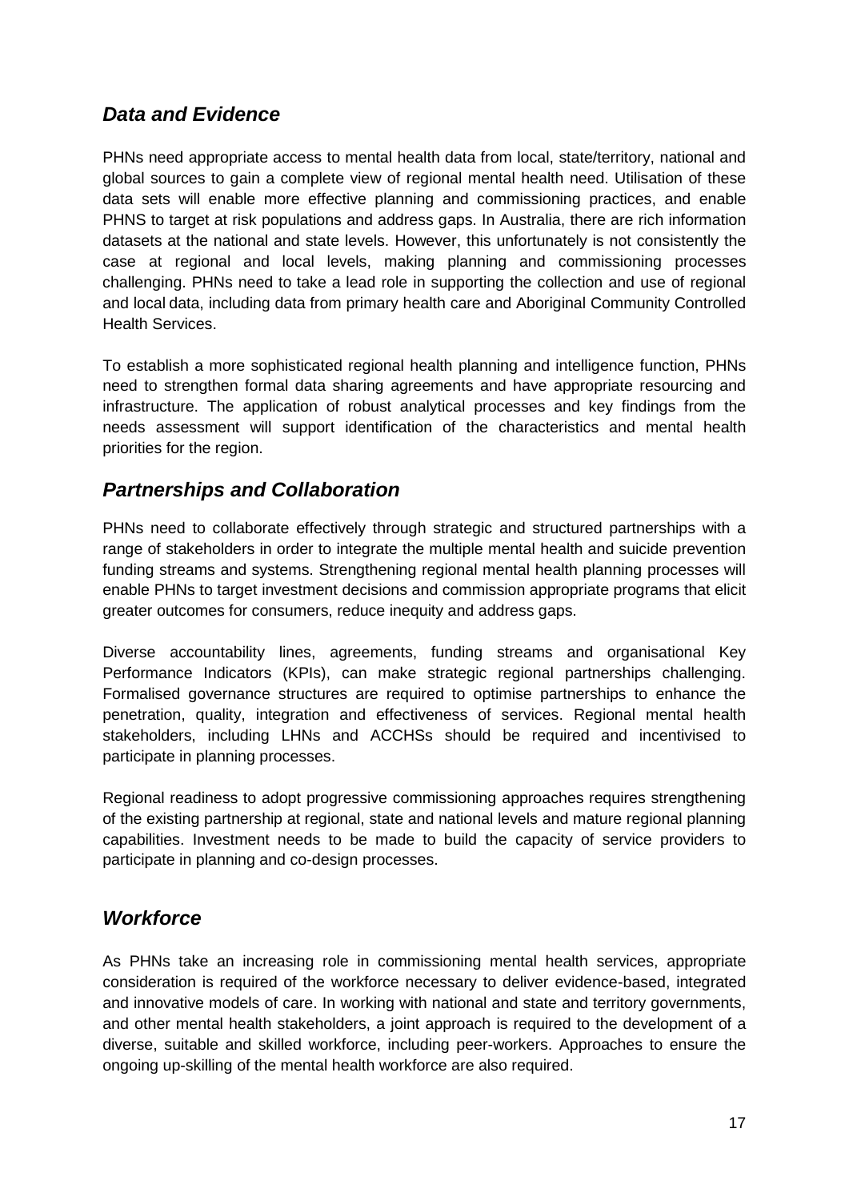## *Data and Evidence*

PHNs need appropriate access to mental health data from local, state/territory, national and global sources to gain a complete view of regional mental health need. Utilisation of these data sets will enable more effective planning and commissioning practices, and enable PHNS to target at risk populations and address gaps. In Australia, there are rich information datasets at the national and state levels. However, this unfortunately is not consistently the case at regional and local levels, making planning and commissioning processes challenging. PHNs need to take a lead role in supporting the collection and use of regional and local data, including data from primary health care and Aboriginal Community Controlled Health Services.

To establish a more sophisticated regional health planning and intelligence function, PHNs need to strengthen formal data sharing agreements and have appropriate resourcing and infrastructure. The application of robust analytical processes and key findings from the needs assessment will support identification of the characteristics and mental health priorities for the region.

## *Partnerships and Collaboration*

PHNs need to collaborate effectively through strategic and structured partnerships with a range of stakeholders in order to integrate the multiple mental health and suicide prevention funding streams and systems. Strengthening regional mental health planning processes will enable PHNs to target investment decisions and commission appropriate programs that elicit greater outcomes for consumers, reduce inequity and address gaps.

Diverse accountability lines, agreements, funding streams and organisational Key Performance Indicators (KPIs), can make strategic regional partnerships challenging. Formalised governance structures are required to optimise partnerships to enhance the penetration, quality, integration and effectiveness of services. Regional mental health stakeholders, including LHNs and ACCHSs should be required and incentivised to participate in planning processes.

Regional readiness to adopt progressive commissioning approaches requires strengthening of the existing partnership at regional, state and national levels and mature regional planning capabilities. Investment needs to be made to build the capacity of service providers to participate in planning and co-design processes.

## *Workforce*

As PHNs take an increasing role in commissioning mental health services, appropriate consideration is required of the workforce necessary to deliver evidence-based, integrated and innovative models of care. In working with national and state and territory governments, and other mental health stakeholders, a joint approach is required to the development of a diverse, suitable and skilled workforce, including peer-workers. Approaches to ensure the ongoing up-skilling of the mental health workforce are also required.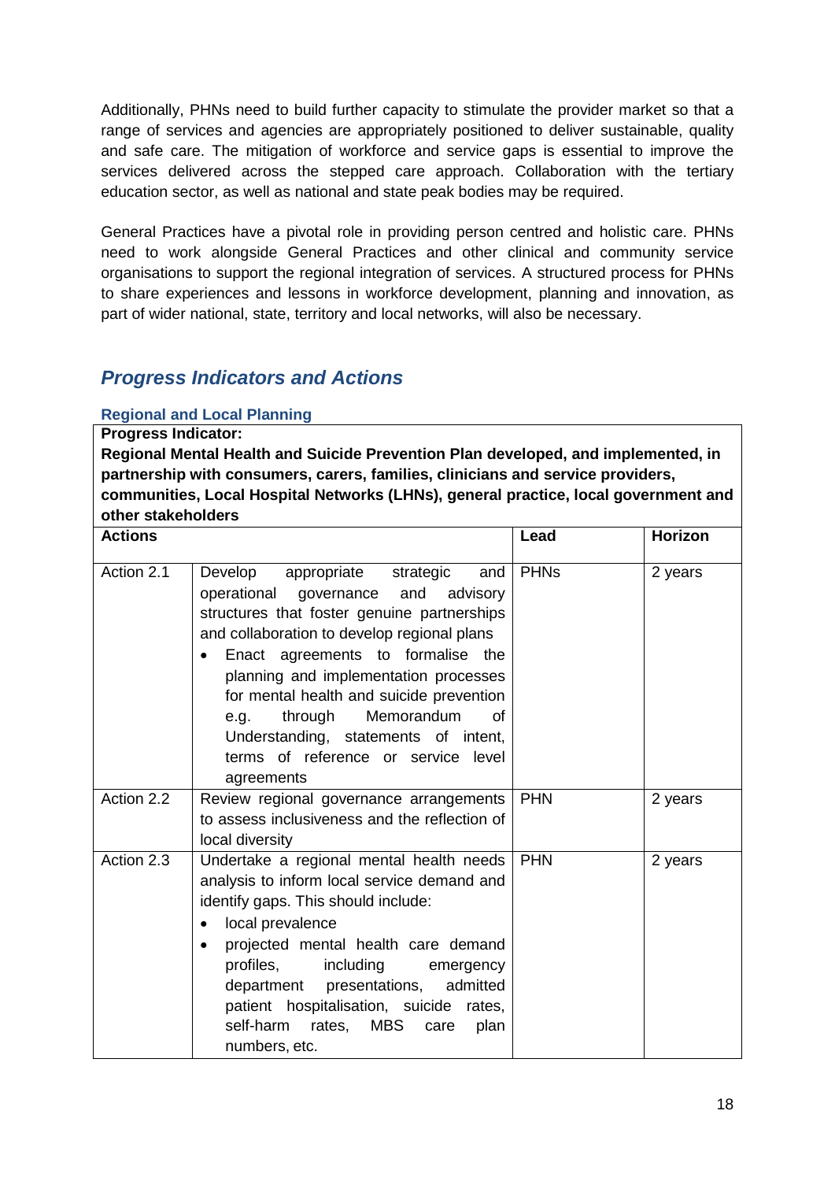Additionally, PHNs need to build further capacity to stimulate the provider market so that a range of services and agencies are appropriately positioned to deliver sustainable, quality and safe care. The mitigation of workforce and service gaps is essential to improve the services delivered across the stepped care approach. Collaboration with the tertiary education sector, as well as national and state peak bodies may be required.

General Practices have a pivotal role in providing person centred and holistic care. PHNs need to work alongside General Practices and other clinical and community service organisations to support the regional integration of services. A structured process for PHNs to share experiences and lessons in workforce development, planning and innovation, as part of wider national, state, territory and local networks, will also be necessary.

## *Progress Indicators and Actions*

### Regional and Local Planning

**Progress Indicator:**

**Regional Mental Health and Suicide Prevention Plan developed, and implemented, in partnership with consumers, carers, families, clinicians and service providers, communities, Local Hospital Networks (LHNs), general practice, local government and other stakeholders**

| **Actions** | | **Lead** | **Horizon** |
|---|---|---|---|
| Action 2.1 | Develop appropriate strategic and operational governance and advisory structures that foster genuine partnerships and collaboration to develop regional plans<br>• Enact agreements to formalise the planning and implementation processes for mental health and suicide prevention e.g. through Memorandum of Understanding, statements of intent, terms of reference or service level agreements | PHNs | 2 years |
| Action 2.2 | Review regional governance arrangements to assess inclusiveness and the reflection of local diversity | PHN | 2 years |
| Action 2.3 | Undertake a regional mental health needs analysis to inform local service demand and identify gaps. This should include:<br>• local prevalence<br>• projected mental health care demand profiles, including emergency department presentations, admitted patient hospitalisation, suicide rates, self-harm rates, MBS care plan numbers, etc. | PHN | 2 years |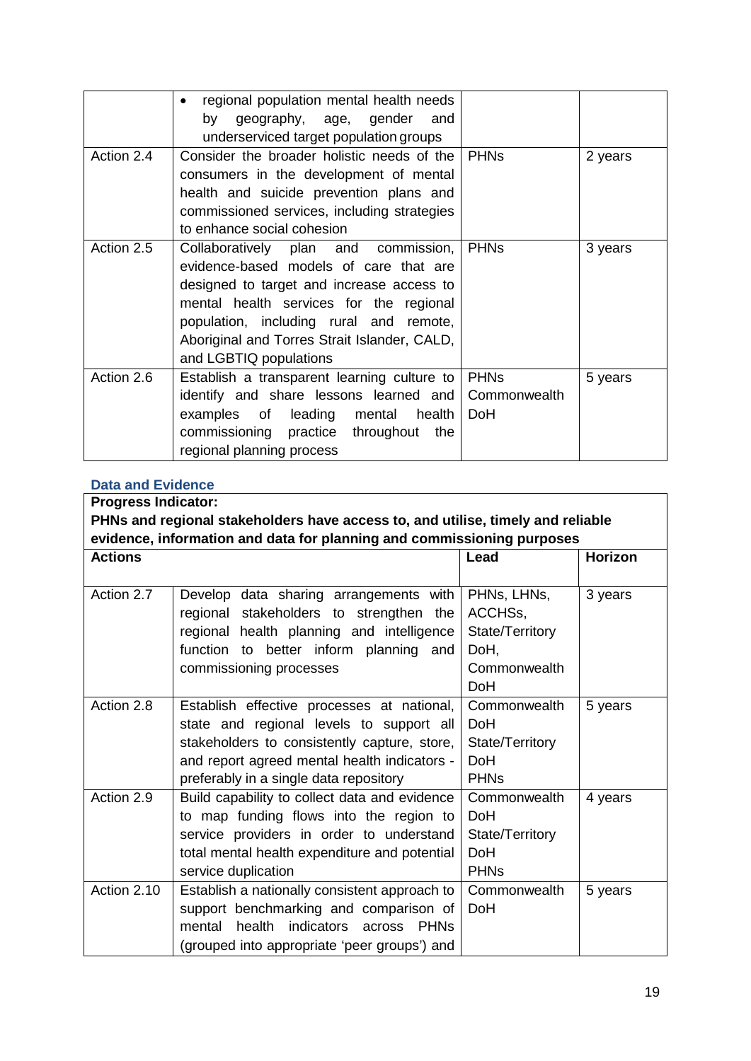| | • regional population mental health needs by geography, age, gender and underserviced target population groups | | |
|---|---|---|---|
| Action 2.4 | Consider the broader holistic needs of the consumers in the development of mental health and suicide prevention plans and commissioned services, including strategies to enhance social cohesion | PHNs | 2 years |
| Action 2.5 | Collaboratively plan and commission, evidence-based models of care that are designed to target and increase access to mental health services for the regional population, including rural and remote, Aboriginal and Torres Strait Islander, CALD, and LGBTIQ populations | PHNs | 3 years |
| Action 2.6 | Establish a transparent learning culture to identify and share lessons learned and examples of leading mental health commissioning practice throughout the regional planning process | PHNs Commonwealth DoH | 5 years |

### Data and Evidence

| **Progress Indicator: PHNs and regional stakeholders have access to, and utilise, timely and reliable evidence, information and data for planning and commissioning purposes** | | | |
|---|---|---|---|
| **Actions** | | **Lead** | **Horizon** |
| Action 2.7 | Develop data sharing arrangements with regional stakeholders to strengthen the regional health planning and intelligence function to better inform planning and commissioning processes | PHNs, LHNs, ACCHSs, State/Territory DoH, Commonwealth DoH | 3 years |
| Action 2.8 | Establish effective processes at national, state and regional levels to support all stakeholders to consistently capture, store, and report agreed mental health indicators - preferably in a single data repository | Commonwealth DoH State/Territory DoH PHNs | 5 years |
| Action 2.9 | Build capability to collect data and evidence to map funding flows into the region to service providers in order to understand total mental health expenditure and potential service duplication | Commonwealth DoH State/Territory DoH PHNs | 4 years |
| Action 2.10 | Establish a nationally consistent approach to support benchmarking and comparison of mental health indicators across PHNs (grouped into appropriate 'peer groups') and | Commonwealth DoH | 5 years |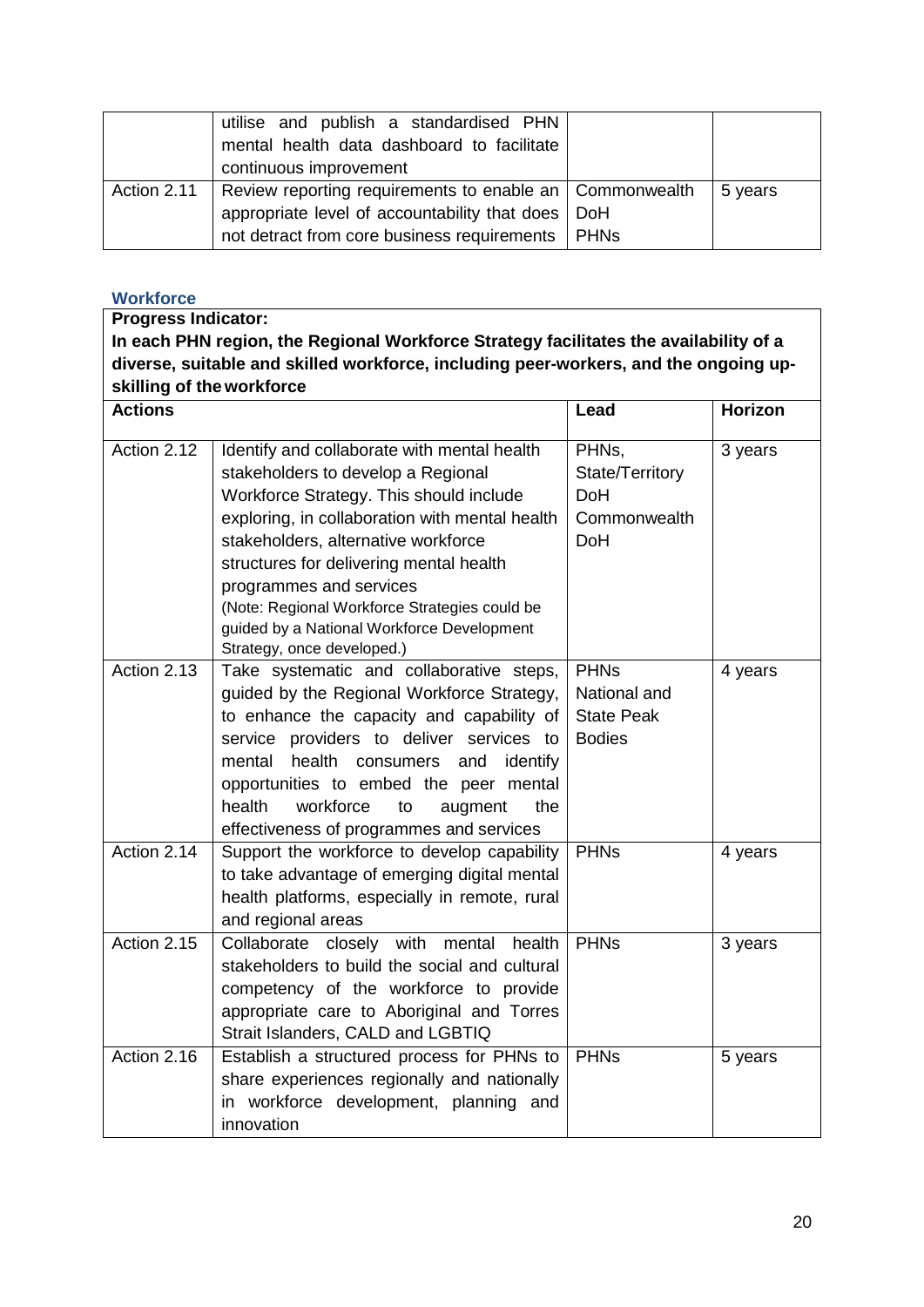| | utilise and publish a standardised PHN mental health data dashboard to facilitate continuous improvement | | |
|---|---|---|---|
| Action 2.11 | Review reporting requirements to enable an appropriate level of accountability that does not detract from core business requirements | Commonwealth DoH PHNs | 5 years |

### Workforce

**Progress Indicator:**
**In each PHN region, the Regional Workforce Strategy facilitates the availability of a diverse, suitable and skilled workforce, including peer-workers, and the ongoing up-skilling of the workforce**

| Actions | | Lead | Horizon |
|---|---|---|---|
| Action 2.12 | Identify and collaborate with mental health stakeholders to develop a Regional Workforce Strategy. This should include exploring, in collaboration with mental health stakeholders, alternative workforce structures for delivering mental health programmes and services (Note: Regional Workforce Strategies could be guided by a National Workforce Development Strategy, once developed.) | PHNs, State/Territory DoH Commonwealth DoH | 3 years |
| Action 2.13 | Take systematic and collaborative steps, guided by the Regional Workforce Strategy, to enhance the capacity and capability of service providers to deliver services to mental health consumers and identify opportunities to embed the peer mental health workforce to augment the effectiveness of programmes and services | PHNs National and State Peak Bodies | 4 years |
| Action 2.14 | Support the workforce to develop capability to take advantage of emerging digital mental health platforms, especially in remote, rural and regional areas | PHNs | 4 years |
| Action 2.15 | Collaborate closely with mental health stakeholders to build the social and cultural competency of the workforce to provide appropriate care to Aboriginal and Torres Strait Islanders, CALD and LGBTIQ | PHNs | 3 years |
| Action 2.16 | Establish a structured process for PHNs to share experiences regionally and nationally in workforce development, planning and innovation | PHNs | 5 years |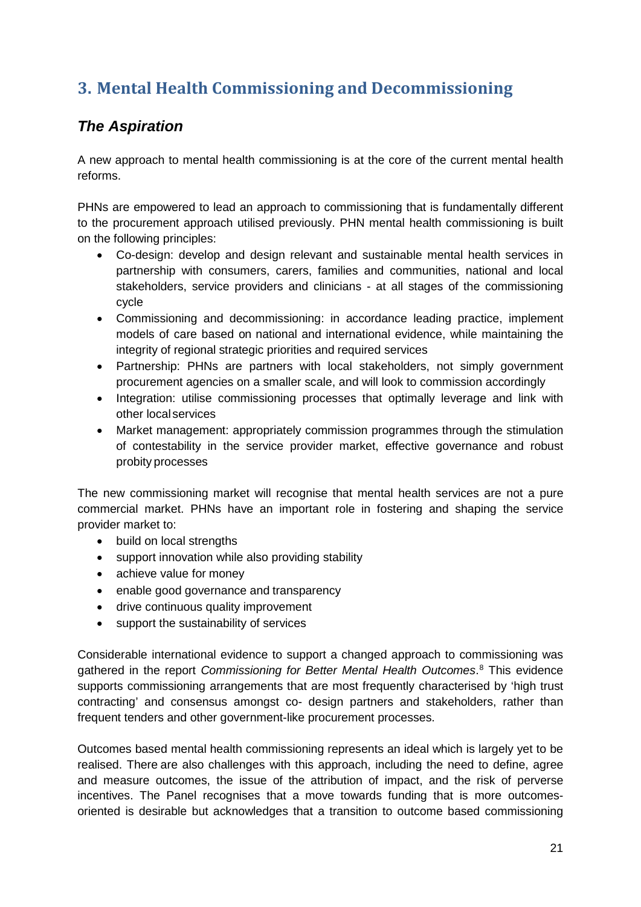## 3. Mental Health Commissioning and Decommissioning

### *The Aspiration*

A new approach to mental health commissioning is at the core of the current mental health reforms.

PHNs are empowered to lead an approach to commissioning that is fundamentally different to the procurement approach utilised previously. PHN mental health commissioning is built on the following principles:

- Co-design: develop and design relevant and sustainable mental health services in partnership with consumers, carers, families and communities, national and local stakeholders, service providers and clinicians - at all stages of the commissioning cycle
- Commissioning and decommissioning: in accordance leading practice, implement models of care based on national and international evidence, while maintaining the integrity of regional strategic priorities and required services
- Partnership: PHNs are partners with local stakeholders, not simply government procurement agencies on a smaller scale, and will look to commission accordingly
- Integration: utilise commissioning processes that optimally leverage and link with other local services
- Market management: appropriately commission programmes through the stimulation of contestability in the service provider market, effective governance and robust probity processes

The new commissioning market will recognise that mental health services are not a pure commercial market. PHNs have an important role in fostering and shaping the service provider market to:

- build on local strengths
- support innovation while also providing stability
- achieve value for money
- enable good governance and transparency
- drive continuous quality improvement
- support the sustainability of services

Considerable international evidence to support a changed approach to commissioning was gathered in the report *Commissioning for Better Mental Health Outcomes*.[8] This evidence supports commissioning arrangements that are most frequently characterised by 'high trust contracting' and consensus amongst co- design partners and stakeholders, rather than frequent tenders and other government-like procurement processes.

Outcomes based mental health commissioning represents an ideal which is largely yet to be realised. There are also challenges with this approach, including the need to define, agree and measure outcomes, the issue of the attribution of impact, and the risk of perverse incentives. The Panel recognises that a move towards funding that is more outcomes-oriented is desirable but acknowledges that a transition to outcome based commissioning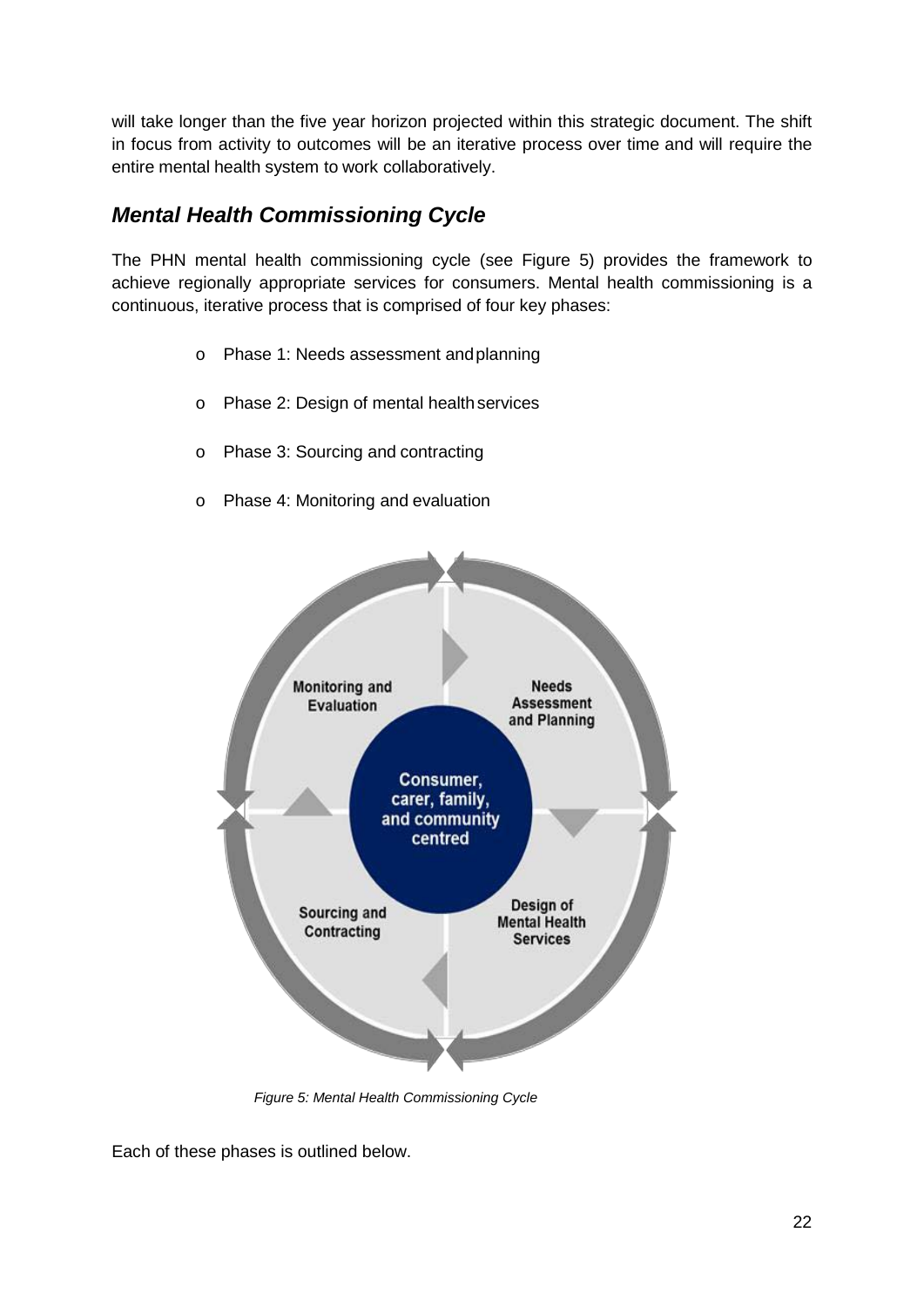will take longer than the five year horizon projected within this strategic document. The shift in focus from activity to outcomes will be an iterative process over time and will require the entire mental health system to work collaboratively.

## *Mental Health Commissioning Cycle*

The PHN mental health commissioning cycle (see Figure 5) provides the framework to achieve regionally appropriate services for consumers. Mental health commissioning is a continuous, iterative process that is comprised of four key phases:

- Phase 1: Needs assessment and planning
- Phase 2: Design of mental health services
- Phase 3: Sourcing and contracting
- Phase 4: Monitoring and evaluation

*Figure 5: Mental Health Commissioning Cycle*

Each of these phases is outlined below.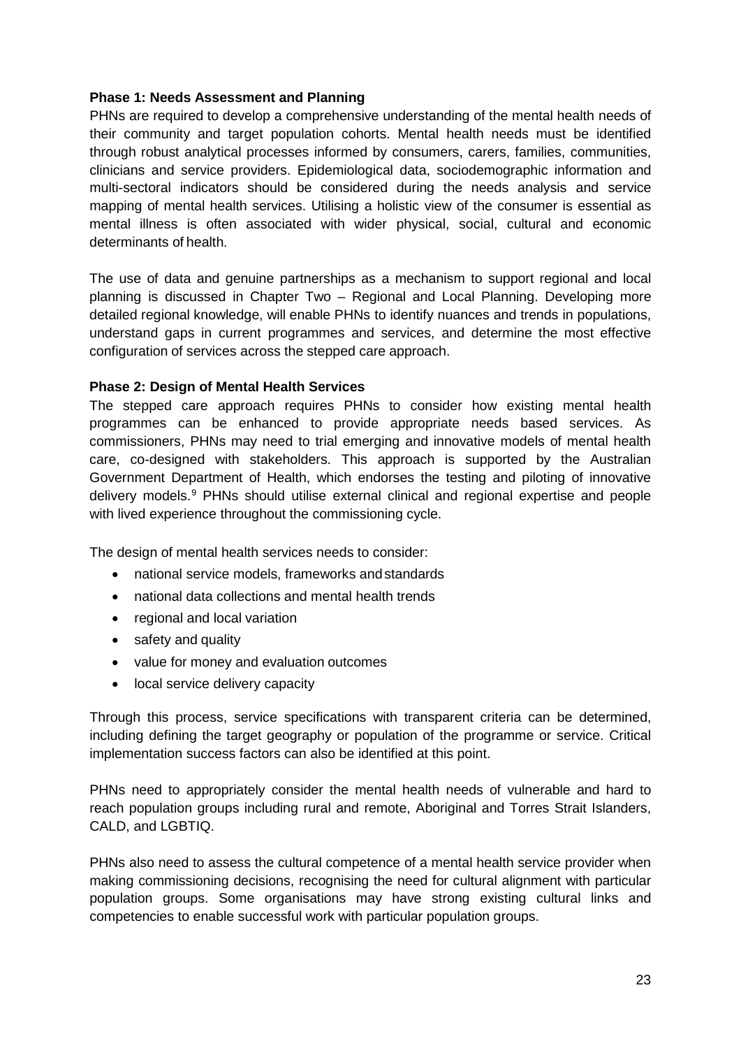**Phase 1: Needs Assessment and Planning**

PHNs are required to develop a comprehensive understanding of the mental health needs of their community and target population cohorts. Mental health needs must be identified through robust analytical processes informed by consumers, carers, families, communities, clinicians and service providers. Epidemiological data, sociodemographic information and multi-sectoral indicators should be considered during the needs analysis and service mapping of mental health services. Utilising a holistic view of the consumer is essential as mental illness is often associated with wider physical, social, cultural and economic determinants of health.

The use of data and genuine partnerships as a mechanism to support regional and local planning is discussed in Chapter Two – Regional and Local Planning. Developing more detailed regional knowledge, will enable PHNs to identify nuances and trends in populations, understand gaps in current programmes and services, and determine the most effective configuration of services across the stepped care approach.

**Phase 2: Design of Mental Health Services**

The stepped care approach requires PHNs to consider how existing mental health programmes can be enhanced to provide appropriate needs based services. As commissioners, PHNs may need to trial emerging and innovative models of mental health care, co-designed with stakeholders. This approach is supported by the Australian Government Department of Health, which endorses the testing and piloting of innovative delivery models.[9] PHNs should utilise external clinical and regional expertise and people with lived experience throughout the commissioning cycle.

The design of mental health services needs to consider:

- national service models, frameworks and standards
- national data collections and mental health trends
- regional and local variation
- safety and quality
- value for money and evaluation outcomes
- local service delivery capacity

Through this process, service specifications with transparent criteria can be determined, including defining the target geography or population of the programme or service. Critical implementation success factors can also be identified at this point.

PHNs need to appropriately consider the mental health needs of vulnerable and hard to reach population groups including rural and remote, Aboriginal and Torres Strait Islanders, CALD, and LGBTIQ.

PHNs also need to assess the cultural competence of a mental health service provider when making commissioning decisions, recognising the need for cultural alignment with particular population groups. Some organisations may have strong existing cultural links and competencies to enable successful work with particular population groups.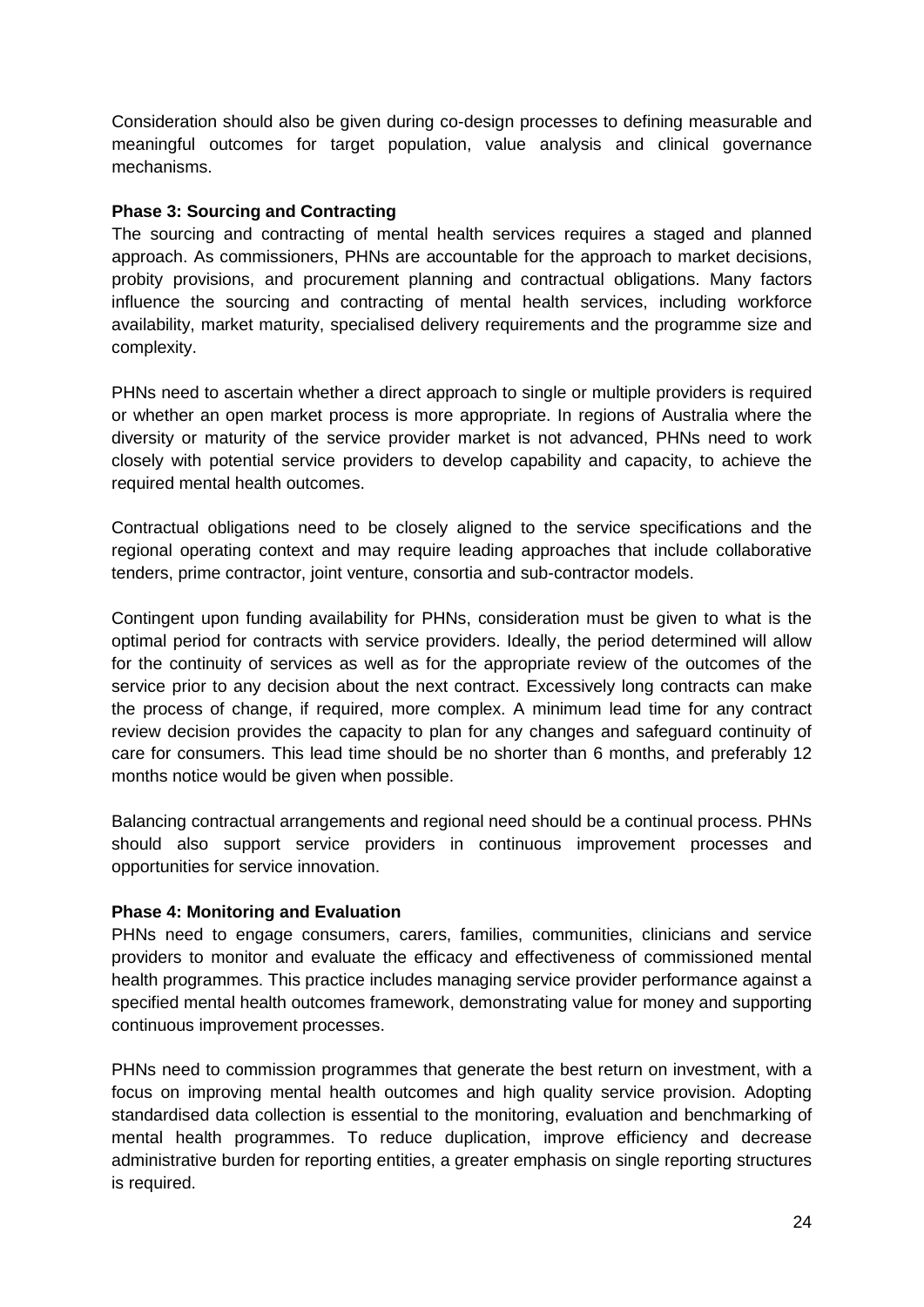Consideration should also be given during co-design processes to defining measurable and meaningful outcomes for target population, value analysis and clinical governance mechanisms.

**Phase 3: Sourcing and Contracting**

The sourcing and contracting of mental health services requires a staged and planned approach. As commissioners, PHNs are accountable for the approach to market decisions, probity provisions, and procurement planning and contractual obligations. Many factors influence the sourcing and contracting of mental health services, including workforce availability, market maturity, specialised delivery requirements and the programme size and complexity.

PHNs need to ascertain whether a direct approach to single or multiple providers is required or whether an open market process is more appropriate. In regions of Australia where the diversity or maturity of the service provider market is not advanced, PHNs need to work closely with potential service providers to develop capability and capacity, to achieve the required mental health outcomes.

Contractual obligations need to be closely aligned to the service specifications and the regional operating context and may require leading approaches that include collaborative tenders, prime contractor, joint venture, consortia and sub-contractor models.

Contingent upon funding availability for PHNs, consideration must be given to what is the optimal period for contracts with service providers. Ideally, the period determined will allow for the continuity of services as well as for the appropriate review of the outcomes of the service prior to any decision about the next contract. Excessively long contracts can make the process of change, if required, more complex. A minimum lead time for any contract review decision provides the capacity to plan for any changes and safeguard continuity of care for consumers. This lead time should be no shorter than 6 months, and preferably 12 months notice would be given when possible.

Balancing contractual arrangements and regional need should be a continual process. PHNs should also support service providers in continuous improvement processes and opportunities for service innovation.

**Phase 4: Monitoring and Evaluation**

PHNs need to engage consumers, carers, families, communities, clinicians and service providers to monitor and evaluate the efficacy and effectiveness of commissioned mental health programmes. This practice includes managing service provider performance against a specified mental health outcomes framework, demonstrating value for money and supporting continuous improvement processes.

PHNs need to commission programmes that generate the best return on investment, with a focus on improving mental health outcomes and high quality service provision. Adopting standardised data collection is essential to the monitoring, evaluation and benchmarking of mental health programmes. To reduce duplication, improve efficiency and decrease administrative burden for reporting entities, a greater emphasis on single reporting structures is required.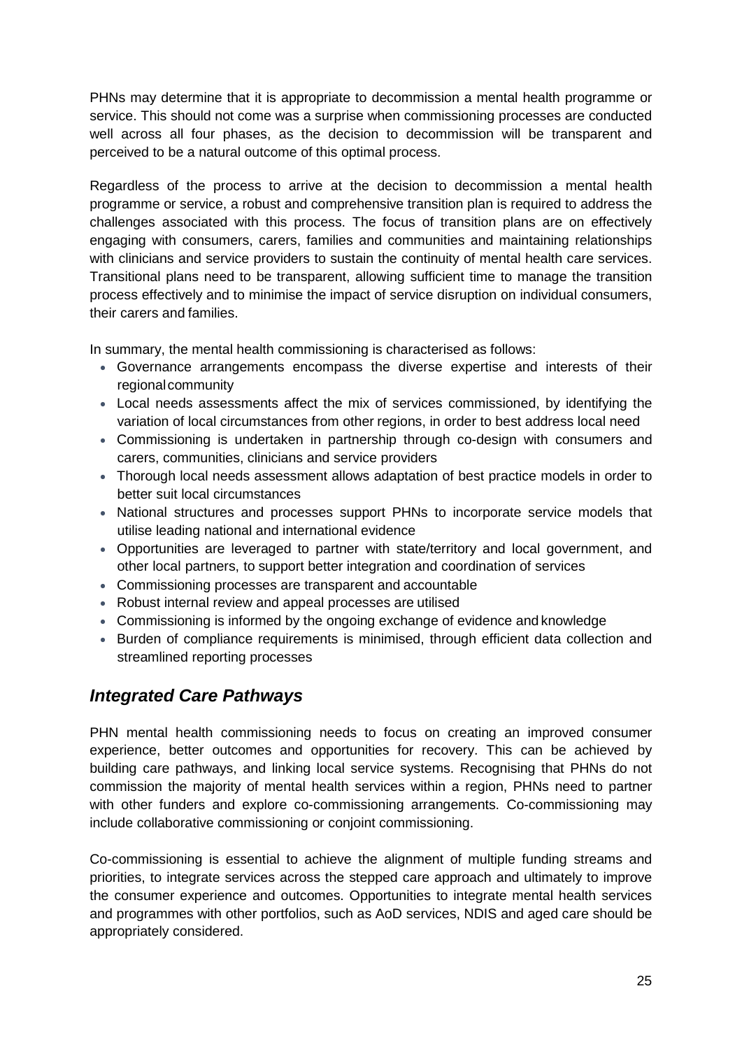PHNs may determine that it is appropriate to decommission a mental health programme or service. This should not come was a surprise when commissioning processes are conducted well across all four phases, as the decision to decommission will be transparent and perceived to be a natural outcome of this optimal process.

Regardless of the process to arrive at the decision to decommission a mental health programme or service, a robust and comprehensive transition plan is required to address the challenges associated with this process. The focus of transition plans are on effectively engaging with consumers, carers, families and communities and maintaining relationships with clinicians and service providers to sustain the continuity of mental health care services. Transitional plans need to be transparent, allowing sufficient time to manage the transition process effectively and to minimise the impact of service disruption on individual consumers, their carers and families.

In summary, the mental health commissioning is characterised as follows:

- Governance arrangements encompass the diverse expertise and interests of their regional community
- Local needs assessments affect the mix of services commissioned, by identifying the variation of local circumstances from other regions, in order to best address local need
- Commissioning is undertaken in partnership through co-design with consumers and carers, communities, clinicians and service providers
- Thorough local needs assessment allows adaptation of best practice models in order to better suit local circumstances
- National structures and processes support PHNs to incorporate service models that utilise leading national and international evidence
- Opportunities are leveraged to partner with state/territory and local government, and other local partners, to support better integration and coordination of services
- Commissioning processes are transparent and accountable
- Robust internal review and appeal processes are utilised
- Commissioning is informed by the ongoing exchange of evidence and knowledge
- Burden of compliance requirements is minimised, through efficient data collection and streamlined reporting processes

## *Integrated Care Pathways*

PHN mental health commissioning needs to focus on creating an improved consumer experience, better outcomes and opportunities for recovery. This can be achieved by building care pathways, and linking local service systems. Recognising that PHNs do not commission the majority of mental health services within a region, PHNs need to partner with other funders and explore co-commissioning arrangements. Co-commissioning may include collaborative commissioning or conjoint commissioning.

Co-commissioning is essential to achieve the alignment of multiple funding streams and priorities, to integrate services across the stepped care approach and ultimately to improve the consumer experience and outcomes. Opportunities to integrate mental health services and programmes with other portfolios, such as AoD services, NDIS and aged care should be appropriately considered.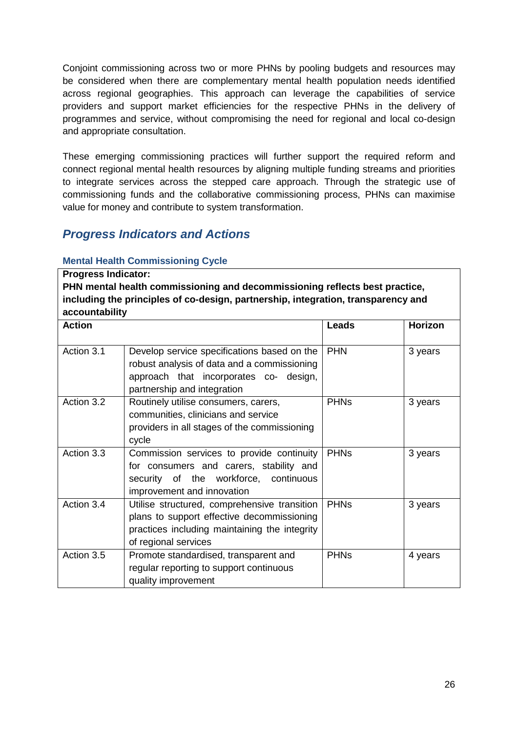Conjoint commissioning across two or more PHNs by pooling budgets and resources may be considered when there are complementary mental health population needs identified across regional geographies. This approach can leverage the capabilities of service providers and support market efficiencies for the respective PHNs in the delivery of programmes and service, without compromising the need for regional and local co-design and appropriate consultation.

These emerging commissioning practices will further support the required reform and connect regional mental health resources by aligning multiple funding streams and priorities to integrate services across the stepped care approach. Through the strategic use of commissioning funds and the collaborative commissioning process, PHNs can maximise value for money and contribute to system transformation.

## *Progress Indicators and Actions*

### Mental Health Commissioning Cycle

| **Progress Indicator: PHN mental health commissioning and decommissioning reflects best practice, including the principles of co-design, partnership, integration, transparency and accountability** | | | |
|---|---|---|---|
| **Action** | | **Leads** | **Horizon** |
| Action 3.1 | Develop service specifications based on the robust analysis of data and a commissioning approach that incorporates co- design, partnership and integration | PHN | 3 years |
| Action 3.2 | Routinely utilise consumers, carers, communities, clinicians and service providers in all stages of the commissioning cycle | PHNs | 3 years |
| Action 3.3 | Commission services to provide continuity for consumers and carers, stability and security of the workforce, continuous improvement and innovation | PHNs | 3 years |
| Action 3.4 | Utilise structured, comprehensive transition plans to support effective decommissioning practices including maintaining the integrity of regional services | PHNs | 3 years |
| Action 3.5 | Promote standardised, transparent and regular reporting to support continuous quality improvement | PHNs | 4 years |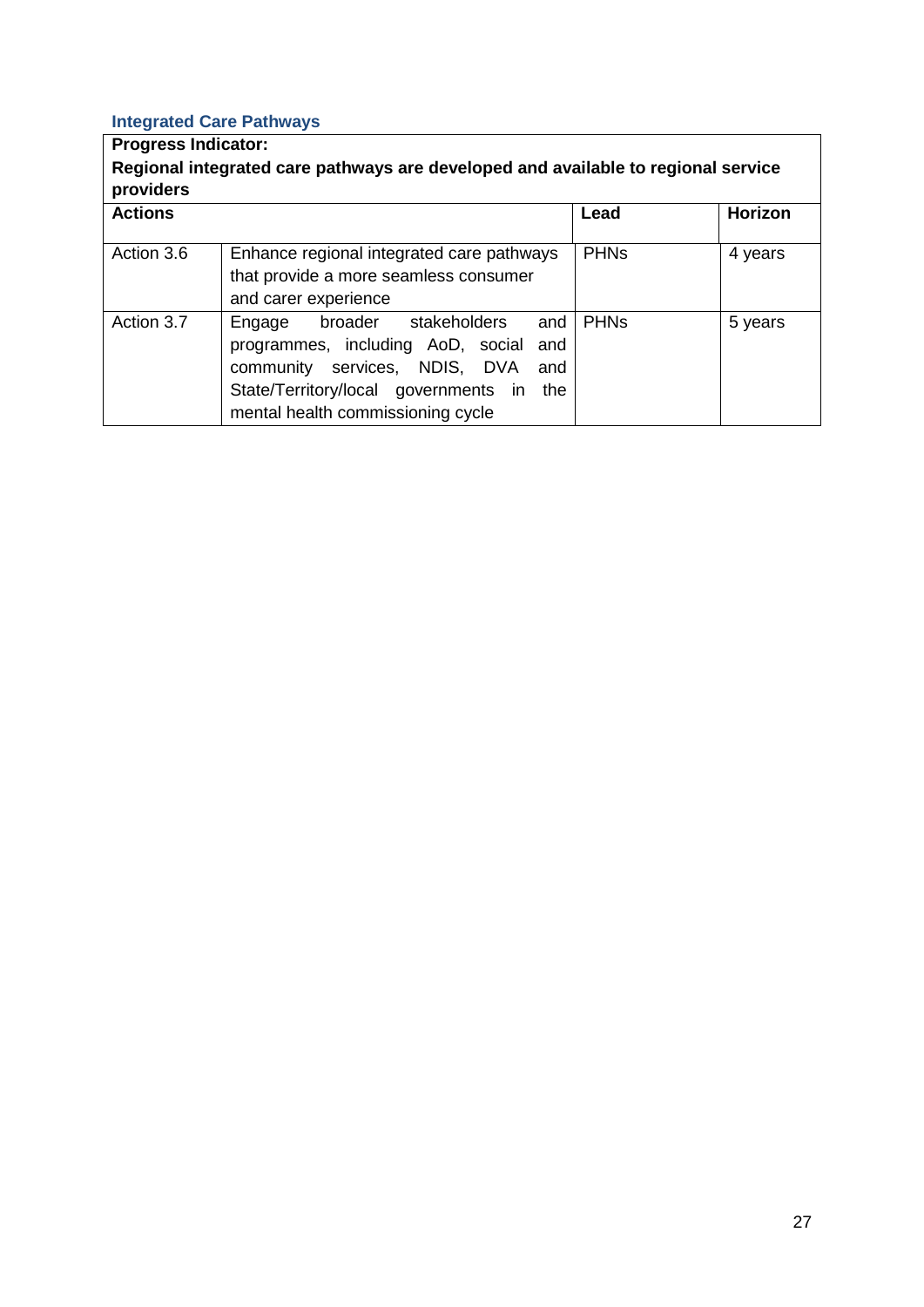### Integrated Care Pathways

| **Progress Indicator:**<br>**Regional integrated care pathways are developed and available to regional service providers** | | | |
|---|---|---|---|
| **Actions** | | **Lead** | **Horizon** |
| Action 3.6 | Enhance regional integrated care pathways that provide a more seamless consumer and carer experience | PHNs | 4 years |
| Action 3.7 | Engage broader stakeholders and programmes, including AoD, social and community services, NDIS, DVA and State/Territory/local governments in the mental health commissioning cycle | PHNs | 5 years |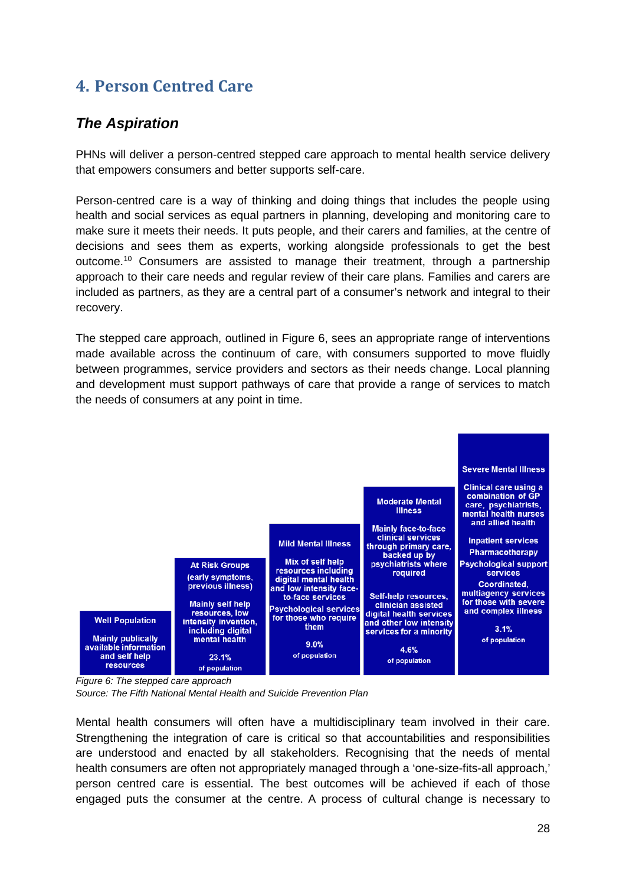# 4. Person Centred Care

## *The Aspiration*

PHNs will deliver a person-centred stepped care approach to mental health service delivery that empowers consumers and better supports self-care.

Person-centred care is a way of thinking and doing things that includes the people using health and social services as equal partners in planning, developing and monitoring care to make sure it meets their needs. It puts people, and their carers and families, at the centre of decisions and sees them as experts, working alongside professionals to get the best outcome.[10] Consumers are assisted to manage their treatment, through a partnership approach to their care needs and regular review of their care plans. Families and carers are included as partners, as they are a central part of a consumer's network and integral to their recovery.

The stepped care approach, outlined in Figure 6, sees an appropriate range of interventions made available across the continuum of care, with consumers supported to move fluidly between programmes, service providers and sectors as their needs change. Local planning and development must support pathways of care that provide a range of services to match the needs of consumers at any point in time.

| Well Population | At Risk Groups (early symptoms, previous illness) | Mild Mental Illness | Moderate Mental Illness | Severe Mental Illness |
|---|---|---|---|---|
| Mainly publicly available information and self help resources | Mainly self help resources, low intensity invention, including digital mental health | Mix of self help resources including digital mental health and low intensity face-to-face services<br>Psychological services for those who require them | Mainly face-to-face clinical services through primary care, backed up by psychiatrists where required<br>Self-help resources, clinician assisted digital health services and other low intensity services for a minority | Clinical care using a combination of GP care, psychiatrists, mental health nurses and allied health<br>Inpatient services<br>Pharmacotherapy<br>Psychological support services<br>Coordinated, multiagency services for those with severe and complex illness |
| | 23.1% of population | 9.0% of population | 4.6% of population | 3.1% of population |

*Figure 6: The stepped care approach*
*Source: The Fifth National Mental Health and Suicide Prevention Plan*

Mental health consumers will often have a multidisciplinary team involved in their care. Strengthening the integration of care is critical so that accountabilities and responsibilities are understood and enacted by all stakeholders. Recognising that the needs of mental health consumers are often not appropriately managed through a 'one-size-fits-all approach,' person centred care is essential. The best outcomes will be achieved if each of those engaged puts the consumer at the centre. A process of cultural change is necessary to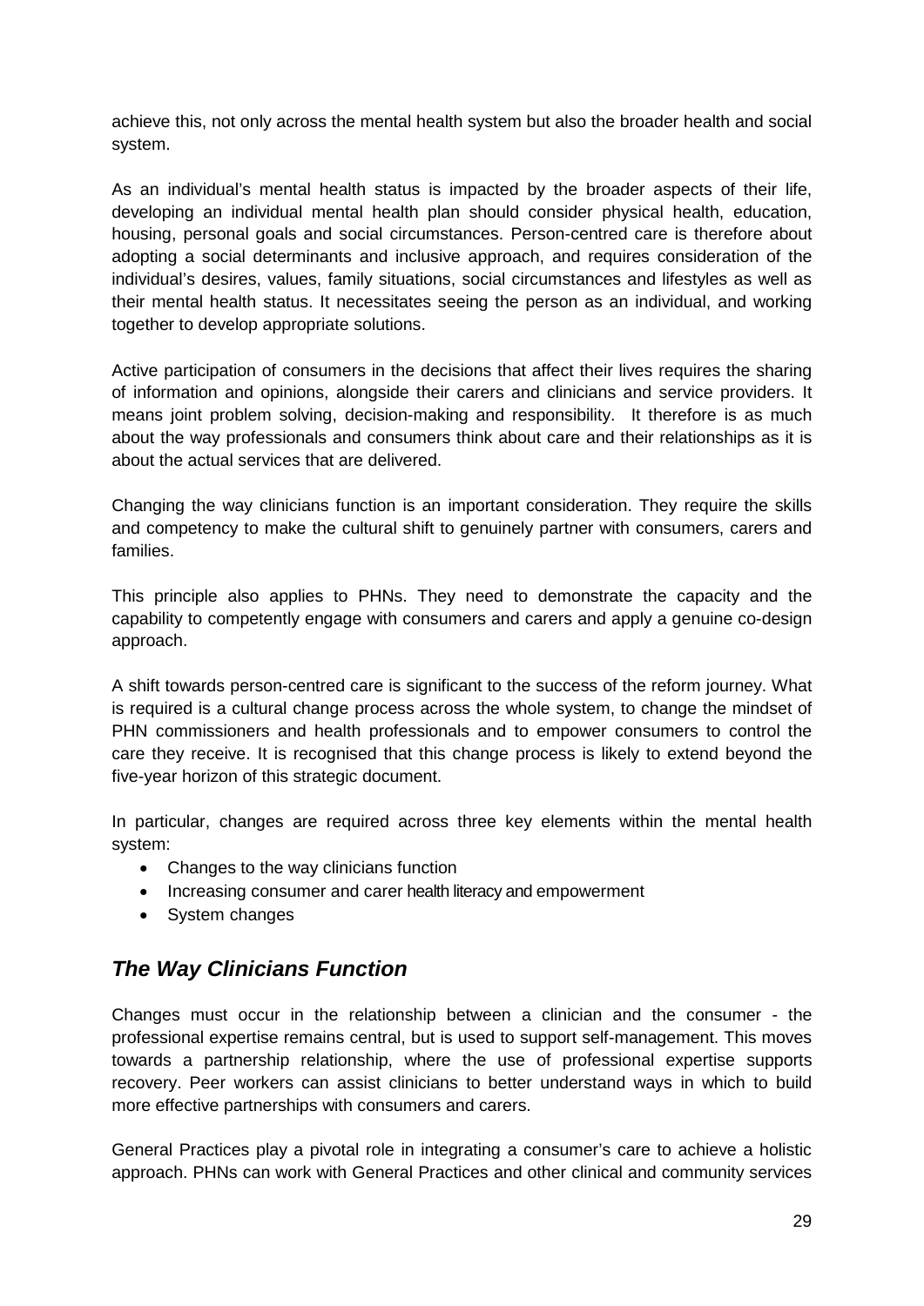achieve this, not only across the mental health system but also the broader health and social system.

As an individual's mental health status is impacted by the broader aspects of their life, developing an individual mental health plan should consider physical health, education, housing, personal goals and social circumstances. Person-centred care is therefore about adopting a social determinants and inclusive approach, and requires consideration of the individual's desires, values, family situations, social circumstances and lifestyles as well as their mental health status. It necessitates seeing the person as an individual, and working together to develop appropriate solutions.

Active participation of consumers in the decisions that affect their lives requires the sharing of information and opinions, alongside their carers and clinicians and service providers. It means joint problem solving, decision-making and responsibility. It therefore is as much about the way professionals and consumers think about care and their relationships as it is about the actual services that are delivered.

Changing the way clinicians function is an important consideration. They require the skills and competency to make the cultural shift to genuinely partner with consumers, carers and families.

This principle also applies to PHNs. They need to demonstrate the capacity and the capability to competently engage with consumers and carers and apply a genuine co-design approach.

A shift towards person-centred care is significant to the success of the reform journey. What is required is a cultural change process across the whole system, to change the mindset of PHN commissioners and health professionals and to empower consumers to control the care they receive. It is recognised that this change process is likely to extend beyond the five-year horizon of this strategic document.

In particular, changes are required across three key elements within the mental health system:

- Changes to the way clinicians function
- Increasing consumer and carer health literacy and empowerment
- System changes

## *The Way Clinicians Function*

Changes must occur in the relationship between a clinician and the consumer - the professional expertise remains central, but is used to support self-management. This moves towards a partnership relationship, where the use of professional expertise supports recovery. Peer workers can assist clinicians to better understand ways in which to build more effective partnerships with consumers and carers.

General Practices play a pivotal role in integrating a consumer's care to achieve a holistic approach. PHNs can work with General Practices and other clinical and community services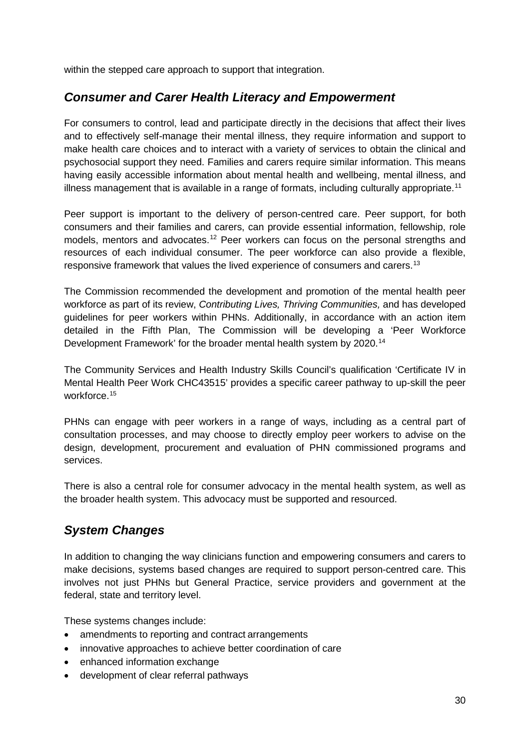within the stepped care approach to support that integration.

## *Consumer and Carer Health Literacy and Empowerment*

For consumers to control, lead and participate directly in the decisions that affect their lives and to effectively self-manage their mental illness, they require information and support to make health care choices and to interact with a variety of services to obtain the clinical and psychosocial support they need. Families and carers require similar information. This means having easily accessible information about mental health and wellbeing, mental illness, and illness management that is available in a range of formats, including culturally appropriate.[11]

Peer support is important to the delivery of person-centred care. Peer support, for both consumers and their families and carers, can provide essential information, fellowship, role models, mentors and advocates.[12] Peer workers can focus on the personal strengths and resources of each individual consumer. The peer workforce can also provide a flexible, responsive framework that values the lived experience of consumers and carers.[13]

The Commission recommended the development and promotion of the mental health peer workforce as part of its review, *Contributing Lives, Thriving Communities,* and has developed guidelines for peer workers within PHNs. Additionally, in accordance with an action item detailed in the Fifth Plan, The Commission will be developing a 'Peer Workforce Development Framework' for the broader mental health system by 2020.[14]

The Community Services and Health Industry Skills Council's qualification 'Certificate IV in Mental Health Peer Work CHC43515' provides a specific career pathway to up-skill the peer workforce.[15]

PHNs can engage with peer workers in a range of ways, including as a central part of consultation processes, and may choose to directly employ peer workers to advise on the design, development, procurement and evaluation of PHN commissioned programs and services.

There is also a central role for consumer advocacy in the mental health system, as well as the broader health system. This advocacy must be supported and resourced.

## *System Changes*

In addition to changing the way clinicians function and empowering consumers and carers to make decisions, systems based changes are required to support person-centred care. This involves not just PHNs but General Practice, service providers and government at the federal, state and territory level.

These systems changes include:

- amendments to reporting and contract arrangements
- innovative approaches to achieve better coordination of care
- enhanced information exchange
- development of clear referral pathways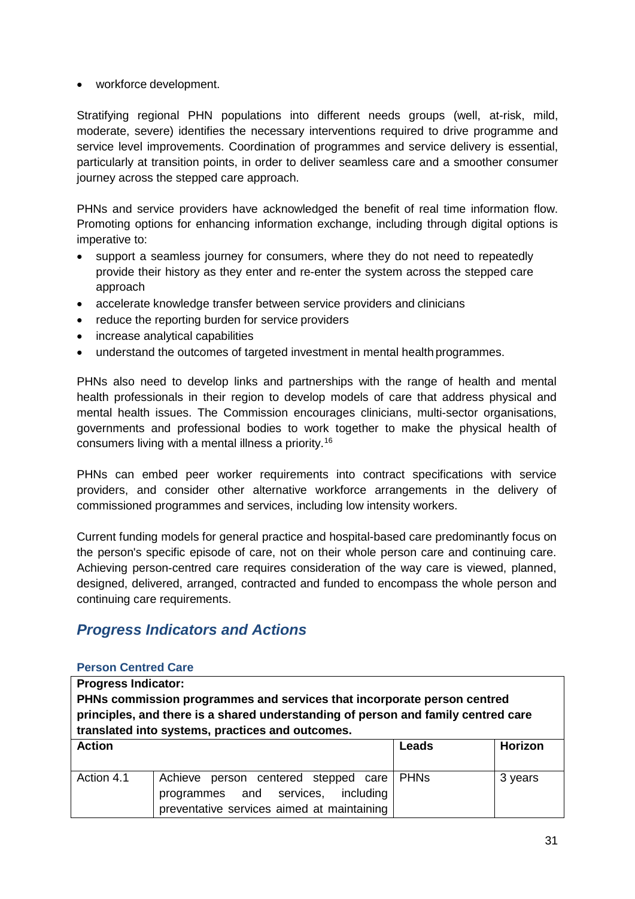- workforce development.

Stratifying regional PHN populations into different needs groups (well, at-risk, mild, moderate, severe) identifies the necessary interventions required to drive programme and service level improvements. Coordination of programmes and service delivery is essential, particularly at transition points, in order to deliver seamless care and a smoother consumer journey across the stepped care approach.

PHNs and service providers have acknowledged the benefit of real time information flow. Promoting options for enhancing information exchange, including through digital options is imperative to:

- support a seamless journey for consumers, where they do not need to repeatedly provide their history as they enter and re-enter the system across the stepped care approach
- accelerate knowledge transfer between service providers and clinicians
- reduce the reporting burden for service providers
- increase analytical capabilities
- understand the outcomes of targeted investment in mental health programmes.

PHNs also need to develop links and partnerships with the range of health and mental health professionals in their region to develop models of care that address physical and mental health issues. The Commission encourages clinicians, multi-sector organisations, governments and professional bodies to work together to make the physical health of consumers living with a mental illness a priority.[16]

PHNs can embed peer worker requirements into contract specifications with service providers, and consider other alternative workforce arrangements in the delivery of commissioned programmes and services, including low intensity workers.

Current funding models for general practice and hospital-based care predominantly focus on the person's specific episode of care, not on their whole person care and continuing care. Achieving person-centred care requires consideration of the way care is viewed, planned, designed, delivered, arranged, contracted and funded to encompass the whole person and continuing care requirements.

## *Progress Indicators and Actions*

### Person Centred Care

| **Progress Indicator: PHNs commission programmes and services that incorporate person centred principles, and there is a shared understanding of person and family centred care translated into systems, practices and outcomes.** | | | |
|---|---|---|---|
| **Action** | | **Leads** | **Horizon** |
| Action 4.1 | Achieve person centered stepped care programmes and services, including preventative services aimed at maintaining | PHNs | 3 years |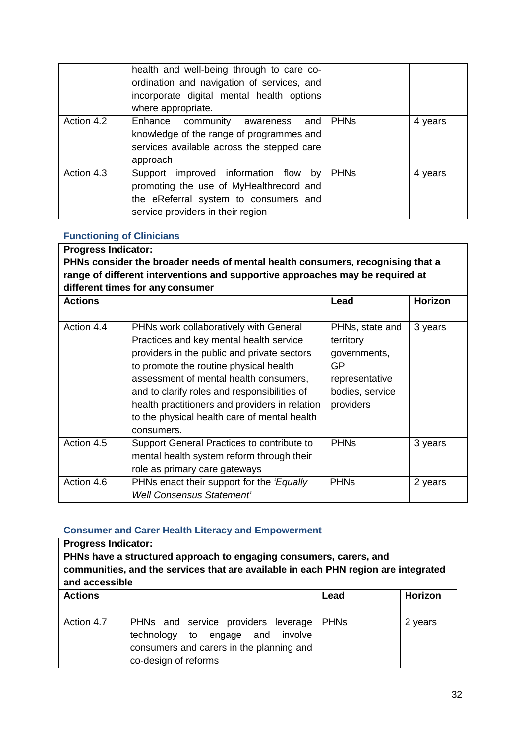| | | | |
|---|---|---|---|
| | health and well-being through to care co-ordination and navigation of services, and incorporate digital mental health options where appropriate. | | |
| Action 4.2 | Enhance community awareness and knowledge of the range of programmes and services available across the stepped care approach | PHNs | 4 years |
| Action 4.3 | Support improved information flow by promoting the use of MyHealthrecord and the eReferral system to consumers and service providers in their region | PHNs | 4 years |

### Functioning of Clinicians

**Progress Indicator:**
**PHNs consider the broader needs of mental health consumers, recognising that a range of different interventions and supportive approaches may be required at different times for any consumer**

| **Actions** | | **Lead** | **Horizon** |
|---|---|---|---|
| Action 4.4 | PHNs work collaboratively with General Practices and key mental health service providers in the public and private sectors to promote the routine physical health assessment of mental health consumers, and to clarify roles and responsibilities of health practitioners and providers in relation to the physical health care of mental health consumers. | PHNs, state and territory governments, GP representative bodies, service providers | 3 years |
| Action 4.5 | Support General Practices to contribute to mental health system reform through their role as primary care gateways | PHNs | 3 years |
| Action 4.6 | PHNs enact their support for the *'Equally Well Consensus Statement'* | PHNs | 2 years |

### Consumer and Carer Health Literacy and Empowerment

**Progress Indicator:**
**PHNs have a structured approach to engaging consumers, carers, and communities, and the services that are available in each PHN region are integrated and accessible**

| **Actions** | | **Lead** | **Horizon** |
|---|---|---|---|
| Action 4.7 | PHNs and service providers leverage technology to engage and involve consumers and carers in the planning and co-design of reforms | PHNs | 2 years |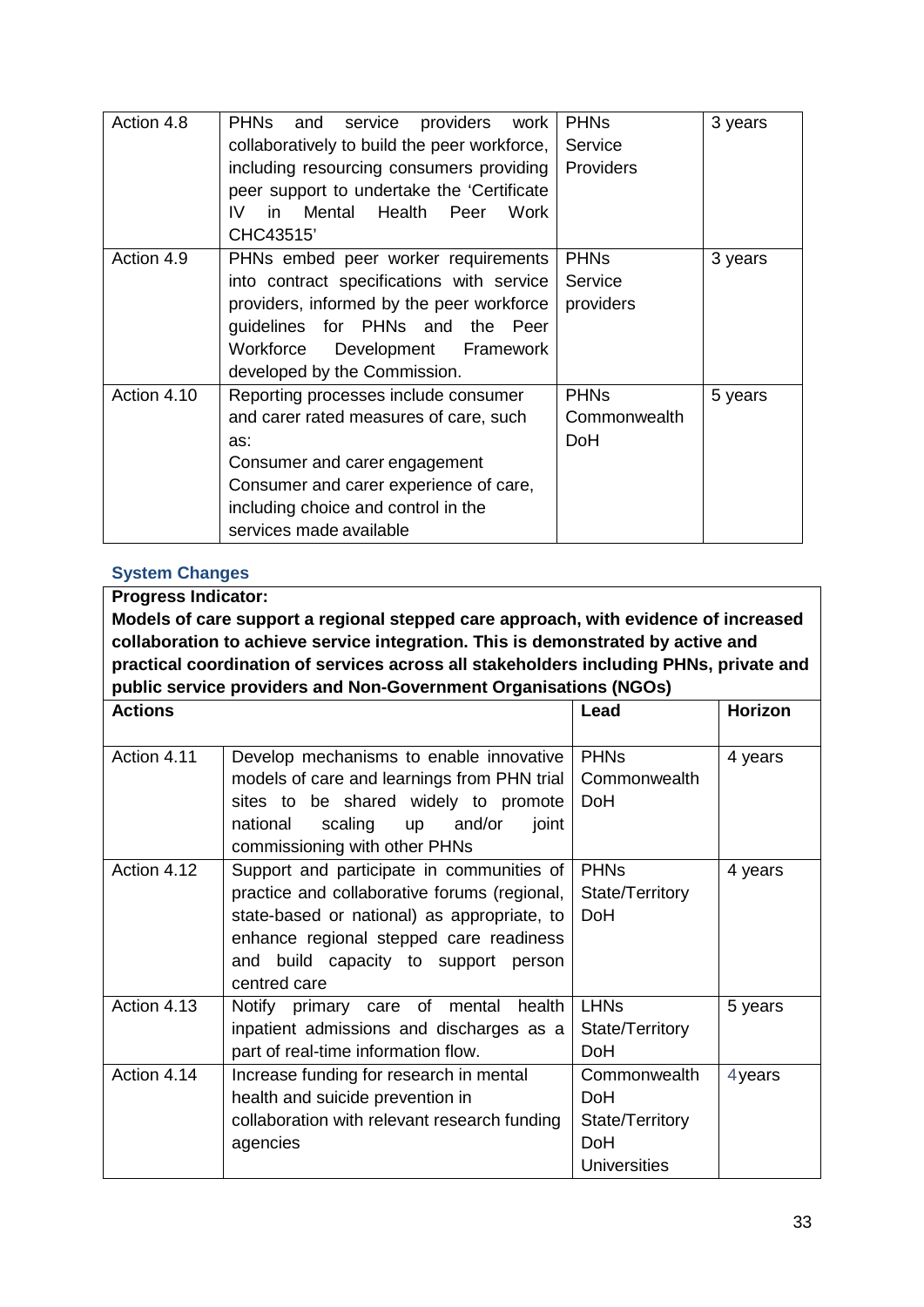| | | | |
|---|---|---|---|
| Action 4.8 | PHNs and service providers work collaboratively to build the peer workforce, including resourcing consumers providing peer support to undertake the 'Certificate IV in Mental Health Peer Work CHC43515' | PHNs<br>Service Providers | 3 years |
| Action 4.9 | PHNs embed peer worker requirements into contract specifications with service providers, informed by the peer workforce guidelines for PHNs and the Peer Workforce Development Framework developed by the Commission. | PHNs<br>Service providers | 3 years |
| Action 4.10 | Reporting processes include consumer and carer rated measures of care, such as:<br>Consumer and carer engagement<br>Consumer and carer experience of care, including choice and control in the services made available | PHNs<br>Commonwealth DoH | 5 years |

### System Changes

| **Progress Indicator:**<br>**Models of care support a regional stepped care approach, with evidence of increased collaboration to achieve service integration. This is demonstrated by active and practical coordination of services across all stakeholders including PHNs, private and public service providers and Non-Government Organisations (NGOs)** | | | |
|---|---|---|---|
| **Actions** | | **Lead** | **Horizon** |
| Action 4.11 | Develop mechanisms to enable innovative models of care and learnings from PHN trial sites to be shared widely to promote national scaling up and/or joint commissioning with other PHNs | PHNs<br>Commonwealth DoH | 4 years |
| Action 4.12 | Support and participate in communities of practice and collaborative forums (regional, state-based or national) as appropriate, to enhance regional stepped care readiness and build capacity to support person centred care | PHNs<br>State/Territory DoH | 4 years |
| Action 4.13 | Notify primary care of mental health inpatient admissions and discharges as a part of real-time information flow. | LHNs<br>State/Territory DoH | 5 years |
| Action 4.14 | Increase funding for research in mental health and suicide prevention in collaboration with relevant research funding agencies | Commonwealth DoH<br>State/Territory DoH<br>Universities | 4 years |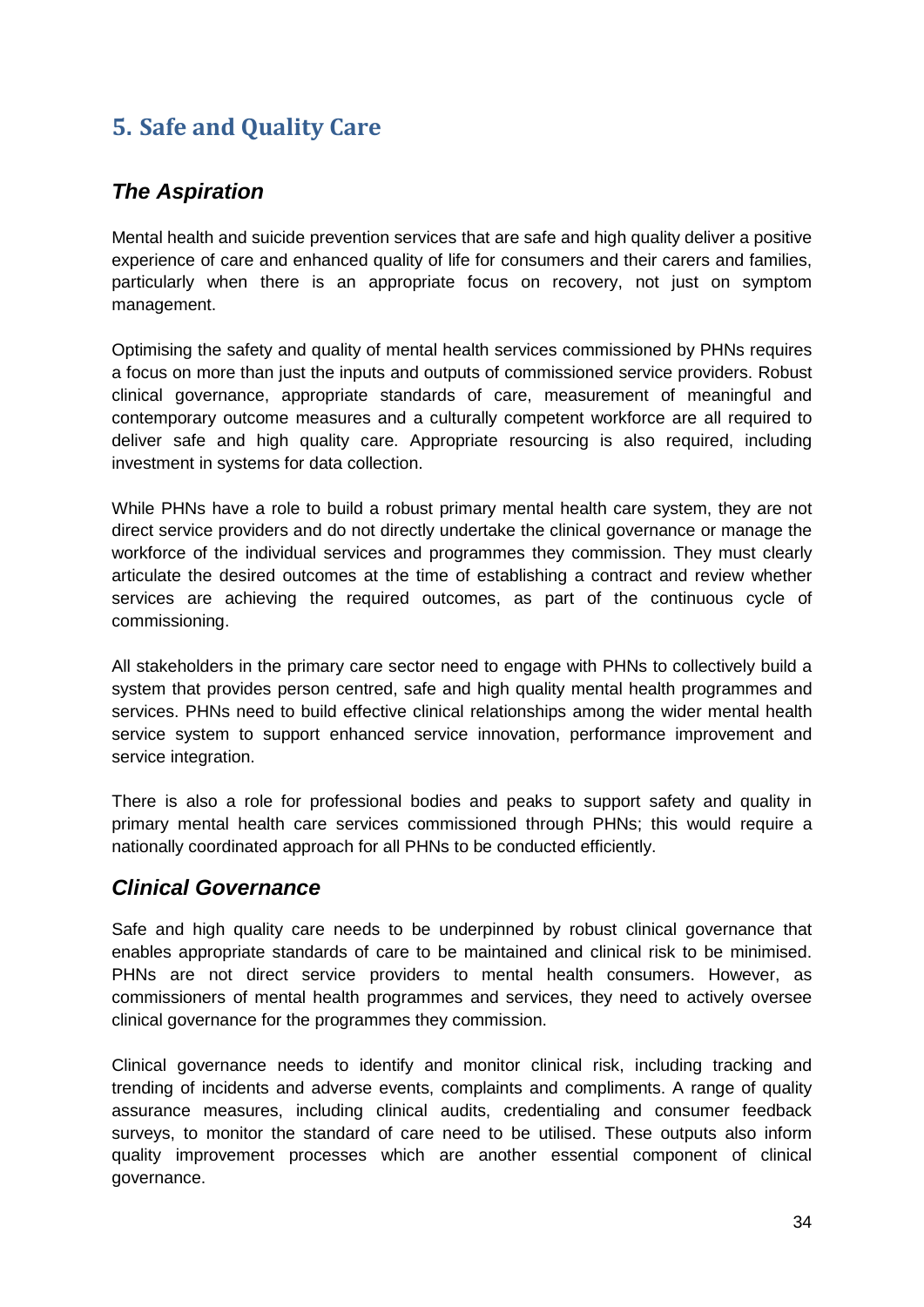## 5. Safe and Quality Care

### *The Aspiration*

Mental health and suicide prevention services that are safe and high quality deliver a positive experience of care and enhanced quality of life for consumers and their carers and families, particularly when there is an appropriate focus on recovery, not just on symptom management.

Optimising the safety and quality of mental health services commissioned by PHNs requires a focus on more than just the inputs and outputs of commissioned service providers. Robust clinical governance, appropriate standards of care, measurement of meaningful and contemporary outcome measures and a culturally competent workforce are all required to deliver safe and high quality care. Appropriate resourcing is also required, including investment in systems for data collection.

While PHNs have a role to build a robust primary mental health care system, they are not direct service providers and do not directly undertake the clinical governance or manage the workforce of the individual services and programmes they commission. They must clearly articulate the desired outcomes at the time of establishing a contract and review whether services are achieving the required outcomes, as part of the continuous cycle of commissioning.

All stakeholders in the primary care sector need to engage with PHNs to collectively build a system that provides person centred, safe and high quality mental health programmes and services. PHNs need to build effective clinical relationships among the wider mental health service system to support enhanced service innovation, performance improvement and service integration.

There is also a role for professional bodies and peaks to support safety and quality in primary mental health care services commissioned through PHNs; this would require a nationally coordinated approach for all PHNs to be conducted efficiently.

### *Clinical Governance*

Safe and high quality care needs to be underpinned by robust clinical governance that enables appropriate standards of care to be maintained and clinical risk to be minimised. PHNs are not direct service providers to mental health consumers. However, as commissioners of mental health programmes and services, they need to actively oversee clinical governance for the programmes they commission.

Clinical governance needs to identify and monitor clinical risk, including tracking and trending of incidents and adverse events, complaints and compliments. A range of quality assurance measures, including clinical audits, credentialing and consumer feedback surveys, to monitor the standard of care need to be utilised. These outputs also inform quality improvement processes which are another essential component of clinical governance.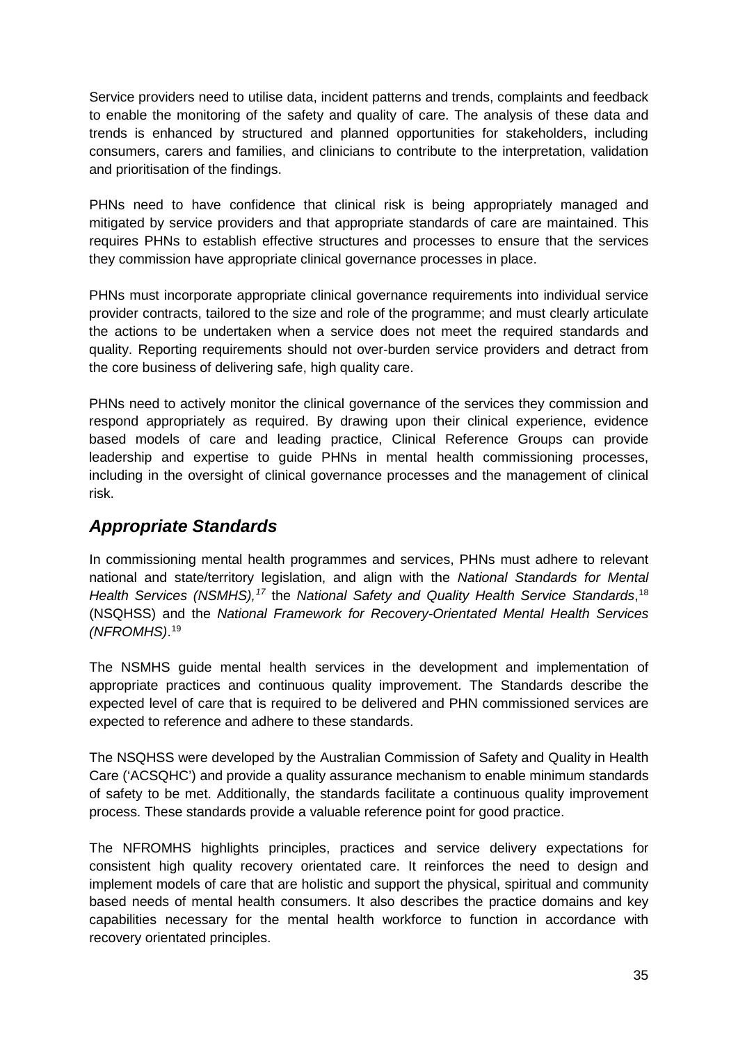Service providers need to utilise data, incident patterns and trends, complaints and feedback to enable the monitoring of the safety and quality of care. The analysis of these data and trends is enhanced by structured and planned opportunities for stakeholders, including consumers, carers and families, and clinicians to contribute to the interpretation, validation and prioritisation of the findings.

PHNs need to have confidence that clinical risk is being appropriately managed and mitigated by service providers and that appropriate standards of care are maintained. This requires PHNs to establish effective structures and processes to ensure that the services they commission have appropriate clinical governance processes in place.

PHNs must incorporate appropriate clinical governance requirements into individual service provider contracts, tailored to the size and role of the programme; and must clearly articulate the actions to be undertaken when a service does not meet the required standards and quality. Reporting requirements should not over-burden service providers and detract from the core business of delivering safe, high quality care.

PHNs need to actively monitor the clinical governance of the services they commission and respond appropriately as required. By drawing upon their clinical experience, evidence based models of care and leading practice, Clinical Reference Groups can provide leadership and expertise to guide PHNs in mental health commissioning processes, including in the oversight of clinical governance processes and the management of clinical risk.

## *Appropriate Standards*

In commissioning mental health programmes and services, PHNs must adhere to relevant national and state/territory legislation, and align with the *National Standards for Mental Health Services (NSMHS),*[17] the *National Safety and Quality Health Service Standards*,[18] (NSQHSS) and the *National Framework for Recovery-Orientated Mental Health Services (NFROMHS)*.[19]

The NSMHS guide mental health services in the development and implementation of appropriate practices and continuous quality improvement. The Standards describe the expected level of care that is required to be delivered and PHN commissioned services are expected to reference and adhere to these standards.

The NSQHSS were developed by the Australian Commission of Safety and Quality in Health Care ('ACSQHC') and provide a quality assurance mechanism to enable minimum standards of safety to be met. Additionally, the standards facilitate a continuous quality improvement process. These standards provide a valuable reference point for good practice.

The NFROMHS highlights principles, practices and service delivery expectations for consistent high quality recovery orientated care. It reinforces the need to design and implement models of care that are holistic and support the physical, spiritual and community based needs of mental health consumers. It also describes the practice domains and key capabilities necessary for the mental health workforce to function in accordance with recovery orientated principles.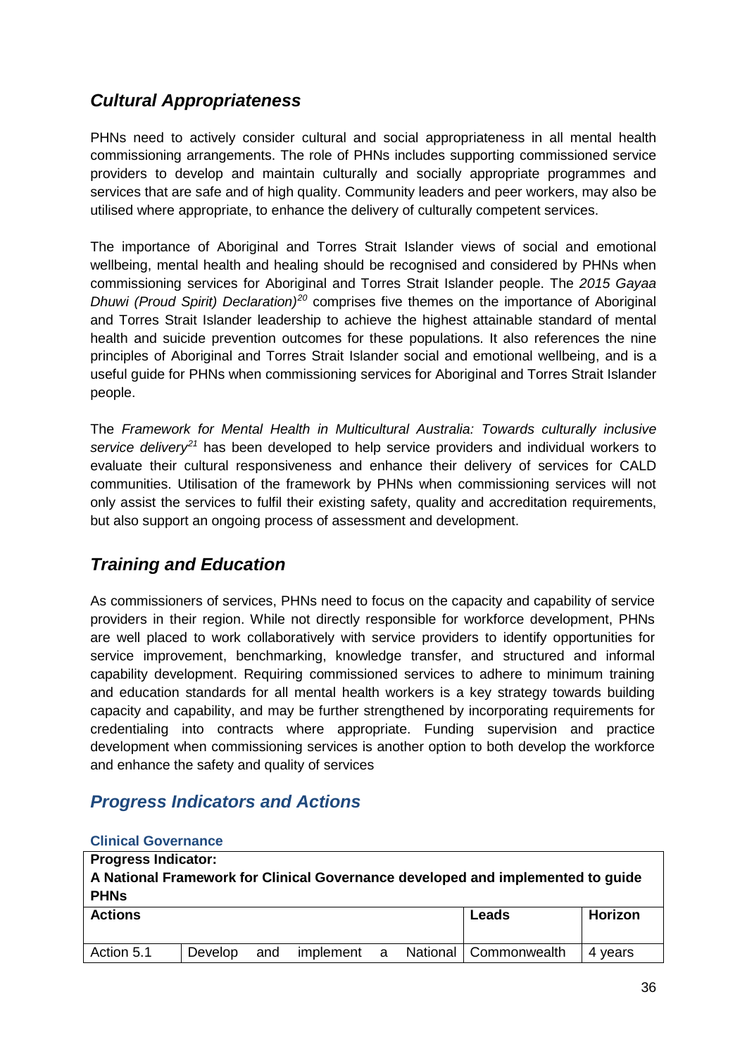## *Cultural Appropriateness*

PHNs need to actively consider cultural and social appropriateness in all mental health commissioning arrangements. The role of PHNs includes supporting commissioned service providers to develop and maintain culturally and socially appropriate programmes and services that are safe and of high quality. Community leaders and peer workers, may also be utilised where appropriate, to enhance the delivery of culturally competent services.

The importance of Aboriginal and Torres Strait Islander views of social and emotional wellbeing, mental health and healing should be recognised and considered by PHNs when commissioning services for Aboriginal and Torres Strait Islander people. The *2015 Gayaa Dhuwi (Proud Spirit) Declaration)*[20] comprises five themes on the importance of Aboriginal and Torres Strait Islander leadership to achieve the highest attainable standard of mental health and suicide prevention outcomes for these populations. It also references the nine principles of Aboriginal and Torres Strait Islander social and emotional wellbeing, and is a useful guide for PHNs when commissioning services for Aboriginal and Torres Strait Islander people.

The *Framework for Mental Health in Multicultural Australia: Towards culturally inclusive service delivery*[21] has been developed to help service providers and individual workers to evaluate their cultural responsiveness and enhance their delivery of services for CALD communities. Utilisation of the framework by PHNs when commissioning services will not only assist the services to fulfil their existing safety, quality and accreditation requirements, but also support an ongoing process of assessment and development.

## *Training and Education*

As commissioners of services, PHNs need to focus on the capacity and capability of service providers in their region. While not directly responsible for workforce development, PHNs are well placed to work collaboratively with service providers to identify opportunities for service improvement, benchmarking, knowledge transfer, and structured and informal capability development. Requiring commissioned services to adhere to minimum training and education standards for all mental health workers is a key strategy towards building capacity and capability, and may be further strengthened by incorporating requirements for credentialing into contracts where appropriate. Funding supervision and practice development when commissioning services is another option to both develop the workforce and enhance the safety and quality of services

## *Progress Indicators and Actions*

### Clinical Governance

| **Progress Indicator:** **A National Framework for Clinical Governance developed and implemented to guide PHNs** | | | |
|---|---|---|---|
| **Actions** | | **Leads** | **Horizon** |
| Action 5.1 | Develop and implement a National | Commonwealth | 4 years |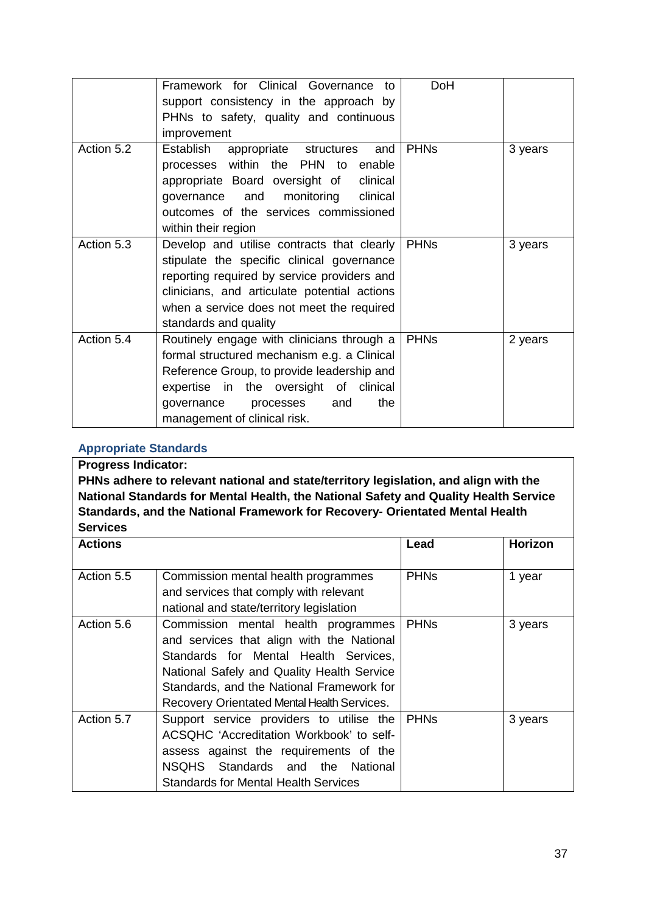| | | | |
|---|---|---|---|
| | Framework for Clinical Governance to support consistency in the approach by PHNs to safety, quality and continuous improvement | DoH | |
| Action 5.2 | Establish appropriate structures and processes within the PHN to enable appropriate Board oversight of clinical governance and monitoring clinical outcomes of the services commissioned within their region | PHNs | 3 years |
| Action 5.3 | Develop and utilise contracts that clearly stipulate the specific clinical governance reporting required by service providers and clinicians, and articulate potential actions when a service does not meet the required standards and quality | PHNs | 3 years |
| Action 5.4 | Routinely engage with clinicians through a formal structured mechanism e.g. a Clinical Reference Group, to provide leadership and expertise in the oversight of clinical governance processes and the management of clinical risk. | PHNs | 2 years |

### Appropriate Standards

**Progress Indicator:**
**PHNs adhere to relevant national and state/territory legislation, and align with the National Standards for Mental Health, the National Safety and Quality Health Service Standards, and the National Framework for Recovery- Orientated Mental Health Services**

| **Actions** | | **Lead** | **Horizon** |
|---|---|---|---|
| Action 5.5 | Commission mental health programmes and services that comply with relevant national and state/territory legislation | PHNs | 1 year |
| Action 5.6 | Commission mental health programmes and services that align with the National Standards for Mental Health Services, National Safely and Quality Health Service Standards, and the National Framework for Recovery Orientated Mental Health Services. | PHNs | 3 years |
| Action 5.7 | Support service providers to utilise the ACSQHC 'Accreditation Workbook' to self-assess against the requirements of the NSQHS Standards and the National Standards for Mental Health Services | PHNs | 3 years |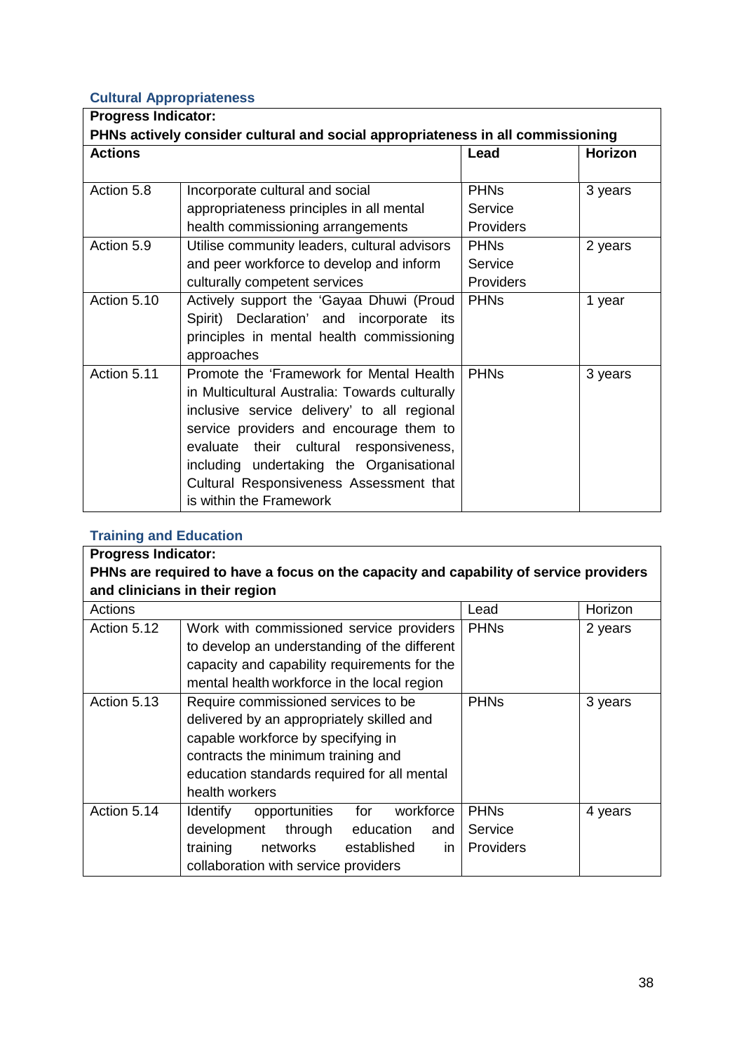### Cultural Appropriateness

| **Progress Indicator:**<br>**PHNs actively consider cultural and social appropriateness in all commissioning** | | | |
|---|---|---|---|
| **Actions** | | **Lead** | **Horizon** |
| Action 5.8 | Incorporate cultural and social appropriateness principles in all mental health commissioning arrangements | PHNs<br>Service Providers | 3 years |
| Action 5.9 | Utilise community leaders, cultural advisors and peer workforce to develop and inform culturally competent services | PHNs<br>Service Providers | 2 years |
| Action 5.10 | Actively support the 'Gayaa Dhuwi (Proud Spirit) Declaration' and incorporate its principles in mental health commissioning approaches | PHNs | 1 year |
| Action 5.11 | Promote the 'Framework for Mental Health in Multicultural Australia: Towards culturally inclusive service delivery' to all regional service providers and encourage them to evaluate their cultural responsiveness, including undertaking the Organisational Cultural Responsiveness Assessment that is within the Framework | PHNs | 3 years |

### Training and Education

| **Progress Indicator:**<br>**PHNs are required to have a focus on the capacity and capability of service providers and clinicians in their region** | | | |
|---|---|---|---|
| Actions | | Lead | Horizon |
| Action 5.12 | Work with commissioned service providers to develop an understanding of the different capacity and capability requirements for the mental health workforce in the local region | PHNs | 2 years |
| Action 5.13 | Require commissioned services to be delivered by an appropriately skilled and capable workforce by specifying in contracts the minimum training and education standards required for all mental health workers | PHNs | 3 years |
| Action 5.14 | Identify opportunities for workforce development through education and training networks established in collaboration with service providers | PHNs<br>Service Providers | 4 years |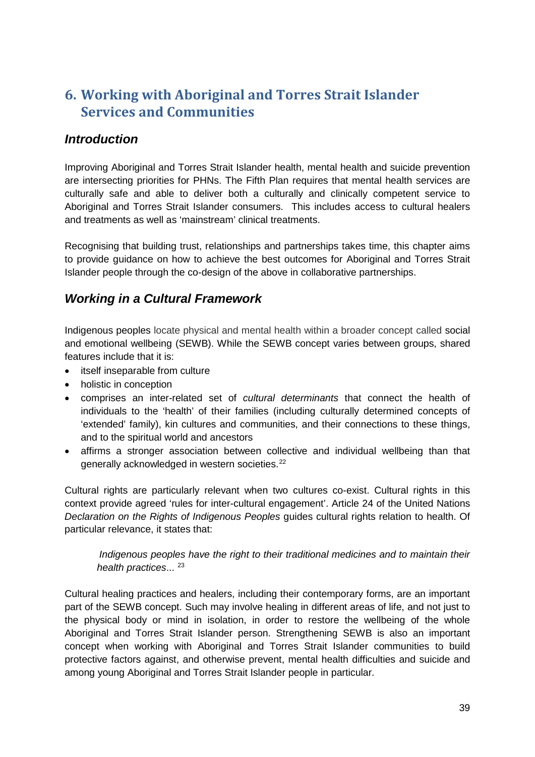# 6. Working with Aboriginal and Torres Strait Islander Services and Communities

## *Introduction*

Improving Aboriginal and Torres Strait Islander health, mental health and suicide prevention are intersecting priorities for PHNs. The Fifth Plan requires that mental health services are culturally safe and able to deliver both a culturally and clinically competent service to Aboriginal and Torres Strait Islander consumers. This includes access to cultural healers and treatments as well as 'mainstream' clinical treatments.

Recognising that building trust, relationships and partnerships takes time, this chapter aims to provide guidance on how to achieve the best outcomes for Aboriginal and Torres Strait Islander people through the co-design of the above in collaborative partnerships.

## *Working in a Cultural Framework*

Indigenous peoples locate physical and mental health within a broader concept called social and emotional wellbeing (SEWB). While the SEWB concept varies between groups, shared features include that it is:

- itself inseparable from culture
- holistic in conception
- comprises an inter-related set of *cultural determinants* that connect the health of individuals to the 'health' of their families (including culturally determined concepts of 'extended' family), kin cultures and communities, and their connections to these things, and to the spiritual world and ancestors
- affirms a stronger association between collective and individual wellbeing than that generally acknowledged in western societies.[22]

Cultural rights are particularly relevant when two cultures co-exist. Cultural rights in this context provide agreed 'rules for inter-cultural engagement'. Article 24 of the United Nations *Declaration on the Rights of Indigenous Peoples* guides cultural rights relation to health. Of particular relevance, it states that:

> *Indigenous peoples have the right to their traditional medicines and to maintain their health practices*... [23]

Cultural healing practices and healers, including their contemporary forms, are an important part of the SEWB concept. Such may involve healing in different areas of life, and not just to the physical body or mind in isolation, in order to restore the wellbeing of the whole Aboriginal and Torres Strait Islander person. Strengthening SEWB is also an important concept when working with Aboriginal and Torres Strait Islander communities to build protective factors against, and otherwise prevent, mental health difficulties and suicide and among young Aboriginal and Torres Strait Islander people in particular.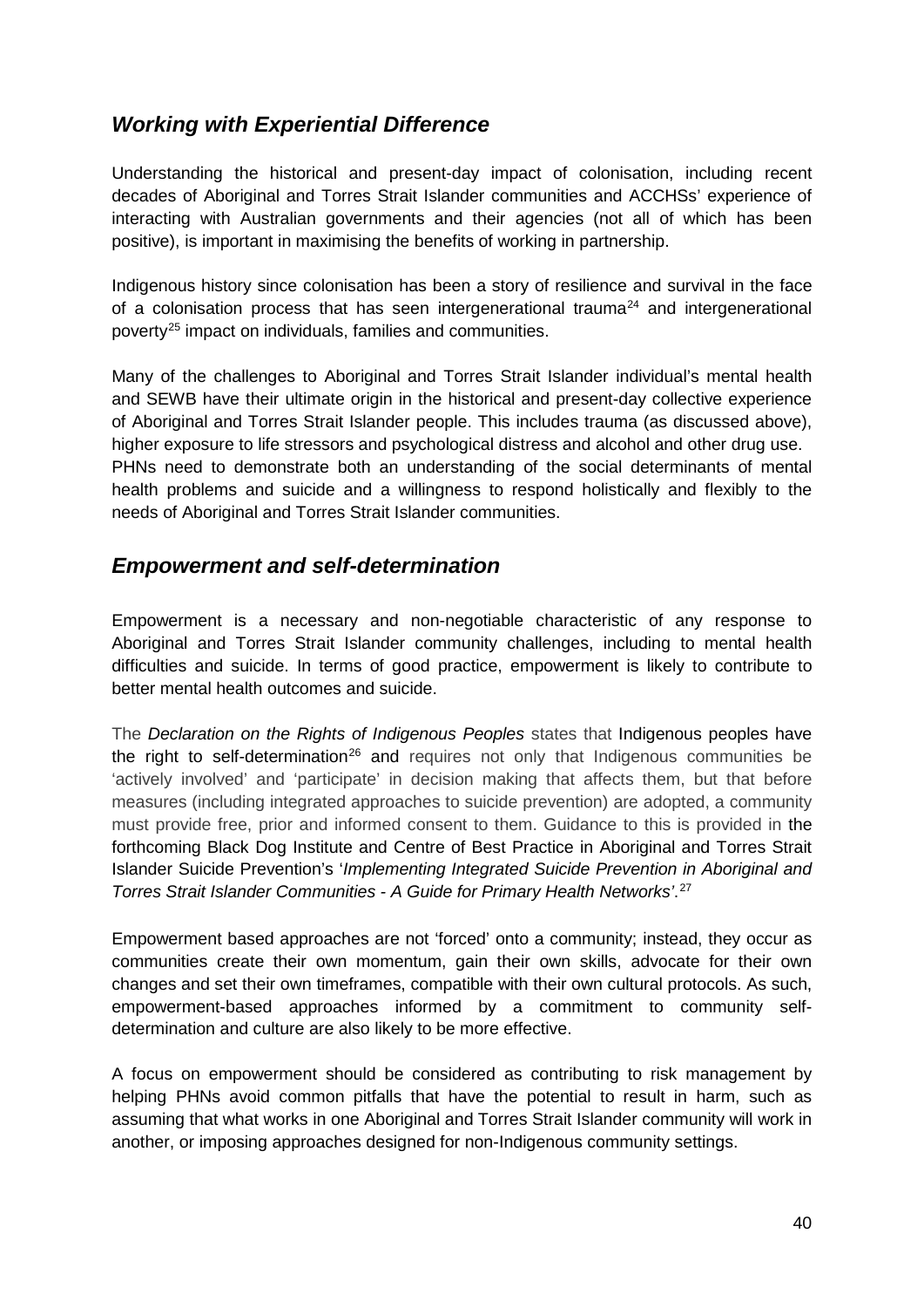## *Working with Experiential Difference*

Understanding the historical and present-day impact of colonisation, including recent decades of Aboriginal and Torres Strait Islander communities and ACCHSs' experience of interacting with Australian governments and their agencies (not all of which has been positive), is important in maximising the benefits of working in partnership.

Indigenous history since colonisation has been a story of resilience and survival in the face of a colonisation process that has seen intergenerational trauma[24] and intergenerational poverty[25] impact on individuals, families and communities.

Many of the challenges to Aboriginal and Torres Strait Islander individual's mental health and SEWB have their ultimate origin in the historical and present-day collective experience of Aboriginal and Torres Strait Islander people. This includes trauma (as discussed above), higher exposure to life stressors and psychological distress and alcohol and other drug use. PHNs need to demonstrate both an understanding of the social determinants of mental health problems and suicide and a willingness to respond holistically and flexibly to the needs of Aboriginal and Torres Strait Islander communities.

## *Empowerment and self-determination*

Empowerment is a necessary and non-negotiable characteristic of any response to Aboriginal and Torres Strait Islander community challenges, including to mental health difficulties and suicide. In terms of good practice, empowerment is likely to contribute to better mental health outcomes and suicide.

The *Declaration on the Rights of Indigenous Peoples* states that Indigenous peoples have the right to self-determination[26] and requires not only that Indigenous communities be 'actively involved' and 'participate' in decision making that affects them, but that before measures (including integrated approaches to suicide prevention) are adopted, a community must provide free, prior and informed consent to them. Guidance to this is provided in the forthcoming Black Dog Institute and Centre of Best Practice in Aboriginal and Torres Strait Islander Suicide Prevention's '*Implementing Integrated Suicide Prevention in Aboriginal and Torres Strait Islander Communities - A Guide for Primary Health Networks*'.[27]

Empowerment based approaches are not 'forced' onto a community; instead, they occur as communities create their own momentum, gain their own skills, advocate for their own changes and set their own timeframes, compatible with their own cultural protocols. As such, empowerment-based approaches informed by a commitment to community self-determination and culture are also likely to be more effective.

A focus on empowerment should be considered as contributing to risk management by helping PHNs avoid common pitfalls that have the potential to result in harm, such as assuming that what works in one Aboriginal and Torres Strait Islander community will work in another, or imposing approaches designed for non-Indigenous community settings.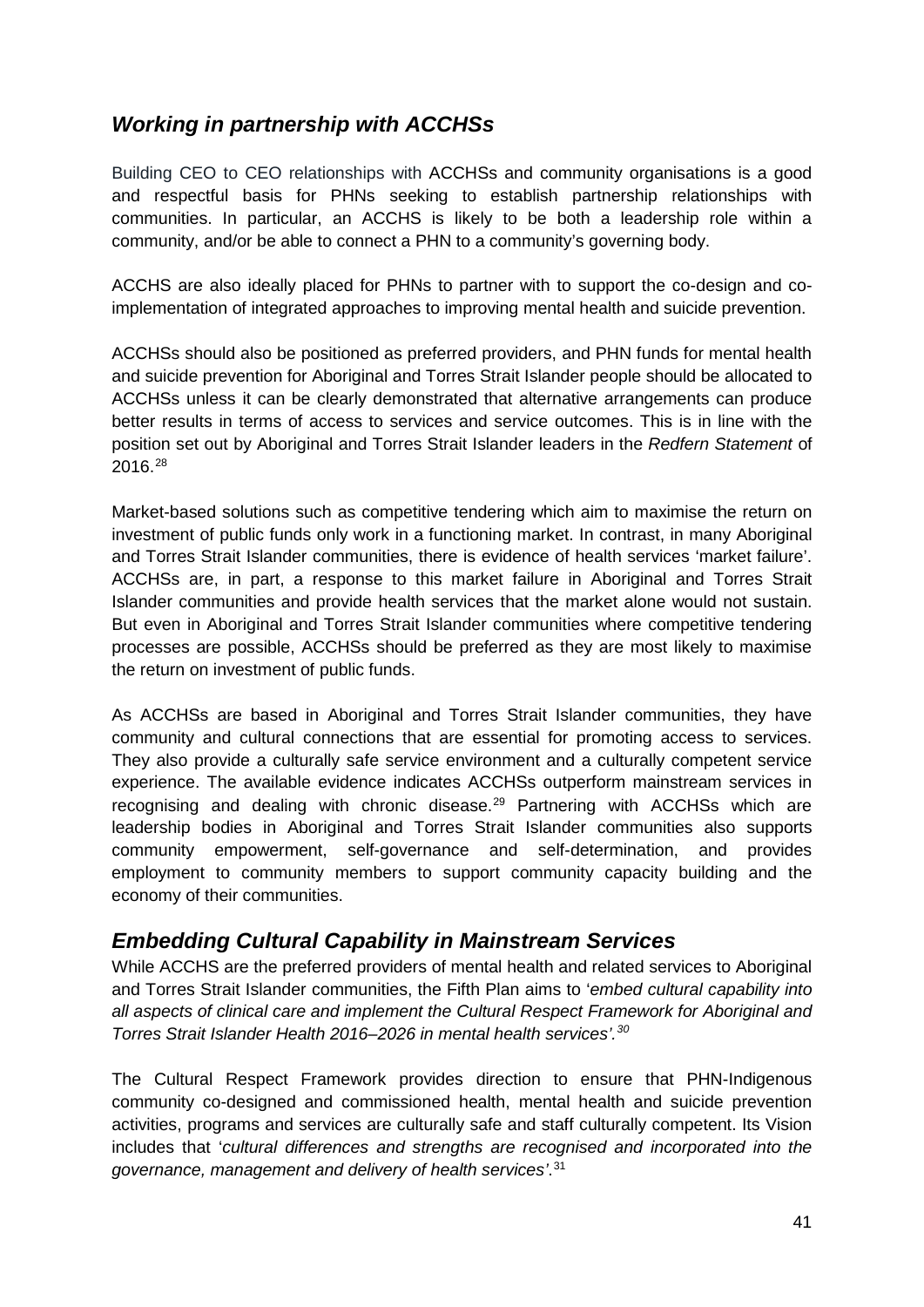## *Working in partnership with ACCHSs*

Building CEO to CEO relationships with ACCHSs and community organisations is a good and respectful basis for PHNs seeking to establish partnership relationships with communities. In particular, an ACCHS is likely to be both a leadership role within a community, and/or be able to connect a PHN to a community's governing body.

ACCHS are also ideally placed for PHNs to partner with to support the co-design and co-implementation of integrated approaches to improving mental health and suicide prevention.

ACCHSs should also be positioned as preferred providers, and PHN funds for mental health and suicide prevention for Aboriginal and Torres Strait Islander people should be allocated to ACCHSs unless it can be clearly demonstrated that alternative arrangements can produce better results in terms of access to services and service outcomes. This is in line with the position set out by Aboriginal and Torres Strait Islander leaders in the *Redfern Statement* of 2016.[28]

Market-based solutions such as competitive tendering which aim to maximise the return on investment of public funds only work in a functioning market. In contrast, in many Aboriginal and Torres Strait Islander communities, there is evidence of health services 'market failure'. ACCHSs are, in part, a response to this market failure in Aboriginal and Torres Strait Islander communities and provide health services that the market alone would not sustain. But even in Aboriginal and Torres Strait Islander communities where competitive tendering processes are possible, ACCHSs should be preferred as they are most likely to maximise the return on investment of public funds.

As ACCHSs are based in Aboriginal and Torres Strait Islander communities, they have community and cultural connections that are essential for promoting access to services. They also provide a culturally safe service environment and a culturally competent service experience. The available evidence indicates ACCHSs outperform mainstream services in recognising and dealing with chronic disease.[29] Partnering with ACCHSs which are leadership bodies in Aboriginal and Torres Strait Islander communities also supports community empowerment, self-governance and self-determination, and provides employment to community members to support community capacity building and the economy of their communities.

## *Embedding Cultural Capability in Mainstream Services*

While ACCHS are the preferred providers of mental health and related services to Aboriginal and Torres Strait Islander communities, the Fifth Plan aims to '*embed cultural capability into all aspects of clinical care and implement the Cultural Respect Framework for Aboriginal and Torres Strait Islander Health 2016–2026 in mental health services'.*[30]

The Cultural Respect Framework provides direction to ensure that PHN-Indigenous community co-designed and commissioned health, mental health and suicide prevention activities, programs and services are culturally safe and staff culturally competent. Its Vision includes that '*cultural differences and strengths are recognised and incorporated into the governance, management and delivery of health services'*.[31]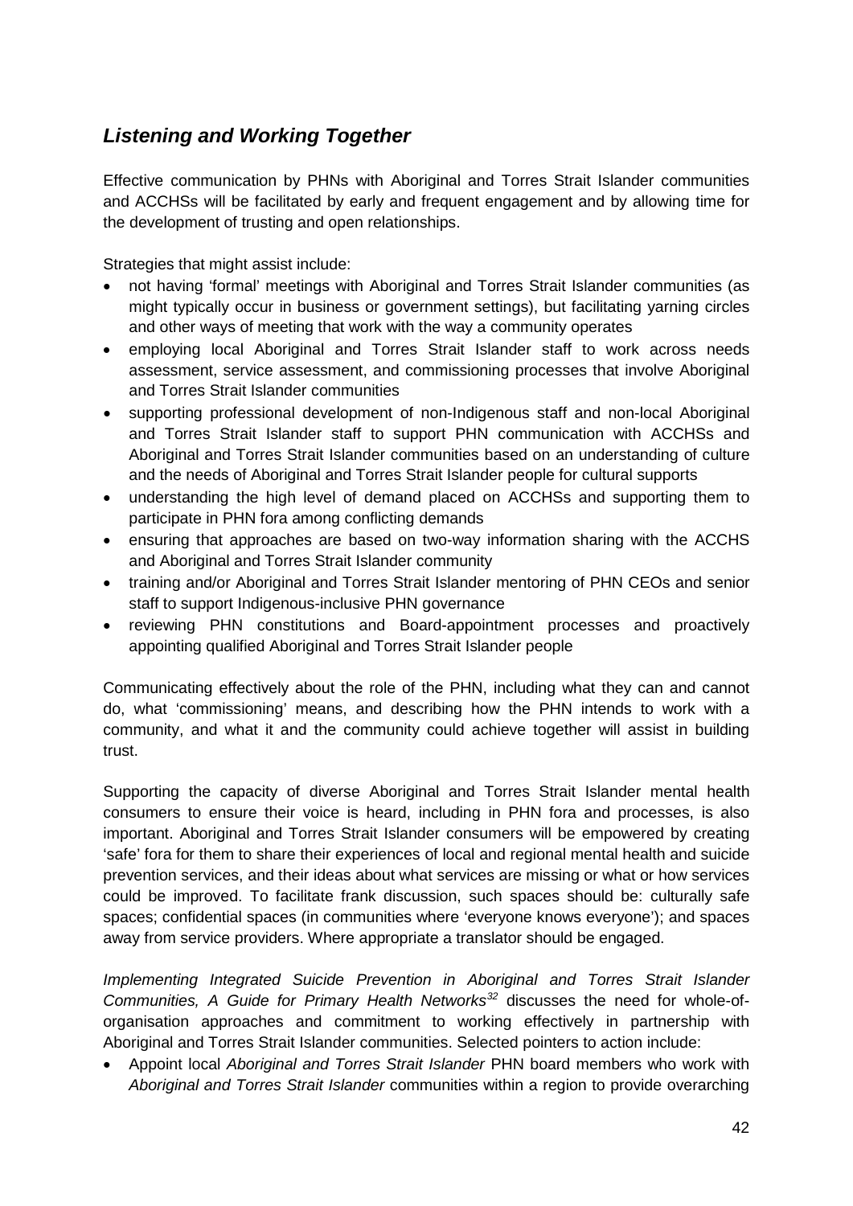## *Listening and Working Together*

Effective communication by PHNs with Aboriginal and Torres Strait Islander communities and ACCHSs will be facilitated by early and frequent engagement and by allowing time for the development of trusting and open relationships.

Strategies that might assist include:

- not having 'formal' meetings with Aboriginal and Torres Strait Islander communities (as might typically occur in business or government settings), but facilitating yarning circles and other ways of meeting that work with the way a community operates
- employing local Aboriginal and Torres Strait Islander staff to work across needs assessment, service assessment, and commissioning processes that involve Aboriginal and Torres Strait Islander communities
- supporting professional development of non-Indigenous staff and non-local Aboriginal and Torres Strait Islander staff to support PHN communication with ACCHSs and Aboriginal and Torres Strait Islander communities based on an understanding of culture and the needs of Aboriginal and Torres Strait Islander people for cultural supports
- understanding the high level of demand placed on ACCHSs and supporting them to participate in PHN fora among conflicting demands
- ensuring that approaches are based on two-way information sharing with the ACCHS and Aboriginal and Torres Strait Islander community
- training and/or Aboriginal and Torres Strait Islander mentoring of PHN CEOs and senior staff to support Indigenous-inclusive PHN governance
- reviewing PHN constitutions and Board-appointment processes and proactively appointing qualified Aboriginal and Torres Strait Islander people

Communicating effectively about the role of the PHN, including what they can and cannot do, what 'commissioning' means, and describing how the PHN intends to work with a community, and what it and the community could achieve together will assist in building trust.

Supporting the capacity of diverse Aboriginal and Torres Strait Islander mental health consumers to ensure their voice is heard, including in PHN fora and processes, is also important. Aboriginal and Torres Strait Islander consumers will be empowered by creating 'safe' fora for them to share their experiences of local and regional mental health and suicide prevention services, and their ideas about what services are missing or what or how services could be improved. To facilitate frank discussion, such spaces should be: culturally safe spaces; confidential spaces (in communities where 'everyone knows everyone'); and spaces away from service providers. Where appropriate a translator should be engaged.

*Implementing Integrated Suicide Prevention in Aboriginal and Torres Strait Islander Communities, A Guide for Primary Health Networks*[32] discusses the need for whole-of-organisation approaches and commitment to working effectively in partnership with Aboriginal and Torres Strait Islander communities. Selected pointers to action include:

- Appoint local *Aboriginal and Torres Strait Islander* PHN board members who work with *Aboriginal and Torres Strait Islander* communities within a region to provide overarching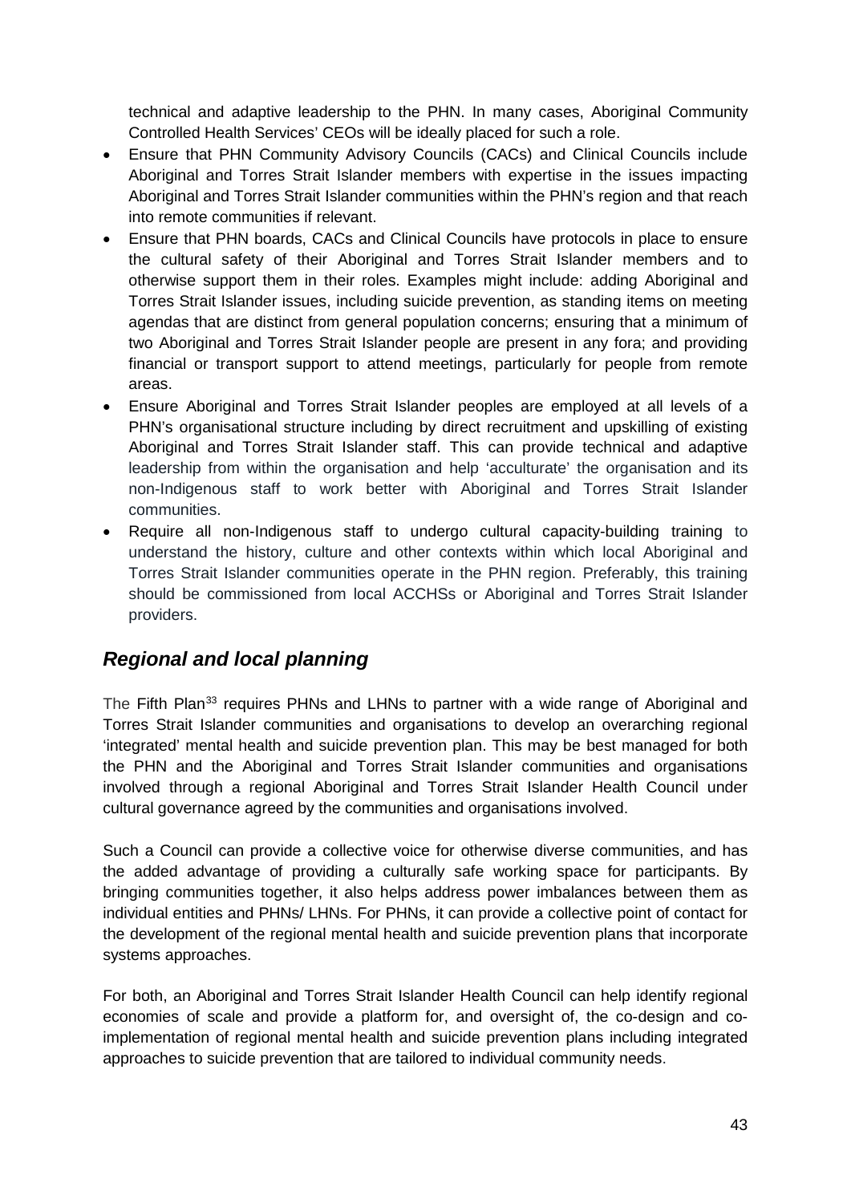technical and adaptive leadership to the PHN. In many cases, Aboriginal Community Controlled Health Services' CEOs will be ideally placed for such a role.

- Ensure that PHN Community Advisory Councils (CACs) and Clinical Councils include Aboriginal and Torres Strait Islander members with expertise in the issues impacting Aboriginal and Torres Strait Islander communities within the PHN's region and that reach into remote communities if relevant.
- Ensure that PHN boards, CACs and Clinical Councils have protocols in place to ensure the cultural safety of their Aboriginal and Torres Strait Islander members and to otherwise support them in their roles. Examples might include: adding Aboriginal and Torres Strait Islander issues, including suicide prevention, as standing items on meeting agendas that are distinct from general population concerns; ensuring that a minimum of two Aboriginal and Torres Strait Islander people are present in any fora; and providing financial or transport support to attend meetings, particularly for people from remote areas.
- Ensure Aboriginal and Torres Strait Islander peoples are employed at all levels of a PHN's organisational structure including by direct recruitment and upskilling of existing Aboriginal and Torres Strait Islander staff. This can provide technical and adaptive leadership from within the organisation and help 'acculturate' the organisation and its non-Indigenous staff to work better with Aboriginal and Torres Strait Islander communities.
- Require all non-Indigenous staff to undergo cultural capacity-building training to understand the history, culture and other contexts within which local Aboriginal and Torres Strait Islander communities operate in the PHN region. Preferably, this training should be commissioned from local ACCHSs or Aboriginal and Torres Strait Islander providers.

## *Regional and local planning*

The Fifth Plan[33] requires PHNs and LHNs to partner with a wide range of Aboriginal and Torres Strait Islander communities and organisations to develop an overarching regional 'integrated' mental health and suicide prevention plan. This may be best managed for both the PHN and the Aboriginal and Torres Strait Islander communities and organisations involved through a regional Aboriginal and Torres Strait Islander Health Council under cultural governance agreed by the communities and organisations involved.

Such a Council can provide a collective voice for otherwise diverse communities, and has the added advantage of providing a culturally safe working space for participants. By bringing communities together, it also helps address power imbalances between them as individual entities and PHNs/ LHNs. For PHNs, it can provide a collective point of contact for the development of the regional mental health and suicide prevention plans that incorporate systems approaches.

For both, an Aboriginal and Torres Strait Islander Health Council can help identify regional economies of scale and provide a platform for, and oversight of, the co-design and co-implementation of regional mental health and suicide prevention plans including integrated approaches to suicide prevention that are tailored to individual community needs.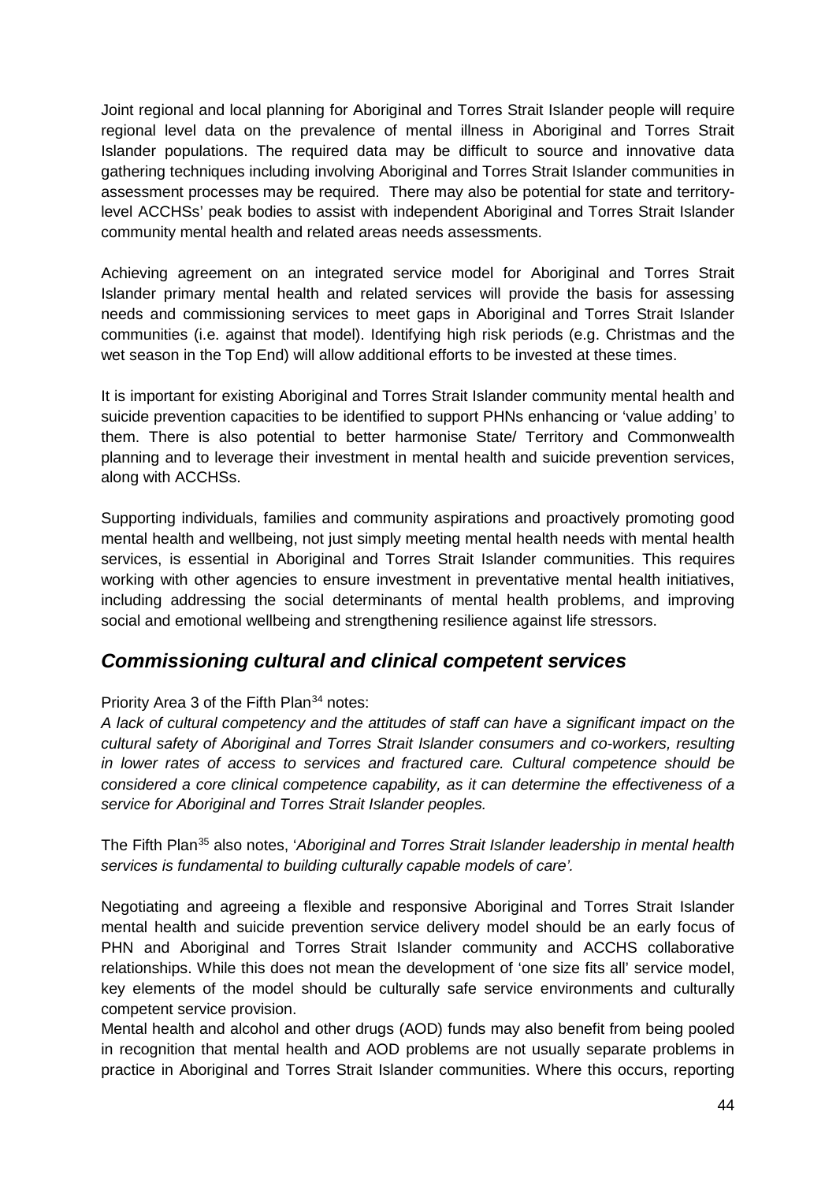Joint regional and local planning for Aboriginal and Torres Strait Islander people will require regional level data on the prevalence of mental illness in Aboriginal and Torres Strait Islander populations. The required data may be difficult to source and innovative data gathering techniques including involving Aboriginal and Torres Strait Islander communities in assessment processes may be required. There may also be potential for state and territory-level ACCHSs' peak bodies to assist with independent Aboriginal and Torres Strait Islander community mental health and related areas needs assessments.

Achieving agreement on an integrated service model for Aboriginal and Torres Strait Islander primary mental health and related services will provide the basis for assessing needs and commissioning services to meet gaps in Aboriginal and Torres Strait Islander communities (i.e. against that model). Identifying high risk periods (e.g. Christmas and the wet season in the Top End) will allow additional efforts to be invested at these times.

It is important for existing Aboriginal and Torres Strait Islander community mental health and suicide prevention capacities to be identified to support PHNs enhancing or 'value adding' to them. There is also potential to better harmonise State/ Territory and Commonwealth planning and to leverage their investment in mental health and suicide prevention services, along with ACCHSs.

Supporting individuals, families and community aspirations and proactively promoting good mental health and wellbeing, not just simply meeting mental health needs with mental health services, is essential in Aboriginal and Torres Strait Islander communities. This requires working with other agencies to ensure investment in preventative mental health initiatives, including addressing the social determinants of mental health problems, and improving social and emotional wellbeing and strengthening resilience against life stressors.

## *Commissioning cultural and clinical competent services*

Priority Area 3 of the Fifth Plan[34] notes:

*A lack of cultural competency and the attitudes of staff can have a significant impact on the cultural safety of Aboriginal and Torres Strait Islander consumers and co-workers, resulting in lower rates of access to services and fractured care. Cultural competence should be considered a core clinical competence capability, as it can determine the effectiveness of a service for Aboriginal and Torres Strait Islander peoples.*

The Fifth Plan[35] also notes, '*Aboriginal and Torres Strait Islander leadership in mental health services is fundamental to building culturally capable models of care'.*

Negotiating and agreeing a flexible and responsive Aboriginal and Torres Strait Islander mental health and suicide prevention service delivery model should be an early focus of PHN and Aboriginal and Torres Strait Islander community and ACCHS collaborative relationships. While this does not mean the development of 'one size fits all' service model, key elements of the model should be culturally safe service environments and culturally competent service provision.

Mental health and alcohol and other drugs (AOD) funds may also benefit from being pooled in recognition that mental health and AOD problems are not usually separate problems in practice in Aboriginal and Torres Strait Islander communities. Where this occurs, reporting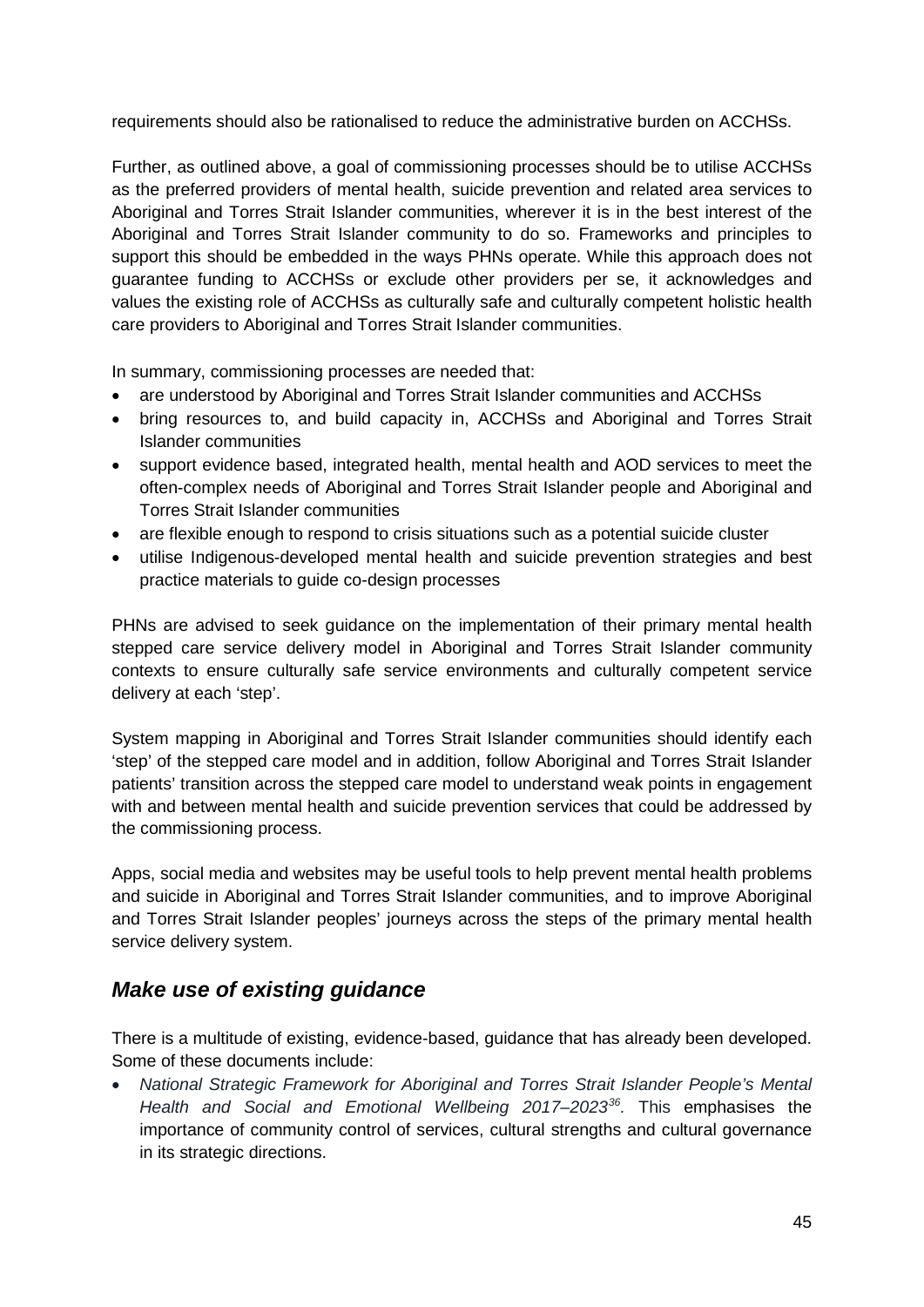requirements should also be rationalised to reduce the administrative burden on ACCHSs.

Further, as outlined above, a goal of commissioning processes should be to utilise ACCHSs as the preferred providers of mental health, suicide prevention and related area services to Aboriginal and Torres Strait Islander communities, wherever it is in the best interest of the Aboriginal and Torres Strait Islander community to do so. Frameworks and principles to support this should be embedded in the ways PHNs operate. While this approach does not guarantee funding to ACCHSs or exclude other providers per se, it acknowledges and values the existing role of ACCHSs as culturally safe and culturally competent holistic health care providers to Aboriginal and Torres Strait Islander communities.

In summary, commissioning processes are needed that:

- are understood by Aboriginal and Torres Strait Islander communities and ACCHSs
- bring resources to, and build capacity in, ACCHSs and Aboriginal and Torres Strait Islander communities
- support evidence based, integrated health, mental health and AOD services to meet the often-complex needs of Aboriginal and Torres Strait Islander people and Aboriginal and Torres Strait Islander communities
- are flexible enough to respond to crisis situations such as a potential suicide cluster
- utilise Indigenous-developed mental health and suicide prevention strategies and best practice materials to guide co-design processes

PHNs are advised to seek guidance on the implementation of their primary mental health stepped care service delivery model in Aboriginal and Torres Strait Islander community contexts to ensure culturally safe service environments and culturally competent service delivery at each 'step'.

System mapping in Aboriginal and Torres Strait Islander communities should identify each 'step' of the stepped care model and in addition, follow Aboriginal and Torres Strait Islander patients' transition across the stepped care model to understand weak points in engagement with and between mental health and suicide prevention services that could be addressed by the commissioning process.

Apps, social media and websites may be useful tools to help prevent mental health problems and suicide in Aboriginal and Torres Strait Islander communities, and to improve Aboriginal and Torres Strait Islander peoples' journeys across the steps of the primary mental health service delivery system.

## *Make use of existing guidance*

There is a multitude of existing, evidence-based, guidance that has already been developed. Some of these documents include:

- *National Strategic Framework for Aboriginal and Torres Strait Islander People's Mental Health and Social and Emotional Wellbeing 2017–2023*[36]. This emphasises the importance of community control of services, cultural strengths and cultural governance in its strategic directions.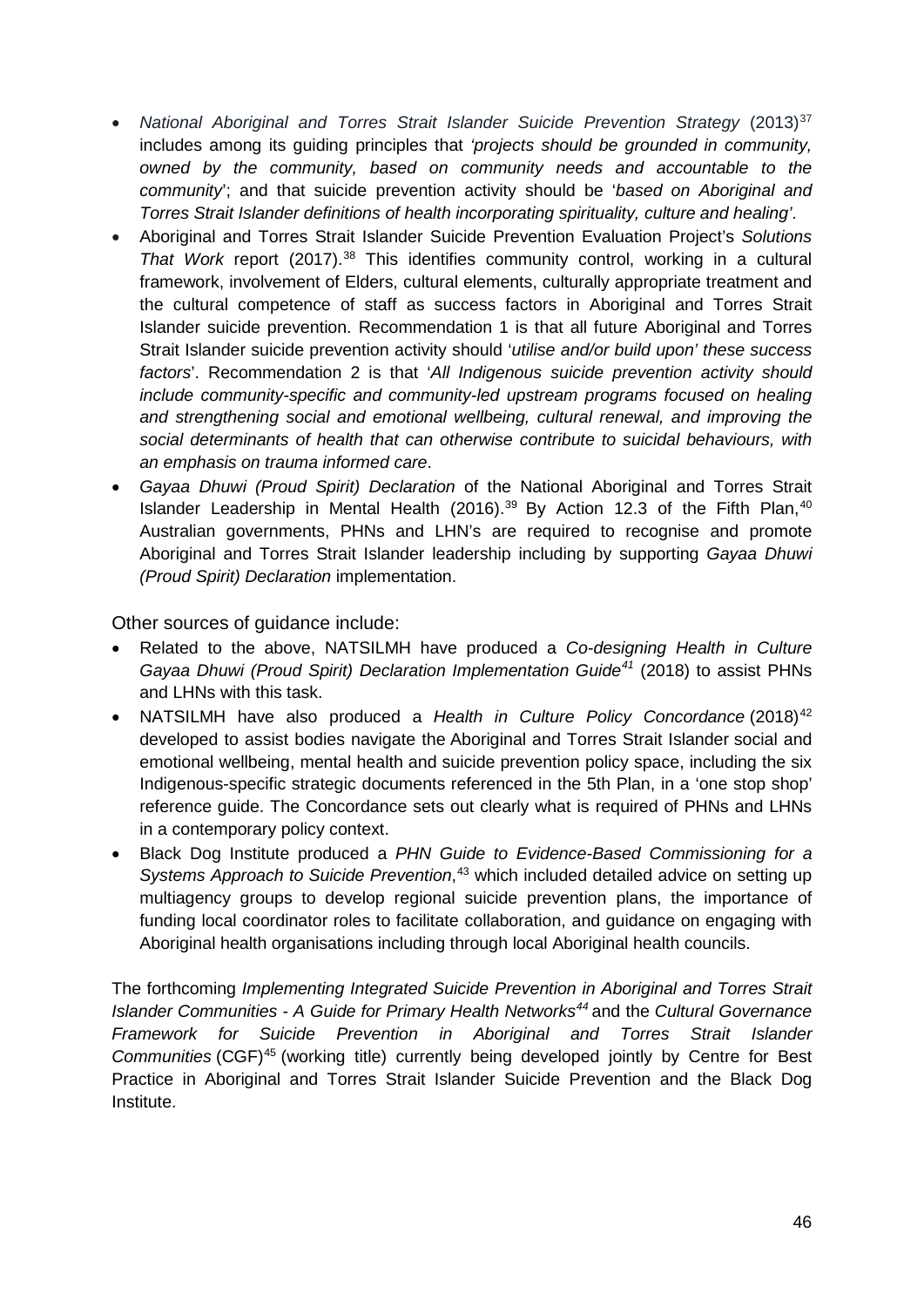- *National Aboriginal and Torres Strait Islander Suicide Prevention Strategy* (2013)[37] includes among its guiding principles that *'projects should be grounded in community, owned by the community, based on community needs and accountable to the community*'; and that suicide prevention activity should be '*based on Aboriginal and Torres Strait Islander definitions of health incorporating spirituality, culture and healing'*.
- Aboriginal and Torres Strait Islander Suicide Prevention Evaluation Project's *Solutions That Work* report (2017).[38] This identifies community control, working in a cultural framework, involvement of Elders, cultural elements, culturally appropriate treatment and the cultural competence of staff as success factors in Aboriginal and Torres Strait Islander suicide prevention. Recommendation 1 is that all future Aboriginal and Torres Strait Islander suicide prevention activity should '*utilise and/or build upon' these success factors*'. Recommendation 2 is that '*All Indigenous suicide prevention activity should include community-specific and community-led upstream programs focused on healing and strengthening social and emotional wellbeing, cultural renewal, and improving the social determinants of health that can otherwise contribute to suicidal behaviours, with an emphasis on trauma informed care*.
- *Gayaa Dhuwi (Proud Spirit) Declaration* of the National Aboriginal and Torres Strait Islander Leadership in Mental Health (2016).[39] By Action 12.3 of the Fifth Plan,[40] Australian governments, PHNs and LHN's are required to recognise and promote Aboriginal and Torres Strait Islander leadership including by supporting *Gayaa Dhuwi (Proud Spirit) Declaration* implementation.

Other sources of guidance include:

- Related to the above, NATSILMH have produced a *Co-designing Health in Culture Gayaa Dhuwi (Proud Spirit) Declaration Implementation Guide*[41] (2018) to assist PHNs and LHNs with this task.
- NATSILMH have also produced a *Health in Culture Policy Concordance* (2018)[42] developed to assist bodies navigate the Aboriginal and Torres Strait Islander social and emotional wellbeing, mental health and suicide prevention policy space, including the six Indigenous-specific strategic documents referenced in the 5th Plan, in a 'one stop shop' reference guide. The Concordance sets out clearly what is required of PHNs and LHNs in a contemporary policy context.
- Black Dog Institute produced a *PHN Guide to Evidence-Based Commissioning for a Systems Approach to Suicide Prevention*,[43] which included detailed advice on setting up multiagency groups to develop regional suicide prevention plans, the importance of funding local coordinator roles to facilitate collaboration, and guidance on engaging with Aboriginal health organisations including through local Aboriginal health councils.

The forthcoming *Implementing Integrated Suicide Prevention in Aboriginal and Torres Strait Islander Communities - A Guide for Primary Health Networks*[44] and the *Cultural Governance Framework for Suicide Prevention in Aboriginal and Torres Strait Islander Communities* (CGF)[45] (working title) currently being developed jointly by Centre for Best Practice in Aboriginal and Torres Strait Islander Suicide Prevention and the Black Dog Institute.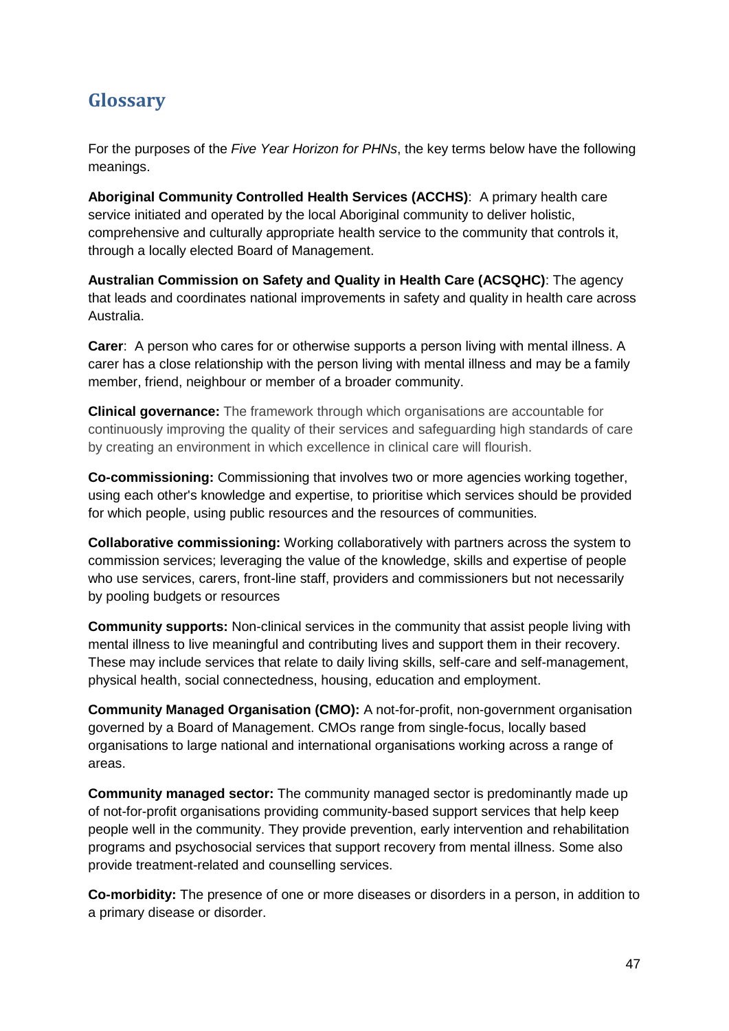## Glossary

For the purposes of the *Five Year Horizon for PHNs*, the key terms below have the following meanings.

**Aboriginal Community Controlled Health Services (ACCHS)**: A primary health care service initiated and operated by the local Aboriginal community to deliver holistic, comprehensive and culturally appropriate health service to the community that controls it, through a locally elected Board of Management.

**Australian Commission on Safety and Quality in Health Care (ACSQHC)**: The agency that leads and coordinates national improvements in safety and quality in health care across Australia.

**Carer**: A person who cares for or otherwise supports a person living with mental illness. A carer has a close relationship with the person living with mental illness and may be a family member, friend, neighbour or member of a broader community.

**Clinical governance:** The framework through which organisations are accountable for continuously improving the quality of their services and safeguarding high standards of care by creating an environment in which excellence in clinical care will flourish.

**Co-commissioning:** Commissioning that involves two or more agencies working together, using each other's knowledge and expertise, to prioritise which services should be provided for which people, using public resources and the resources of communities.

**Collaborative commissioning:** Working collaboratively with partners across the system to commission services; leveraging the value of the knowledge, skills and expertise of people who use services, carers, front-line staff, providers and commissioners but not necessarily by pooling budgets or resources

**Community supports:** Non-clinical services in the community that assist people living with mental illness to live meaningful and contributing lives and support them in their recovery. These may include services that relate to daily living skills, self-care and self-management, physical health, social connectedness, housing, education and employment.

**Community Managed Organisation (CMO):** A not-for-profit, non-government organisation governed by a Board of Management. CMOs range from single-focus, locally based organisations to large national and international organisations working across a range of areas.

**Community managed sector:** The community managed sector is predominantly made up of not-for-profit organisations providing community-based support services that help keep people well in the community. They provide prevention, early intervention and rehabilitation programs and psychosocial services that support recovery from mental illness. Some also provide treatment-related and counselling services.

**Co-morbidity:** The presence of one or more diseases or disorders in a person, in addition to a primary disease or disorder.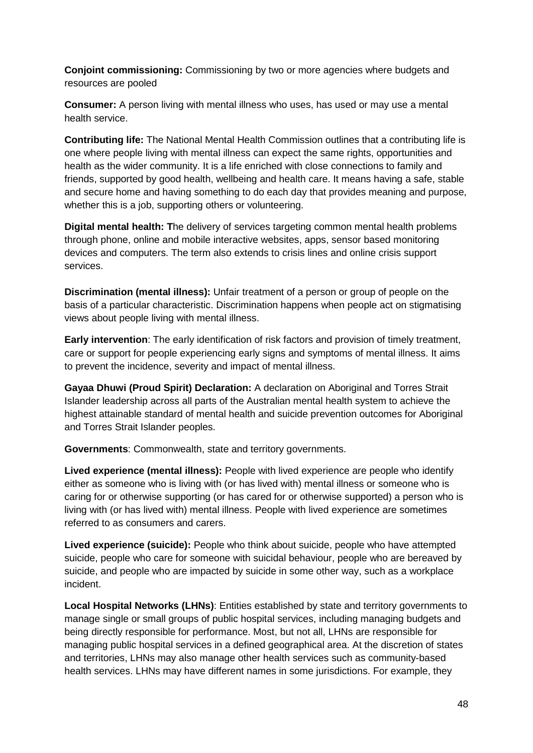**Conjoint commissioning:** Commissioning by two or more agencies where budgets and resources are pooled

**Consumer:** A person living with mental illness who uses, has used or may use a mental health service.

**Contributing life:** The National Mental Health Commission outlines that a contributing life is one where people living with mental illness can expect the same rights, opportunities and health as the wider community. It is a life enriched with close connections to family and friends, supported by good health, wellbeing and health care. It means having a safe, stable and secure home and having something to do each day that provides meaning and purpose, whether this is a job, supporting others or volunteering.

**Digital mental health: T**he delivery of services targeting common mental health problems through phone, online and mobile interactive websites, apps, sensor based monitoring devices and computers. The term also extends to crisis lines and online crisis support services.

**Discrimination (mental illness):** Unfair treatment of a person or group of people on the basis of a particular characteristic. Discrimination happens when people act on stigmatising views about people living with mental illness.

**Early intervention**: The early identification of risk factors and provision of timely treatment, care or support for people experiencing early signs and symptoms of mental illness. It aims to prevent the incidence, severity and impact of mental illness.

**Gayaa Dhuwi (Proud Spirit) Declaration:** A declaration on Aboriginal and Torres Strait Islander leadership across all parts of the Australian mental health system to achieve the highest attainable standard of mental health and suicide prevention outcomes for Aboriginal and Torres Strait Islander peoples.

**Governments**: Commonwealth, state and territory governments.

**Lived experience (mental illness):** People with lived experience are people who identify either as someone who is living with (or has lived with) mental illness or someone who is caring for or otherwise supporting (or has cared for or otherwise supported) a person who is living with (or has lived with) mental illness. People with lived experience are sometimes referred to as consumers and carers.

**Lived experience (suicide):** People who think about suicide, people who have attempted suicide, people who care for someone with suicidal behaviour, people who are bereaved by suicide, and people who are impacted by suicide in some other way, such as a workplace incident.

**Local Hospital Networks (LHNs)**: Entities established by state and territory governments to manage single or small groups of public hospital services, including managing budgets and being directly responsible for performance. Most, but not all, LHNs are responsible for managing public hospital services in a defined geographical area. At the discretion of states and territories, LHNs may also manage other health services such as community-based health services. LHNs may have different names in some jurisdictions. For example, they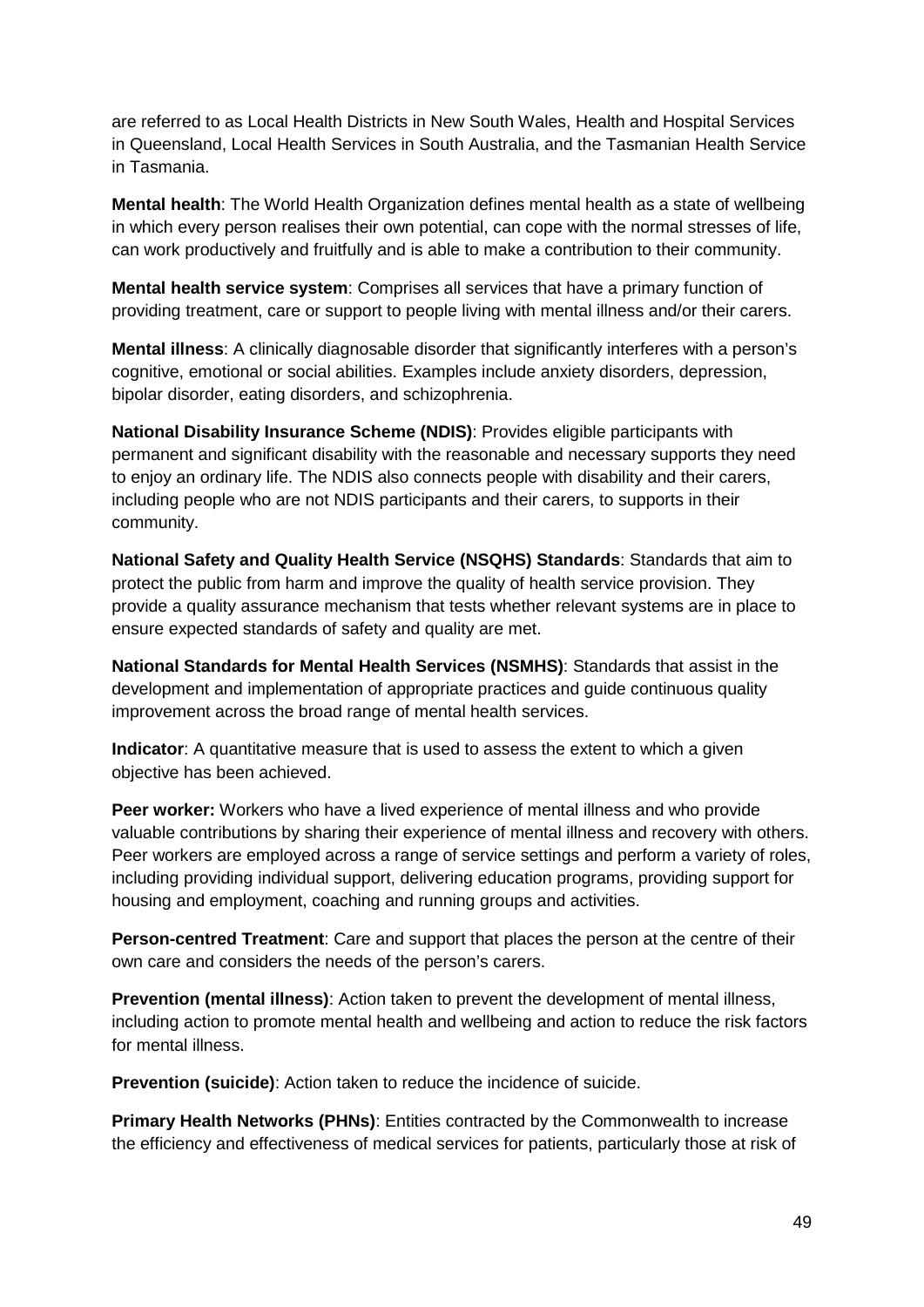are referred to as Local Health Districts in New South Wales, Health and Hospital Services in Queensland, Local Health Services in South Australia, and the Tasmanian Health Service in Tasmania.

**Mental health**: The World Health Organization defines mental health as a state of wellbeing in which every person realises their own potential, can cope with the normal stresses of life, can work productively and fruitfully and is able to make a contribution to their community.

**Mental health service system**: Comprises all services that have a primary function of providing treatment, care or support to people living with mental illness and/or their carers.

**Mental illness**: A clinically diagnosable disorder that significantly interferes with a person's cognitive, emotional or social abilities. Examples include anxiety disorders, depression, bipolar disorder, eating disorders, and schizophrenia.

**National Disability Insurance Scheme (NDIS)**: Provides eligible participants with permanent and significant disability with the reasonable and necessary supports they need to enjoy an ordinary life. The NDIS also connects people with disability and their carers, including people who are not NDIS participants and their carers, to supports in their community.

**National Safety and Quality Health Service (NSQHS) Standards**: Standards that aim to protect the public from harm and improve the quality of health service provision. They provide a quality assurance mechanism that tests whether relevant systems are in place to ensure expected standards of safety and quality are met.

**National Standards for Mental Health Services (NSMHS)**: Standards that assist in the development and implementation of appropriate practices and guide continuous quality improvement across the broad range of mental health services.

**Indicator**: A quantitative measure that is used to assess the extent to which a given objective has been achieved.

**Peer worker:** Workers who have a lived experience of mental illness and who provide valuable contributions by sharing their experience of mental illness and recovery with others. Peer workers are employed across a range of service settings and perform a variety of roles, including providing individual support, delivering education programs, providing support for housing and employment, coaching and running groups and activities.

**Person-centred Treatment**: Care and support that places the person at the centre of their own care and considers the needs of the person's carers.

**Prevention (mental illness)**: Action taken to prevent the development of mental illness, including action to promote mental health and wellbeing and action to reduce the risk factors for mental illness.

**Prevention (suicide)**: Action taken to reduce the incidence of suicide.

**Primary Health Networks (PHNs)**: Entities contracted by the Commonwealth to increase the efficiency and effectiveness of medical services for patients, particularly those at risk of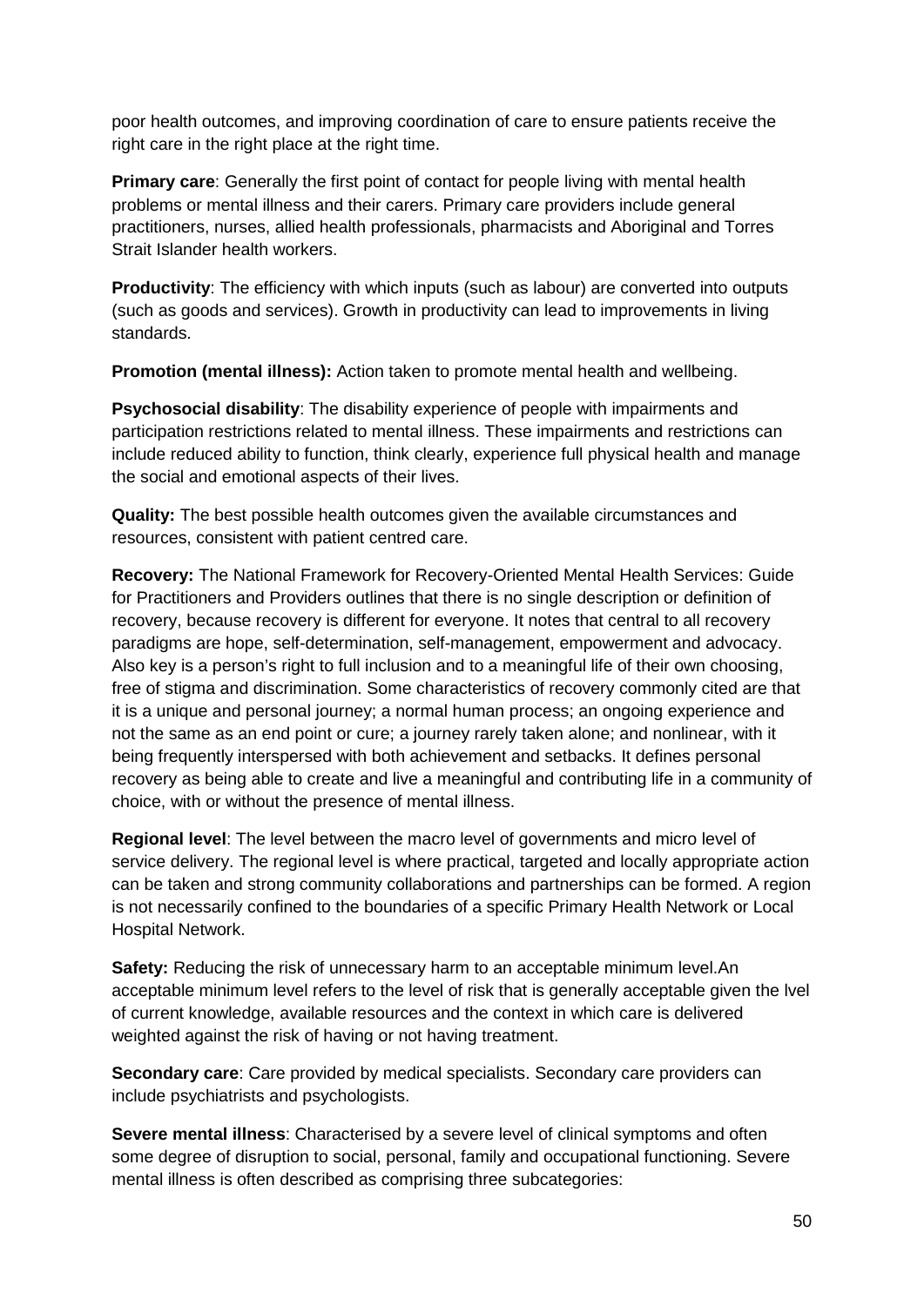poor health outcomes, and improving coordination of care to ensure patients receive the right care in the right place at the right time.

**Primary care**: Generally the first point of contact for people living with mental health problems or mental illness and their carers. Primary care providers include general practitioners, nurses, allied health professionals, pharmacists and Aboriginal and Torres Strait Islander health workers.

**Productivity**: The efficiency with which inputs (such as labour) are converted into outputs (such as goods and services). Growth in productivity can lead to improvements in living standards.

**Promotion (mental illness):** Action taken to promote mental health and wellbeing.

**Psychosocial disability**: The disability experience of people with impairments and participation restrictions related to mental illness. These impairments and restrictions can include reduced ability to function, think clearly, experience full physical health and manage the social and emotional aspects of their lives.

**Quality:** The best possible health outcomes given the available circumstances and resources, consistent with patient centred care.

**Recovery:** The National Framework for Recovery-Oriented Mental Health Services: Guide for Practitioners and Providers outlines that there is no single description or definition of recovery, because recovery is different for everyone. It notes that central to all recovery paradigms are hope, self-determination, self-management, empowerment and advocacy. Also key is a person's right to full inclusion and to a meaningful life of their own choosing, free of stigma and discrimination. Some characteristics of recovery commonly cited are that it is a unique and personal journey; a normal human process; an ongoing experience and not the same as an end point or cure; a journey rarely taken alone; and nonlinear, with it being frequently interspersed with both achievement and setbacks. It defines personal recovery as being able to create and live a meaningful and contributing life in a community of choice, with or without the presence of mental illness.

**Regional level**: The level between the macro level of governments and micro level of service delivery. The regional level is where practical, targeted and locally appropriate action can be taken and strong community collaborations and partnerships can be formed. A region is not necessarily confined to the boundaries of a specific Primary Health Network or Local Hospital Network.

**Safety:** Reducing the risk of unnecessary harm to an acceptable minimum level.An acceptable minimum level refers to the level of risk that is generally acceptable given the lvel of current knowledge, available resources and the context in which care is delivered weighted against the risk of having or not having treatment.

**Secondary care**: Care provided by medical specialists. Secondary care providers can include psychiatrists and psychologists.

**Severe mental illness**: Characterised by a severe level of clinical symptoms and often some degree of disruption to social, personal, family and occupational functioning. Severe mental illness is often described as comprising three subcategories: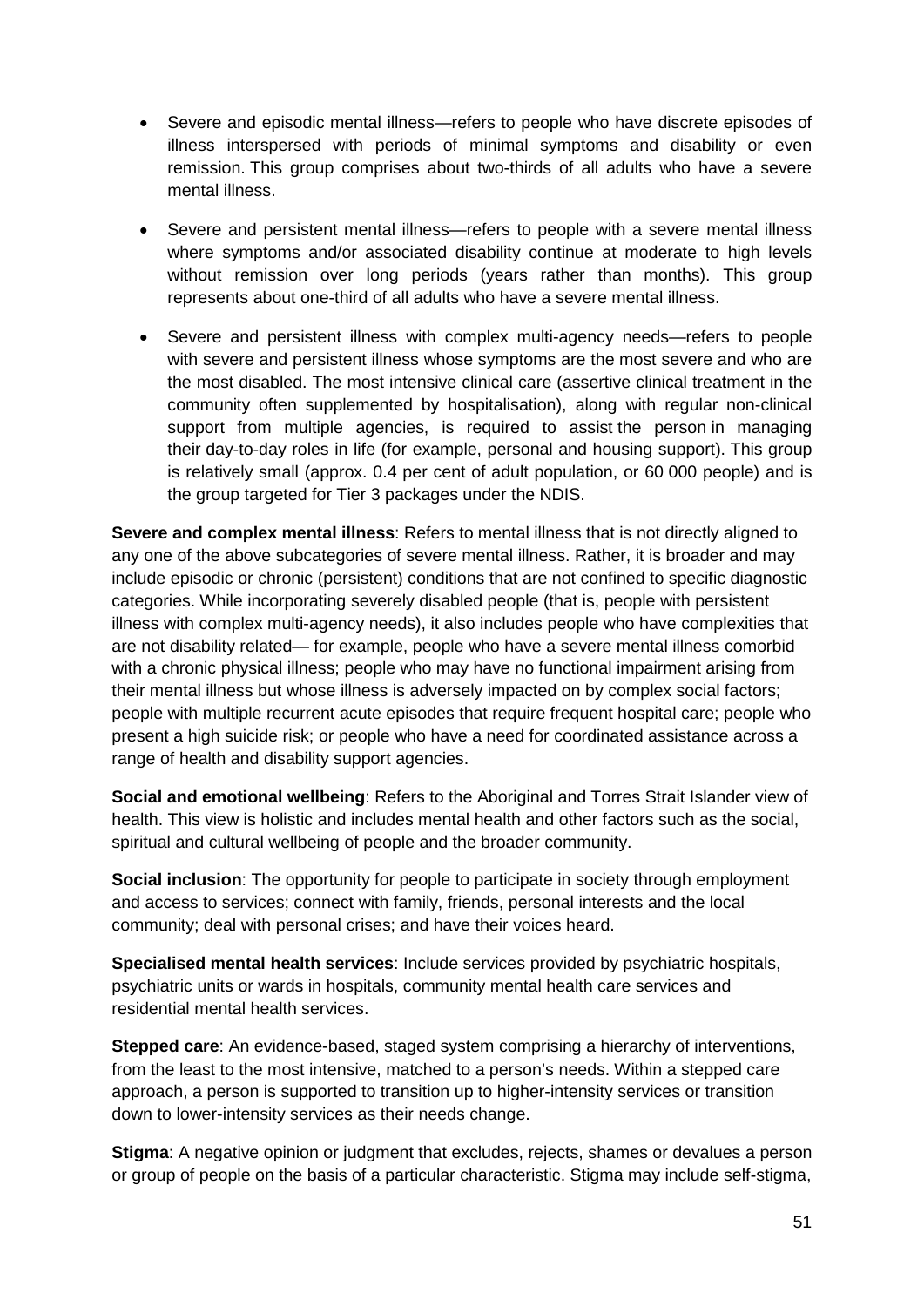- Severe and episodic mental illness—refers to people who have discrete episodes of illness interspersed with periods of minimal symptoms and disability or even remission. This group comprises about two-thirds of all adults who have a severe mental illness.
- Severe and persistent mental illness—refers to people with a severe mental illness where symptoms and/or associated disability continue at moderate to high levels without remission over long periods (years rather than months). This group represents about one-third of all adults who have a severe mental illness.
- Severe and persistent illness with complex multi-agency needs—refers to people with severe and persistent illness whose symptoms are the most severe and who are the most disabled. The most intensive clinical care (assertive clinical treatment in the community often supplemented by hospitalisation), along with regular non-clinical support from multiple agencies, is required to assist the person in managing their day-to-day roles in life (for example, personal and housing support). This group is relatively small (approx. 0.4 per cent of adult population, or 60 000 people) and is the group targeted for Tier 3 packages under the NDIS.

**Severe and complex mental illness**: Refers to mental illness that is not directly aligned to any one of the above subcategories of severe mental illness. Rather, it is broader and may include episodic or chronic (persistent) conditions that are not confined to specific diagnostic categories. While incorporating severely disabled people (that is, people with persistent illness with complex multi-agency needs), it also includes people who have complexities that are not disability related— for example, people who have a severe mental illness comorbid with a chronic physical illness; people who may have no functional impairment arising from their mental illness but whose illness is adversely impacted on by complex social factors; people with multiple recurrent acute episodes that require frequent hospital care; people who present a high suicide risk; or people who have a need for coordinated assistance across a range of health and disability support agencies.

**Social and emotional wellbeing**: Refers to the Aboriginal and Torres Strait Islander view of health. This view is holistic and includes mental health and other factors such as the social, spiritual and cultural wellbeing of people and the broader community.

**Social inclusion**: The opportunity for people to participate in society through employment and access to services; connect with family, friends, personal interests and the local community; deal with personal crises; and have their voices heard.

**Specialised mental health services**: Include services provided by psychiatric hospitals, psychiatric units or wards in hospitals, community mental health care services and residential mental health services.

**Stepped care**: An evidence-based, staged system comprising a hierarchy of interventions, from the least to the most intensive, matched to a person's needs. Within a stepped care approach, a person is supported to transition up to higher-intensity services or transition down to lower-intensity services as their needs change.

**Stigma**: A negative opinion or judgment that excludes, rejects, shames or devalues a person or group of people on the basis of a particular characteristic. Stigma may include self-stigma,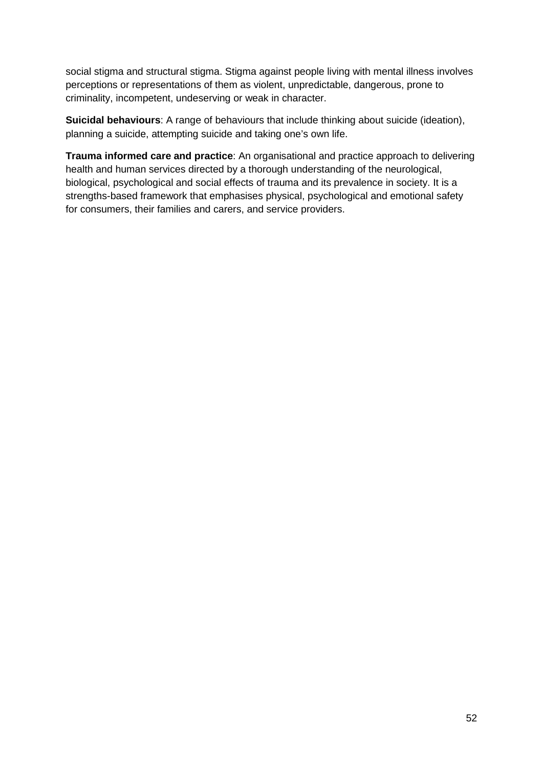social stigma and structural stigma. Stigma against people living with mental illness involves perceptions or representations of them as violent, unpredictable, dangerous, prone to criminality, incompetent, undeserving or weak in character.

**Suicidal behaviours**: A range of behaviours that include thinking about suicide (ideation), planning a suicide, attempting suicide and taking one's own life.

**Trauma informed care and practice**: An organisational and practice approach to delivering health and human services directed by a thorough understanding of the neurological, biological, psychological and social effects of trauma and its prevalence in society. It is a strengths-based framework that emphasises physical, psychological and emotional safety for consumers, their families and carers, and service providers.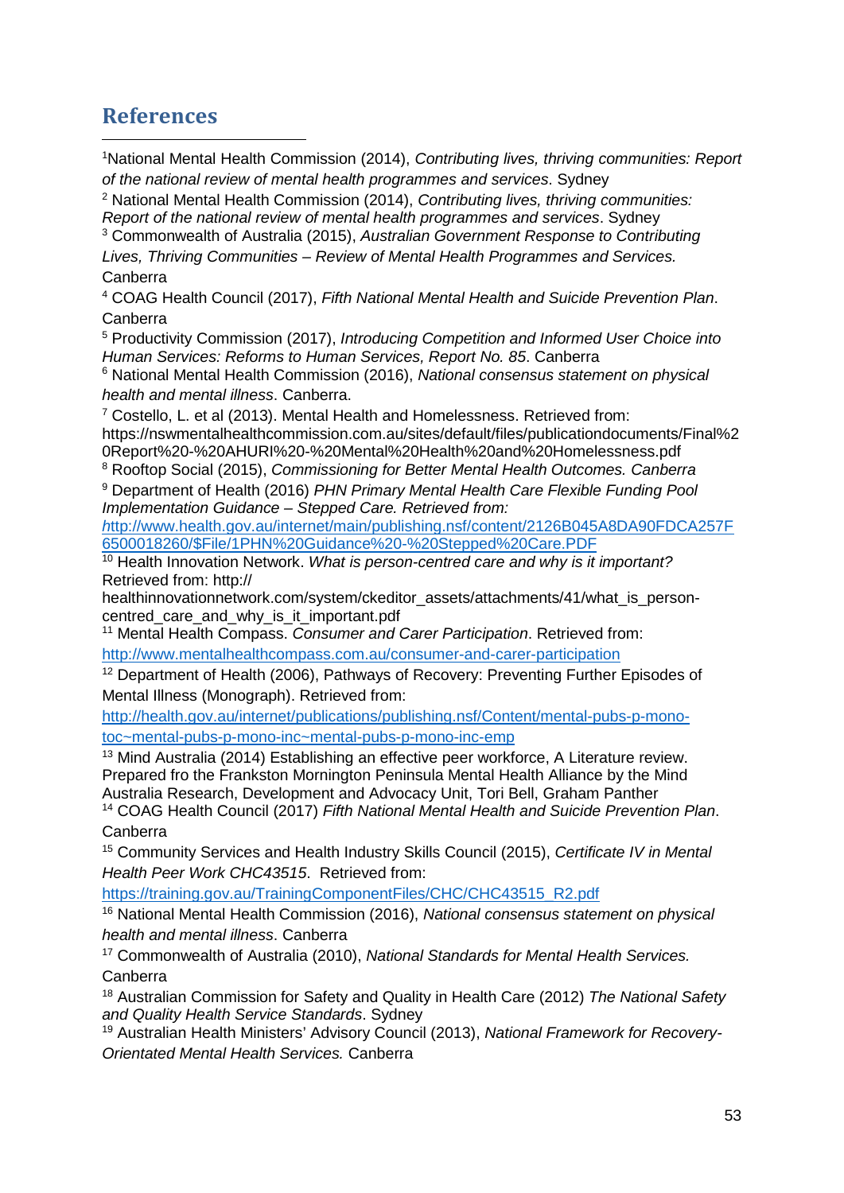## References

[1]National Mental Health Commission (2014), *Contributing lives, thriving communities: Report of the national review of mental health programmes and services*. Sydney

[2] National Mental Health Commission (2014), *Contributing lives, thriving communities: Report of the national review of mental health programmes and services*. Sydney

[3] Commonwealth of Australia (2015), *Australian Government Response to Contributing Lives, Thriving Communities – Review of Mental Health Programmes and Services.* Canberra

[4] COAG Health Council (2017), *Fifth National Mental Health and Suicide Prevention Plan*. Canberra

[5] Productivity Commission (2017), *Introducing Competition and Informed User Choice into Human Services: Reforms to Human Services, Report No. 85*. Canberra

[6] National Mental Health Commission (2016), *National consensus statement on physical health and mental illness*. Canberra.

[7] Costello, L. et al (2013). Mental Health and Homelessness. Retrieved from: https://nswmentalhealthcommission.com.au/sites/default/files/publicationdocuments/Final%20Report%20-%20AHURI%20-%20Mental%20Health%20and%20Homelessness.pdf

[8] Rooftop Social (2015), *Commissioning for Better Mental Health Outcomes. Canberra*

[9] Department of Health (2016) *PHN Primary Mental Health Care Flexible Funding Pool Implementation Guidance – Stepped Care. Retrieved from:* *h*ttp://www.health.gov.au/internet/main/publishing.nsf/content/2126B045A8DA90FDCA257F6500018260/$File/1PHN%20Guidance%20-%20Stepped%20Care.PDF

[10] Health Innovation Network. *What is person-centred care and why is it important?* Retrieved from: http:// healthinnovationnetwork.com/system/ckeditor_assets/attachments/41/what_is_person-centred_care_and_why_is_it_important.pdf

[11] Mental Health Compass. *Consumer and Carer Participation*. Retrieved from: http://www.mentalhealthcompass.com.au/consumer-and-carer-participation

[12] Department of Health (2006), Pathways of Recovery: Preventing Further Episodes of Mental Illness (Monograph). Retrieved from: http://health.gov.au/internet/publications/publishing.nsf/Content/mental-pubs-p-mono-toc~mental-pubs-p-mono-inc~mental-pubs-p-mono-inc-emp

[13] Mind Australia (2014) Establishing an effective peer workforce, A Literature review. Prepared fro the Frankston Mornington Peninsula Mental Health Alliance by the Mind Australia Research, Development and Advocacy Unit, Tori Bell, Graham Panther

[14] COAG Health Council (2017) *Fifth National Mental Health and Suicide Prevention Plan*. Canberra

[15] Community Services and Health Industry Skills Council (2015), *Certificate IV in Mental Health Peer Work CHC43515*. Retrieved from: https://training.gov.au/TrainingComponentFiles/CHC/CHC43515_R2.pdf

[16] National Mental Health Commission (2016), *National consensus statement on physical health and mental illness*. Canberra

[17] Commonwealth of Australia (2010), *National Standards for Mental Health Services.* Canberra

[18] Australian Commission for Safety and Quality in Health Care (2012) *The National Safety and Quality Health Service Standards*. Sydney

[19] Australian Health Ministers' Advisory Council (2013), *National Framework for Recovery-Orientated Mental Health Services.* Canberra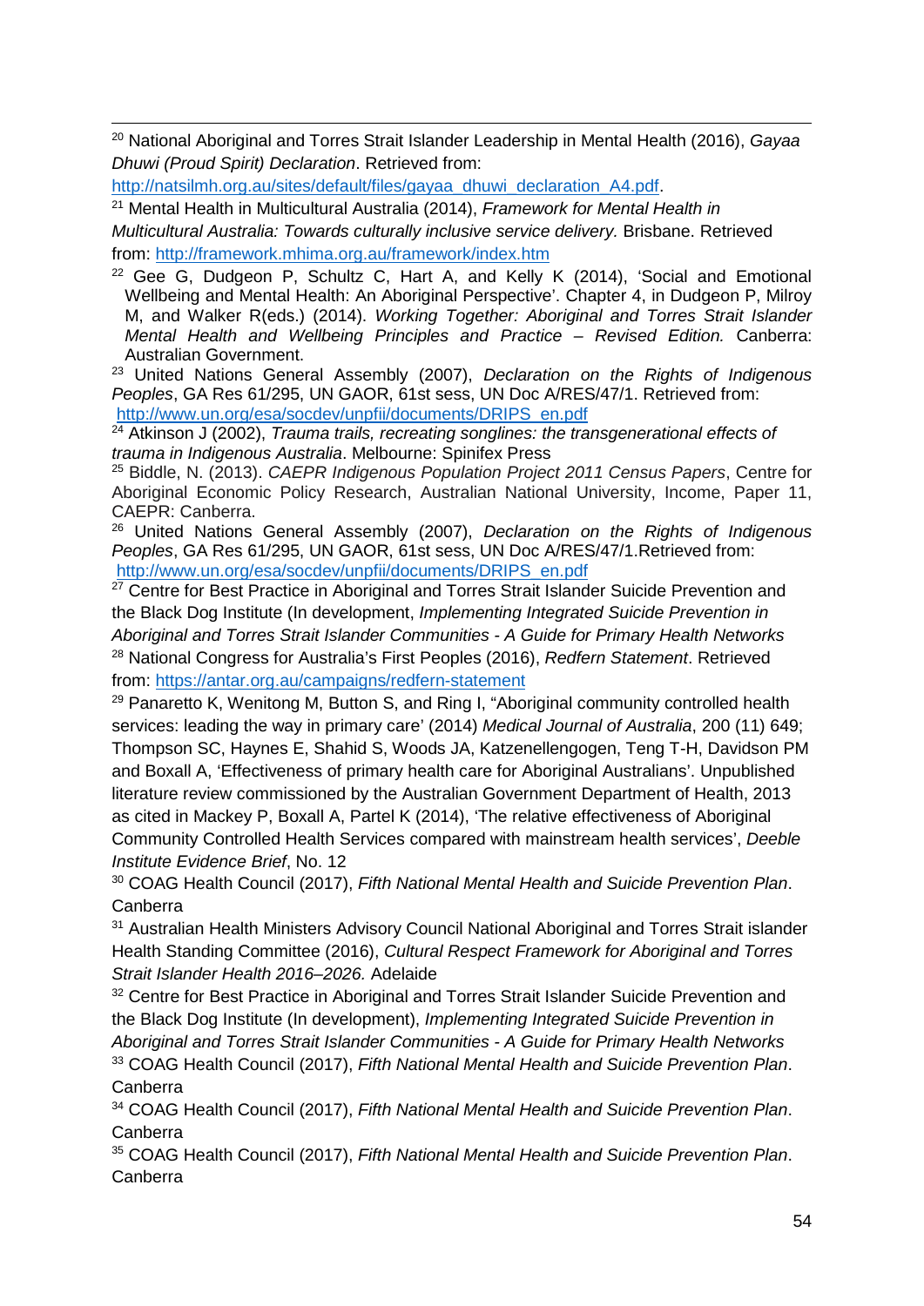[20] National Aboriginal and Torres Strait Islander Leadership in Mental Health (2016), *Gayaa Dhuwi (Proud Spirit) Declaration*. Retrieved from: http://natsilmh.org.au/sites/default/files/gayaa_dhuwi_declaration_A4.pdf.

[21] Mental Health in Multicultural Australia (2014), *Framework for Mental Health in Multicultural Australia: Towards culturally inclusive service delivery.* Brisbane. Retrieved from: http://framework.mhima.org.au/framework/index.htm

[22] Gee G, Dudgeon P, Schultz C, Hart A, and Kelly K (2014), 'Social and Emotional Wellbeing and Mental Health: An Aboriginal Perspective'. Chapter 4, in Dudgeon P, Milroy M, and Walker R(eds.) (2014). *Working Together: Aboriginal and Torres Strait Islander Mental Health and Wellbeing Principles and Practice – Revised Edition.* Canberra: Australian Government.

[23] United Nations General Assembly (2007), *Declaration on the Rights of Indigenous Peoples*, GA Res 61/295, UN GAOR, 61st sess, UN Doc A/RES/47/1. Retrieved from: http://www.un.org/esa/socdev/unpfii/documents/DRIPS_en.pdf

[24] Atkinson J (2002), *Trauma trails, recreating songlines: the transgenerational effects of trauma in Indigenous Australia*. Melbourne: Spinifex Press

[25] Biddle, N. (2013). *CAEPR Indigenous Population Project 2011 Census Papers*, Centre for Aboriginal Economic Policy Research, Australian National University, Income, Paper 11, CAEPR: Canberra.

[26] United Nations General Assembly (2007), *Declaration on the Rights of Indigenous Peoples*, GA Res 61/295, UN GAOR, 61st sess, UN Doc A/RES/47/1.Retrieved from: http://www.un.org/esa/socdev/unpfii/documents/DRIPS_en.pdf

[27] Centre for Best Practice in Aboriginal and Torres Strait Islander Suicide Prevention and the Black Dog Institute (In development, *Implementing Integrated Suicide Prevention in Aboriginal and Torres Strait Islander Communities - A Guide for Primary Health Networks*

[28] National Congress for Australia's First Peoples (2016), *Redfern Statement*. Retrieved from: https://antar.org.au/campaigns/redfern-statement

[29] Panaretto K, Wenitong M, Button S, and Ring I, "Aboriginal community controlled health services: leading the way in primary care' (2014) *Medical Journal of Australia*, 200 (11) 649; Thompson SC, Haynes E, Shahid S, Woods JA, Katzenellengogen, Teng T-H, Davidson PM and Boxall A, 'Effectiveness of primary health care for Aboriginal Australians'. Unpublished literature review commissioned by the Australian Government Department of Health, 2013 as cited in Mackey P, Boxall A, Partel K (2014), 'The relative effectiveness of Aboriginal Community Controlled Health Services compared with mainstream health services', *Deeble Institute Evidence Brief*, No. 12

[30] COAG Health Council (2017), *Fifth National Mental Health and Suicide Prevention Plan*. Canberra

[31] Australian Health Ministers Advisory Council National Aboriginal and Torres Strait islander Health Standing Committee (2016), *Cultural Respect Framework for Aboriginal and Torres Strait Islander Health 2016–2026.* Adelaide

[32] Centre for Best Practice in Aboriginal and Torres Strait Islander Suicide Prevention and the Black Dog Institute (In development), *Implementing Integrated Suicide Prevention in Aboriginal and Torres Strait Islander Communities - A Guide for Primary Health Networks*

[33] COAG Health Council (2017), *Fifth National Mental Health and Suicide Prevention Plan*. Canberra

[34] COAG Health Council (2017), *Fifth National Mental Health and Suicide Prevention Plan*. Canberra

[35] COAG Health Council (2017), *Fifth National Mental Health and Suicide Prevention Plan*. Canberra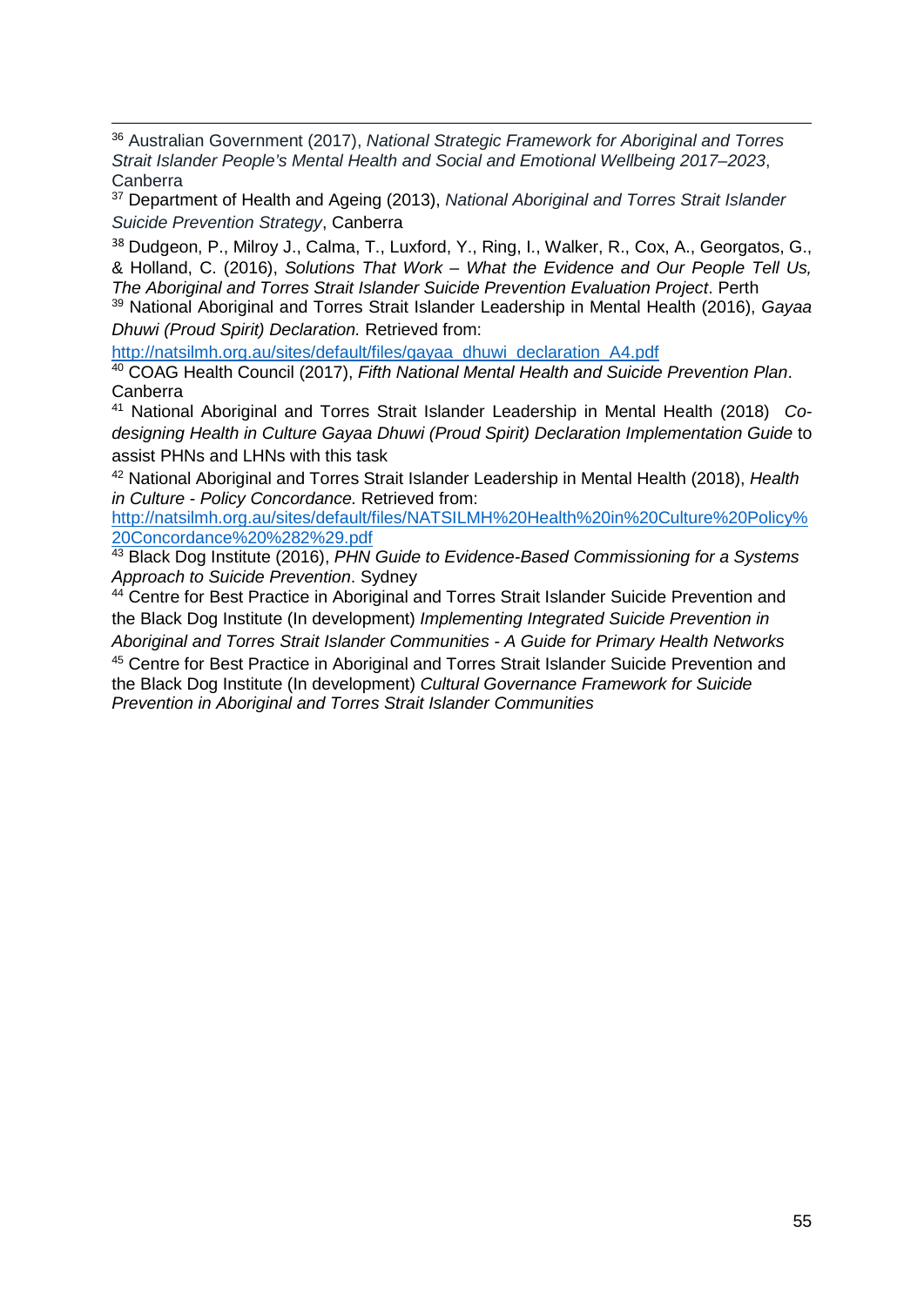[36] Australian Government (2017), *National Strategic Framework for Aboriginal and Torres Strait Islander People's Mental Health and Social and Emotional Wellbeing 2017–2023*, Canberra

[37] Department of Health and Ageing (2013), *National Aboriginal and Torres Strait Islander Suicide Prevention Strategy*, Canberra

[38] Dudgeon, P., Milroy J., Calma, T., Luxford, Y., Ring, I., Walker, R., Cox, A., Georgatos, G., & Holland, C. (2016), *Solutions That Work – What the Evidence and Our People Tell Us, The Aboriginal and Torres Strait Islander Suicide Prevention Evaluation Project*. Perth

[39] National Aboriginal and Torres Strait Islander Leadership in Mental Health (2016), *Gayaa Dhuwi (Proud Spirit) Declaration.* Retrieved from: http://natsilmh.org.au/sites/default/files/gayaa_dhuwi_declaration_A4.pdf

[40] COAG Health Council (2017), *Fifth National Mental Health and Suicide Prevention Plan*. Canberra

[41] National Aboriginal and Torres Strait Islander Leadership in Mental Health (2018) *Co-designing Health in Culture Gayaa Dhuwi (Proud Spirit) Declaration Implementation Guide* to assist PHNs and LHNs with this task

[42] National Aboriginal and Torres Strait Islander Leadership in Mental Health (2018), *Health in Culture - Policy Concordance.* Retrieved from: http://natsilmh.org.au/sites/default/files/NATSILMH%20Health%20in%20Culture%20Policy%20Concordance%20%282%29.pdf

[43] Black Dog Institute (2016), *PHN Guide to Evidence-Based Commissioning for a Systems Approach to Suicide Prevention*. Sydney

[44] Centre for Best Practice in Aboriginal and Torres Strait Islander Suicide Prevention and the Black Dog Institute (In development) *Implementing Integrated Suicide Prevention in Aboriginal and Torres Strait Islander Communities - A Guide for Primary Health Networks*

[45] Centre for Best Practice in Aboriginal and Torres Strait Islander Suicide Prevention and the Black Dog Institute (In development) *Cultural Governance Framework for Suicide Prevention in Aboriginal and Torres Strait Islander Communities*